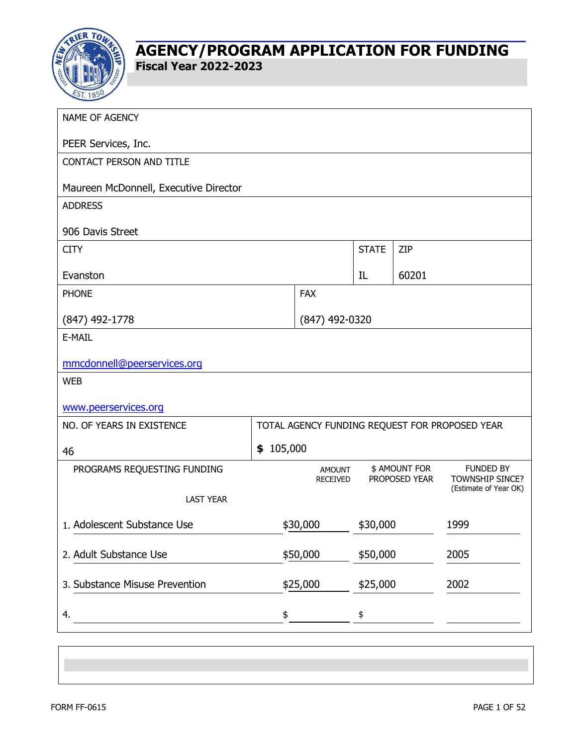# AGENCY/PROGRAM APPLICATION FOR FUNDING

## Fiscal Year 2022-2023

| NAME OF AGENCY | | | |
|---|---|---|---|
| PEER Services, Inc. | | | |
| **CONTACT PERSON AND TITLE** | | | |
| Maureen McDonnell, Executive Director | | | |
| **ADDRESS** | | | |
| 906 Davis Street | | | |
| **CITY** | | **STATE** | **ZIP** |
| Evanston | | IL | 60201 |
| **PHONE** | **FAX** | | |
| (847) 492-1778 | (847) 492-0320 | | |
| **E-MAIL** | | | |
| mmcdonnell@peerservices.org | | | |
| **WEB** | | | |
| www.peerservices.org | | | |
| **NO. OF YEARS IN EXISTENCE** | **TOTAL AGENCY FUNDING REQUEST FOR PROPOSED YEAR** | | |
| 46 | $ 105,000 | | |

| PROGRAMS REQUESTING FUNDING | AMOUNT RECEIVED LAST YEAR | $ AMOUNT FOR PROPOSED YEAR | FUNDED BY TOWNSHIP SINCE? (Estimate of Year OK) |
|---|---|---|---|
| 1. Adolescent Substance Use | $30,000 | $30,000 | 1999 |
| 2. Adult Substance Use | $50,000 | $50,000 | 2005 |
| 3. Substance Misuse Prevention | $25,000 | $25,000 | 2002 |
| 4. | $ | $ | |

FORM FF-0615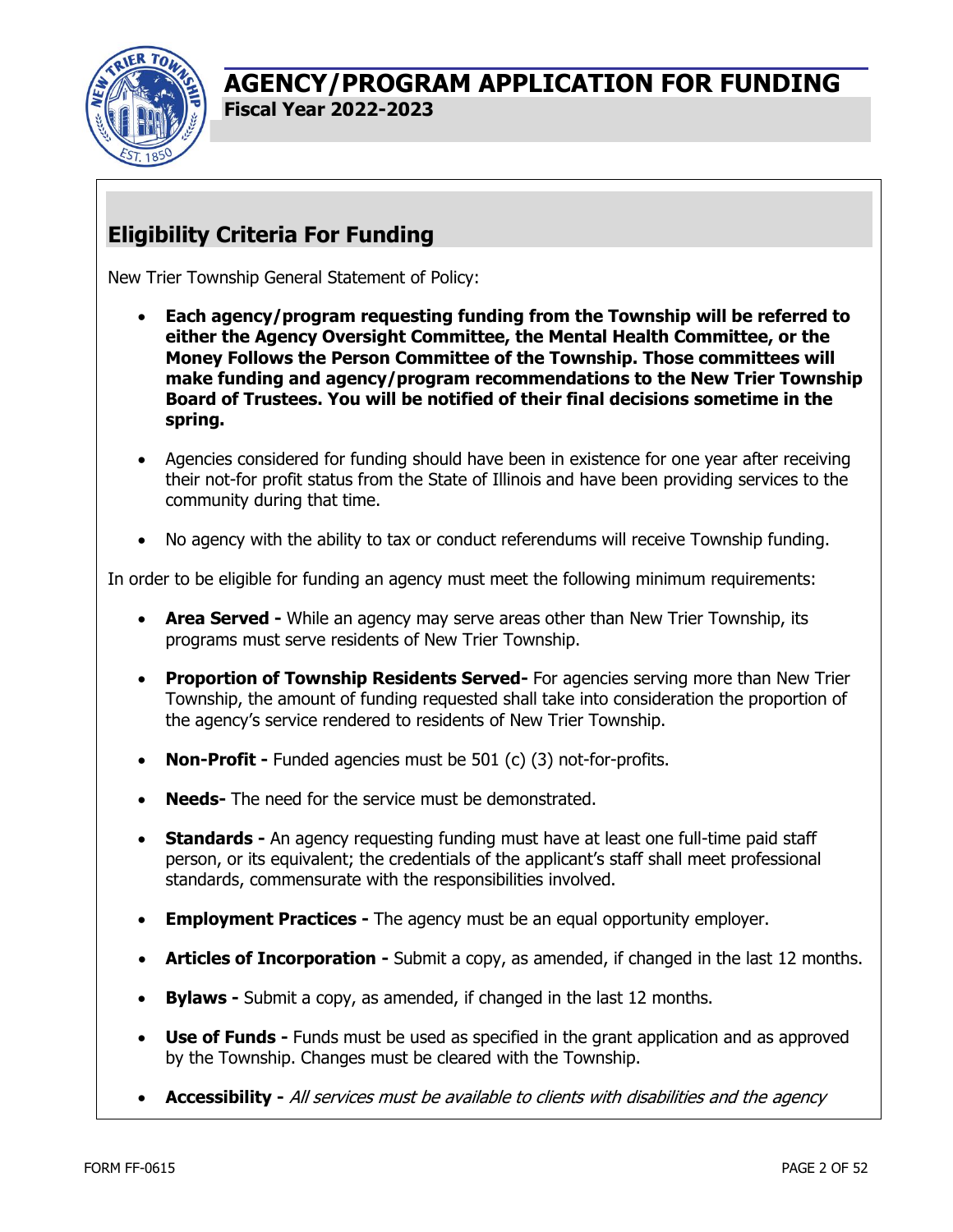# AGENCY/PROGRAM APPLICATION FOR FUNDING

**Fiscal Year 2022-2023**

## Eligibility Criteria For Funding

New Trier Township General Statement of Policy:

- **Each agency/program requesting funding from the Township will be referred to either the Agency Oversight Committee, the Mental Health Committee, or the Money Follows the Person Committee of the Township. Those committees will make funding and agency/program recommendations to the New Trier Township Board of Trustees. You will be notified of their final decisions sometime in the spring.**
- Agencies considered for funding should have been in existence for one year after receiving their not-for profit status from the State of Illinois and have been providing services to the community during that time.
- No agency with the ability to tax or conduct referendums will receive Township funding.

In order to be eligible for funding an agency must meet the following minimum requirements:

- **Area Served -** While an agency may serve areas other than New Trier Township, its programs must serve residents of New Trier Township.
- **Proportion of Township Residents Served-** For agencies serving more than New Trier Township, the amount of funding requested shall take into consideration the proportion of the agency's service rendered to residents of New Trier Township.
- **Non-Profit -** Funded agencies must be 501 (c) (3) not-for-profits.
- **Needs-** The need for the service must be demonstrated.
- **Standards -** An agency requesting funding must have at least one full-time paid staff person, or its equivalent; the credentials of the applicant's staff shall meet professional standards, commensurate with the responsibilities involved.
- **Employment Practices -** The agency must be an equal opportunity employer.
- **Articles of Incorporation -** Submit a copy, as amended, if changed in the last 12 months.
- **Bylaws -** Submit a copy, as amended, if changed in the last 12 months.
- **Use of Funds -** Funds must be used as specified in the grant application and as approved by the Township. Changes must be cleared with the Township.
- **Accessibility -** *All services must be available to clients with disabilities and the agency*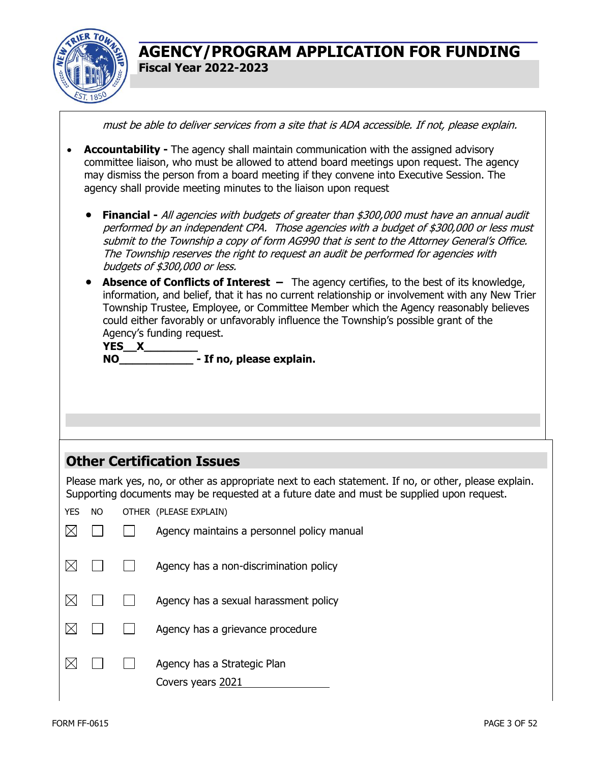# AGENCY/PROGRAM APPLICATION FOR FUNDING

**Fiscal Year 2022-2023**

*must be able to deliver services from a site that is ADA accessible. If not, please explain.*

- **Accountability -** The agency shall maintain communication with the assigned advisory committee liaison, who must be allowed to attend board meetings upon request. The agency may dismiss the person from a board meeting if they convene into Executive Session. The agency shall provide meeting minutes to the liaison upon request
  - **Financial -** *All agencies with budgets of greater than $300,000 must have an annual audit performed by an independent CPA. Those agencies with a budget of $300,000 or less must submit to the Township a copy of form AG990 that is sent to the Attorney General's Office. The Township reserves the right to request an audit be performed for agencies with budgets of $300,000 or less.*
  - **Absence of Conflicts of Interest –** The agency certifies, to the best of its knowledge, information, and belief, that it has no current relationship or involvement with any New Trier Township Trustee, Employee, or Committee Member which the Agency reasonably believes could either favorably or unfavorably influence the Township's possible grant of the Agency's funding request.

    **YES__X________**

    **NO____________ - If no, please explain.**

## Other Certification Issues

Please mark yes, no, or other as appropriate next to each statement. If no, or other, please explain. Supporting documents may be requested at a future date and must be supplied upon request.

| YES | NO | OTHER | (PLEASE EXPLAIN) |
|---|---|---|---|
| ☒ | ☐ | ☐ | Agency maintains a personnel policy manual |
| ☒ | ☐ | ☐ | Agency has a non-discrimination policy |
| ☒ | ☐ | ☐ | Agency has a sexual harassment policy |
| ☒ | ☐ | ☐ | Agency has a grievance procedure |
| ☒ | ☐ | ☐ | Agency has a Strategic Plan<br>Covers years 2021 |

FORM FF-0615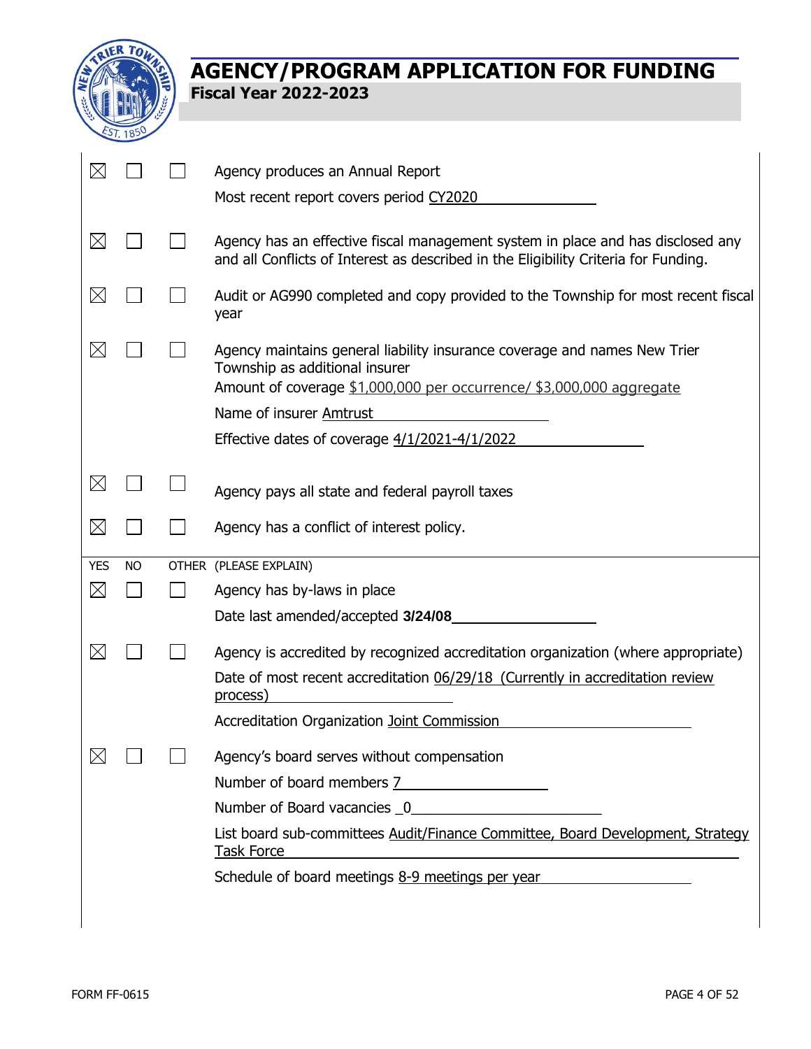# AGENCY/PROGRAM APPLICATION FOR FUNDING

**Fiscal Year 2022-2023**

| YES | NO | OTHER | (PLEASE EXPLAIN) |
|---|---|---|---|
| ☒ | ☐ | ☐ | Agency produces an Annual Report<br>Most recent report covers period CY2020 |
| ☒ | ☐ | ☐ | Agency has an effective fiscal management system in place and has disclosed any and all Conflicts of Interest as described in the Eligibility Criteria for Funding. |
| ☒ | ☐ | ☐ | Audit or AG990 completed and copy provided to the Township for most recent fiscal year |
| ☒ | ☐ | ☐ | Agency maintains general liability insurance coverage and names New Trier Township as additional insurer<br>Amount of coverage $1,000,000 per occurrence/ $3,000,000 aggregate<br>Name of insurer Amtrust<br>Effective dates of coverage 4/1/2021-4/1/2022 |
| ☒ | ☐ | ☐ | Agency pays all state and federal payroll taxes |
| ☒ | ☐ | ☐ | Agency has a conflict of interest policy. |
| ☒ | ☐ | ☐ | Agency has by-laws in place<br>Date last amended/accepted **3/24/08** |
| ☒ | ☐ | ☐ | Agency is accredited by recognized accreditation organization (where appropriate)<br>Date of most recent accreditation 06/29/18 (Currently in accreditation review process)<br>Accreditation Organization Joint Commission |
| ☒ | ☐ | ☐ | Agency's board serves without compensation<br>Number of board members 7<br>Number of Board vacancies 0<br>List board sub-committees Audit/Finance Committee, Board Development, Strategy Task Force<br>Schedule of board meetings 8-9 meetings per year |

FORM FF-0615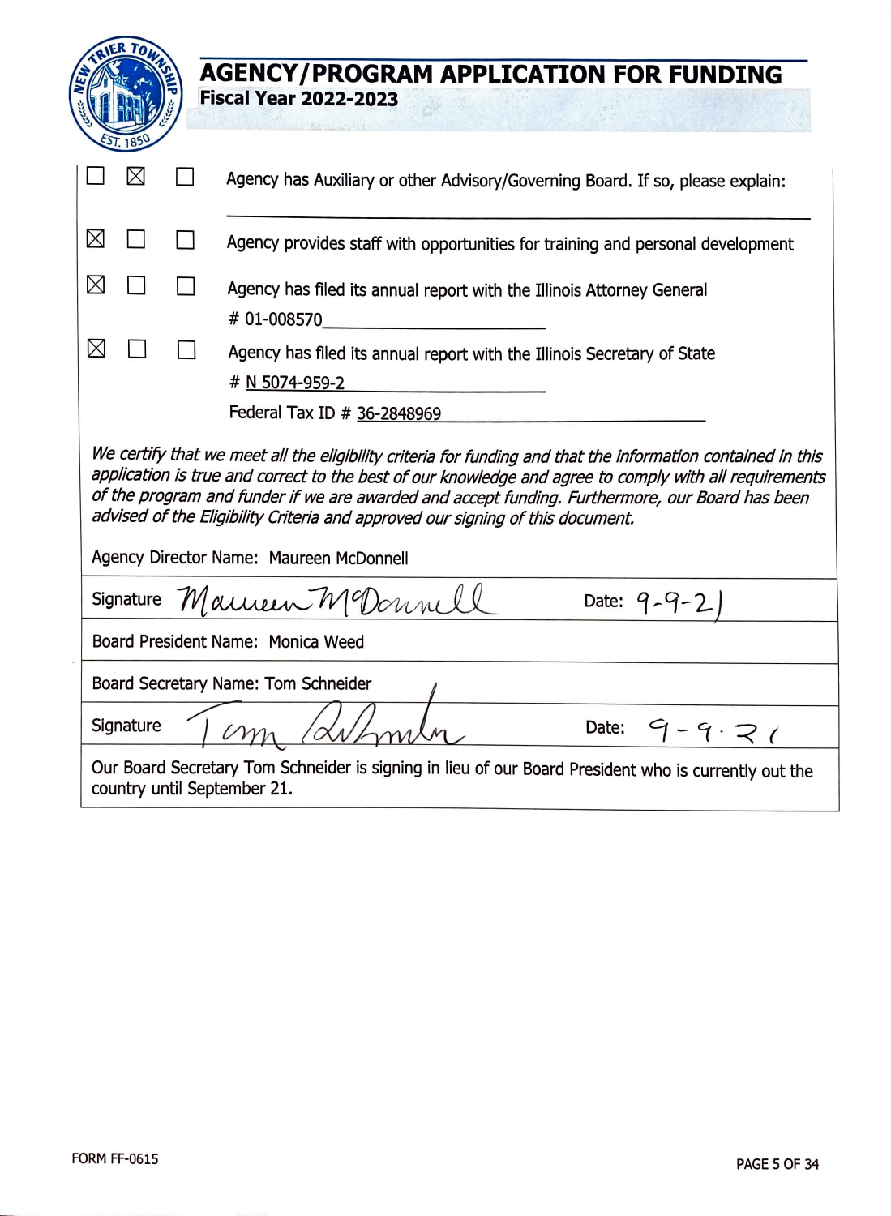# AGENCY/PROGRAM APPLICATION FOR FUNDING

**Fiscal Year 2022-2023**

| | | | |
|---|---|---|---|
| ☐ | ☒ | ☐ | Agency has Auxiliary or other Advisory/Governing Board. If so, please explain: ______________________ |
| ☒ | ☐ | ☐ | Agency provides staff with opportunities for training and personal development |
| ☒ | ☐ | ☐ | Agency has filed its annual report with the Illinois Attorney General # 01-008570 |
| ☒ | ☐ | ☐ | Agency has filed its annual report with the Illinois Secretary of State # N 5074-959-2 |
| | | | Federal Tax ID # 36-2848969 |

*We certify that we meet all the eligibility criteria for funding and that the information contained in this application is true and correct to the best of our knowledge and agree to comply with all requirements of the program and funder if we are awarded and accept funding. Furthermore, our Board has been advised of the Eligibility Criteria and approved our signing of this document.*

Agency Director Name: Maureen McDonnell

| | |
|---|---|
| Signature: Maureen McDonnell | Date: 9-9-21 |
| Board President Name: Monica Weed | |
| Board Secretary Name: Tom Schneider | |
| Signature: Tom Schneider | Date: 9-9-21 |

Our Board Secretary Tom Schneider is signing in lieu of our Board President who is currently out the country until September 21.

FORM FF-0615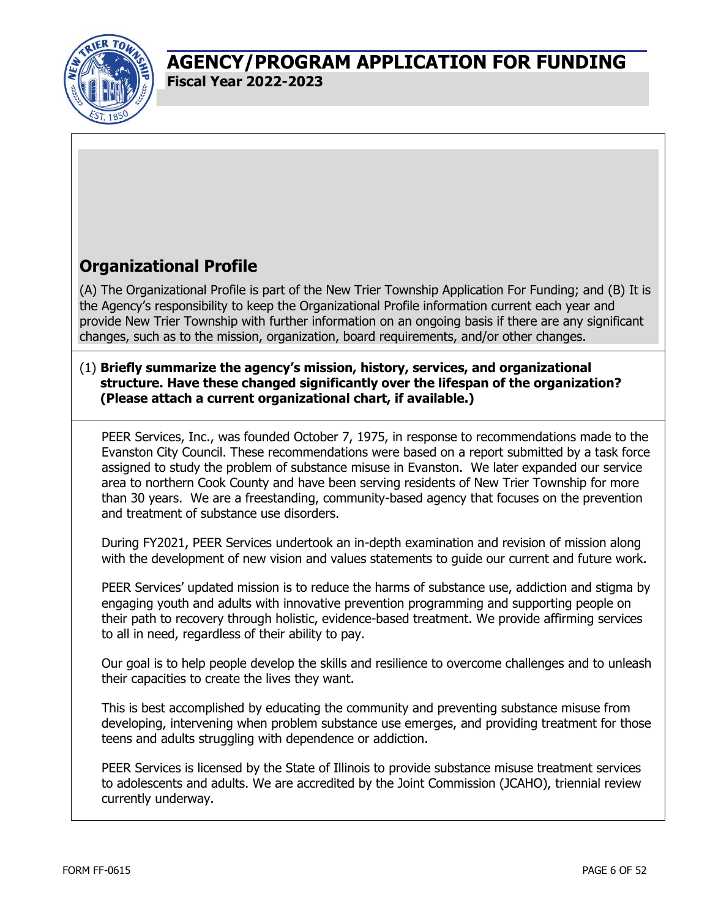# AGENCY/PROGRAM APPLICATION FOR FUNDING

**Fiscal Year 2022-2023**

## Organizational Profile

(A) The Organizational Profile is part of the New Trier Township Application For Funding; and (B) It is the Agency's responsibility to keep the Organizational Profile information current each year and provide New Trier Township with further information on an ongoing basis if there are any significant changes, such as to the mission, organization, board requirements, and/or other changes.

(1) **Briefly summarize the agency's mission, history, services, and organizational structure. Have these changed significantly over the lifespan of the organization? (Please attach a current organizational chart, if available.)**

PEER Services, Inc., was founded October 7, 1975, in response to recommendations made to the Evanston City Council. These recommendations were based on a report submitted by a task force assigned to study the problem of substance misuse in Evanston. We later expanded our service area to northern Cook County and have been serving residents of New Trier Township for more than 30 years. We are a freestanding, community-based agency that focuses on the prevention and treatment of substance use disorders.

During FY2021, PEER Services undertook an in-depth examination and revision of mission along with the development of new vision and values statements to guide our current and future work.

PEER Services' updated mission is to reduce the harms of substance use, addiction and stigma by engaging youth and adults with innovative prevention programming and supporting people on their path to recovery through holistic, evidence-based treatment. We provide affirming services to all in need, regardless of their ability to pay.

Our goal is to help people develop the skills and resilience to overcome challenges and to unleash their capacities to create the lives they want.

This is best accomplished by educating the community and preventing substance misuse from developing, intervening when problem substance use emerges, and providing treatment for those teens and adults struggling with dependence or addiction.

PEER Services is licensed by the State of Illinois to provide substance misuse treatment services to adolescents and adults. We are accredited by the Joint Commission (JCAHO), triennial review currently underway.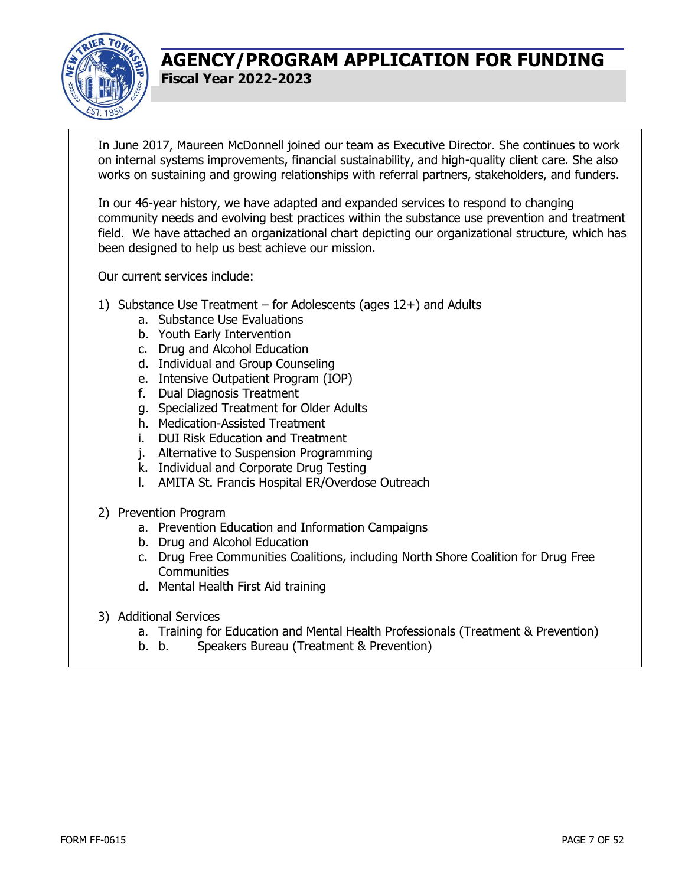In June 2017, Maureen McDonnell joined our team as Executive Director. She continues to work on internal systems improvements, financial sustainability, and high-quality client care. She also works on sustaining and growing relationships with referral partners, stakeholders, and funders.

In our 46-year history, we have adapted and expanded services to respond to changing community needs and evolving best practices within the substance use prevention and treatment field. We have attached an organizational chart depicting our organizational structure, which has been designed to help us best achieve our mission.

Our current services include:

1) Substance Use Treatment – for Adolescents (ages 12+) and Adults
   a. Substance Use Evaluations
   b. Youth Early Intervention
   c. Drug and Alcohol Education
   d. Individual and Group Counseling
   e. Intensive Outpatient Program (IOP)
   f. Dual Diagnosis Treatment
   g. Specialized Treatment for Older Adults
   h. Medication-Assisted Treatment
   i. DUI Risk Education and Treatment
   j. Alternative to Suspension Programming
   k. Individual and Corporate Drug Testing
   l. AMITA St. Francis Hospital ER/Overdose Outreach

2) Prevention Program
   a. Prevention Education and Information Campaigns
   b. Drug and Alcohol Education
   c. Drug Free Communities Coalitions, including North Shore Coalition for Drug Free Communities
   d. Mental Health First Aid training

3) Additional Services
   a. Training for Education and Mental Health Professionals (Treatment & Prevention)
   b. b. Speakers Bureau (Treatment & Prevention)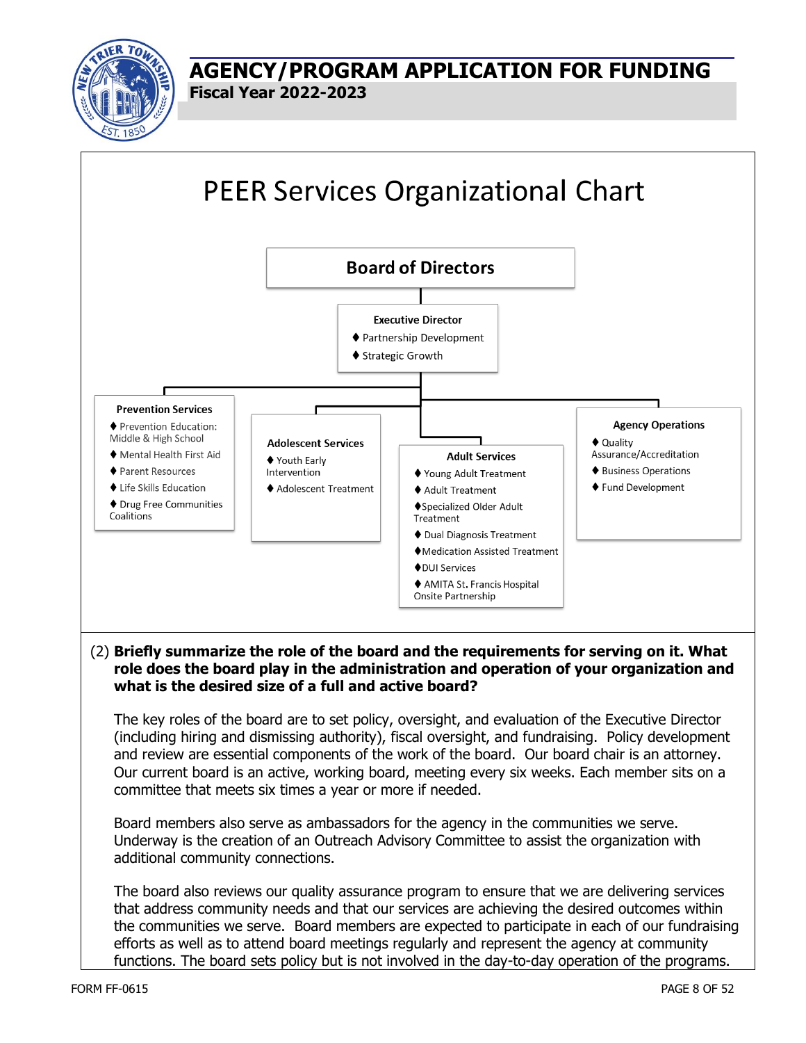# AGENCY/PROGRAM APPLICATION FOR FUNDING

**Fiscal Year 2022-2023**

## PEER Services Organizational Chart

**Board of Directors**

**Executive Director**
- ♦ Partnership Development
- ♦ Strategic Growth

**Prevention Services**
- ♦ Prevention Education: Middle & High School
- ♦ Mental Health First Aid
- ♦ Parent Resources
- ♦ Life Skills Education
- ♦ Drug Free Communities Coalitions

**Adolescent Services**
- ♦ Youth Early Intervention
- ♦ Adolescent Treatment

**Adult Services**
- ♦ Young Adult Treatment
- ♦ Adult Treatment
- ♦ Specialized Older Adult Treatment
- ♦ Dual Diagnosis Treatment
- ♦ Medication Assisted Treatment
- ♦ DUI Services
- ♦ AMITA St. Francis Hospital Onsite Partnership

**Agency Operations**
- ♦ Quality Assurance/Accreditation
- ♦ Business Operations
- ♦ Fund Development

(2) **Briefly summarize the role of the board and the requirements for serving on it. What role does the board play in the administration and operation of your organization and what is the desired size of a full and active board?**

The key roles of the board are to set policy, oversight, and evaluation of the Executive Director (including hiring and dismissing authority), fiscal oversight, and fundraising. Policy development and review are essential components of the work of the board. Our board chair is an attorney. Our current board is an active, working board, meeting every six weeks. Each member sits on a committee that meets six times a year or more if needed.

Board members also serve as ambassadors for the agency in the communities we serve. Underway is the creation of an Outreach Advisory Committee to assist the organization with additional community connections.

The board also reviews our quality assurance program to ensure that we are delivering services that address community needs and that our services are achieving the desired outcomes within the communities we serve. Board members are expected to participate in each of our fundraising efforts as well as to attend board meetings regularly and represent the agency at community functions. The board sets policy but is not involved in the day-to-day operation of the programs.

FORM FF-0615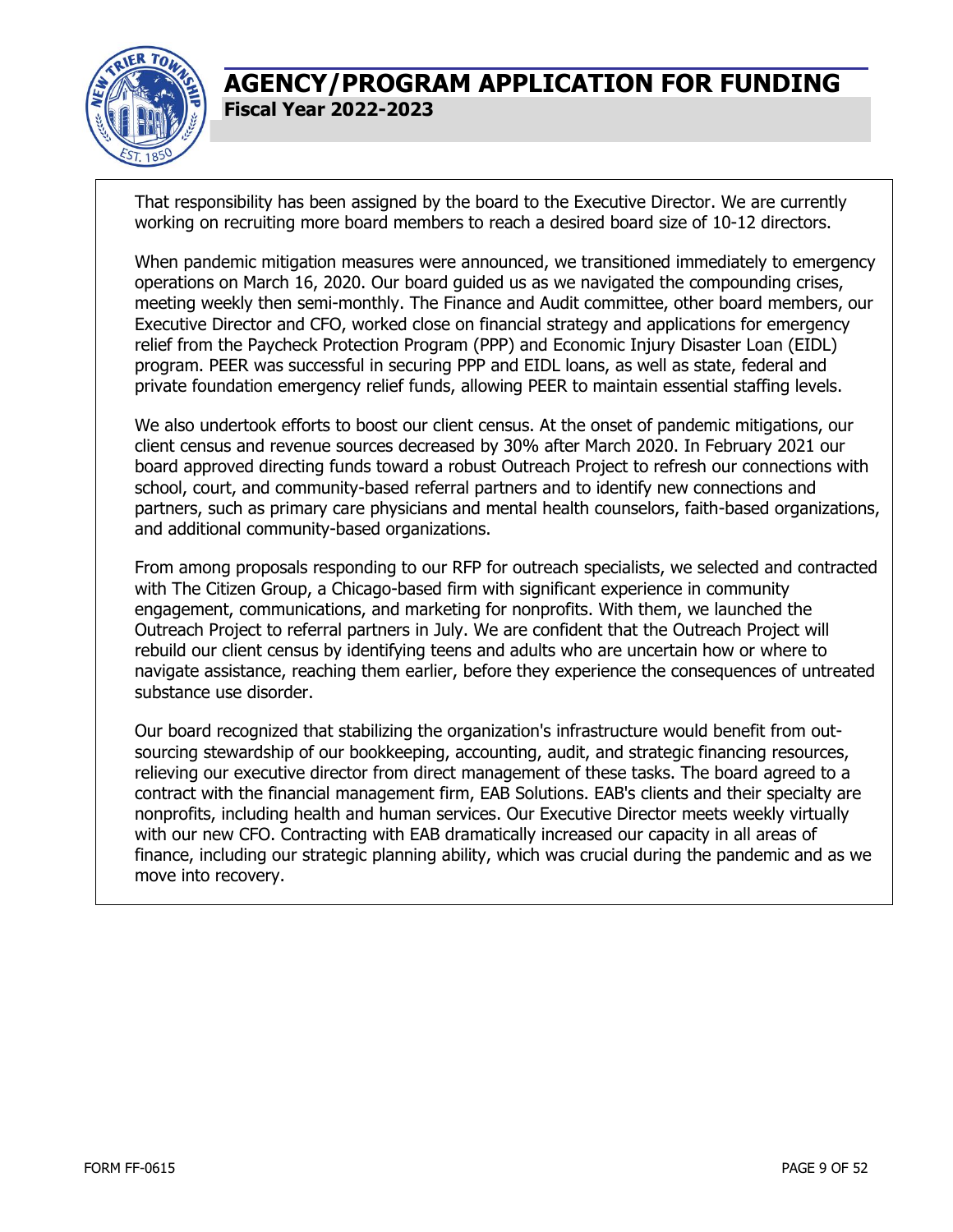That responsibility has been assigned by the board to the Executive Director. We are currently working on recruiting more board members to reach a desired board size of 10-12 directors.

When pandemic mitigation measures were announced, we transitioned immediately to emergency operations on March 16, 2020. Our board guided us as we navigated the compounding crises, meeting weekly then semi-monthly. The Finance and Audit committee, other board members, our Executive Director and CFO, worked close on financial strategy and applications for emergency relief from the Paycheck Protection Program (PPP) and Economic Injury Disaster Loan (EIDL) program. PEER was successful in securing PPP and EIDL loans, as well as state, federal and private foundation emergency relief funds, allowing PEER to maintain essential staffing levels.

We also undertook efforts to boost our client census. At the onset of pandemic mitigations, our client census and revenue sources decreased by 30% after March 2020. In February 2021 our board approved directing funds toward a robust Outreach Project to refresh our connections with school, court, and community-based referral partners and to identify new connections and partners, such as primary care physicians and mental health counselors, faith-based organizations, and additional community-based organizations.

From among proposals responding to our RFP for outreach specialists, we selected and contracted with The Citizen Group, a Chicago-based firm with significant experience in community engagement, communications, and marketing for nonprofits. With them, we launched the Outreach Project to referral partners in July. We are confident that the Outreach Project will rebuild our client census by identifying teens and adults who are uncertain how or where to navigate assistance, reaching them earlier, before they experience the consequences of untreated substance use disorder.

Our board recognized that stabilizing the organization's infrastructure would benefit from out-sourcing stewardship of our bookkeeping, accounting, audit, and strategic financing resources, relieving our executive director from direct management of these tasks. The board agreed to a contract with the financial management firm, EAB Solutions. EAB's clients and their specialty are nonprofits, including health and human services. Our Executive Director meets weekly virtually with our new CFO. Contracting with EAB dramatically increased our capacity in all areas of finance, including our strategic planning ability, which was crucial during the pandemic and as we move into recovery.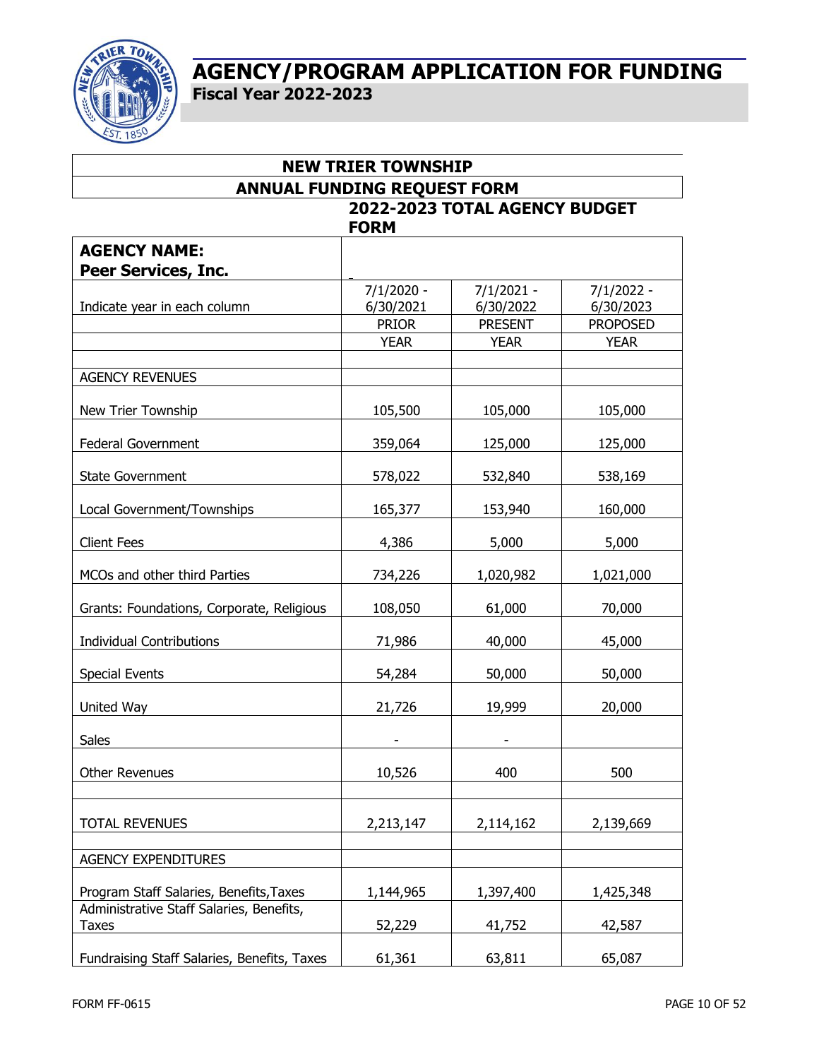# AGENCY/PROGRAM APPLICATION FOR FUNDING

**Fiscal Year 2022-2023**

## NEW TRIER TOWNSHIP

## ANNUAL FUNDING REQUEST FORM

### 2022-2023 TOTAL AGENCY BUDGET FORM

| **AGENCY NAME: Peer Services, Inc.** | | | |
|---|---|---|---|
| Indicate year in each column | 7/1/2020 - 6/30/2021 | 7/1/2021 - 6/30/2022 | 7/1/2022 - 6/30/2023 |
| | PRIOR YEAR | PRESENT YEAR | PROPOSED YEAR |
| AGENCY REVENUES | | | |
| New Trier Township | 105,500 | 105,000 | 105,000 |
| Federal Government | 359,064 | 125,000 | 125,000 |
| State Government | 578,022 | 532,840 | 538,169 |
| Local Government/Townships | 165,377 | 153,940 | 160,000 |
| Client Fees | 4,386 | 5,000 | 5,000 |
| MCOs and other third Parties | 734,226 | 1,020,982 | 1,021,000 |
| Grants: Foundations, Corporate, Religious | 108,050 | 61,000 | 70,000 |
| Individual Contributions | 71,986 | 40,000 | 45,000 |
| Special Events | 54,284 | 50,000 | 50,000 |
| United Way | 21,726 | 19,999 | 20,000 |
| Sales | - | - | |
| Other Revenues | 10,526 | 400 | 500 |
| TOTAL REVENUES | 2,213,147 | 2,114,162 | 2,139,669 |
| AGENCY EXPENDITURES | | | |
| Program Staff Salaries, Benefits,Taxes | 1,144,965 | 1,397,400 | 1,425,348 |
| Administrative Staff Salaries, Benefits, Taxes | 52,229 | 41,752 | 42,587 |
| Fundraising Staff Salaries, Benefits, Taxes | 61,361 | 63,811 | 65,087 |

FORM FF-0615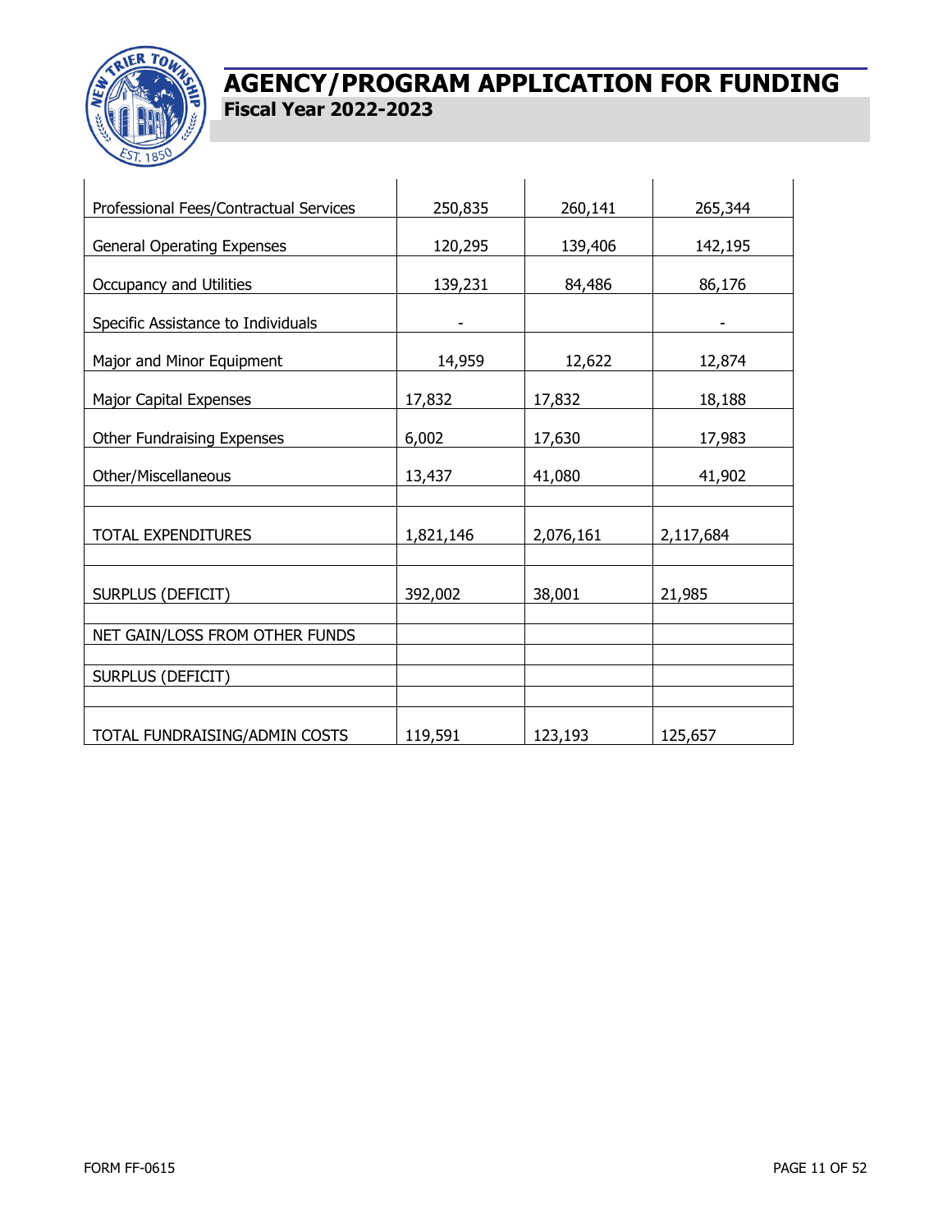# AGENCY/PROGRAM APPLICATION FOR FUNDING

**Fiscal Year 2022-2023**

| | | | |
|---|---|---|---|
| Professional Fees/Contractual Services | 250,835 | 260,141 | 265,344 |
| General Operating Expenses | 120,295 | 139,406 | 142,195 |
| Occupancy and Utilities | 139,231 | 84,486 | 86,176 |
| Specific Assistance to Individuals | - | | - |
| Major and Minor Equipment | 14,959 | 12,622 | 12,874 |
| Major Capital Expenses | 17,832 | 17,832 | 18,188 |
| Other Fundraising Expenses | 6,002 | 17,630 | 17,983 |
| Other/Miscellaneous | 13,437 | 41,080 | 41,902 |
| | | | |
| TOTAL EXPENDITURES | 1,821,146 | 2,076,161 | 2,117,684 |
| | | | |
| SURPLUS (DEFICIT) | 392,002 | 38,001 | 21,985 |
| | | | |
| NET GAIN/LOSS FROM OTHER FUNDS | | | |
| | | | |
| SURPLUS (DEFICIT) | | | |
| | | | |
| TOTAL FUNDRAISING/ADMIN COSTS | 119,591 | 123,193 | 125,657 |

FORM FF-0615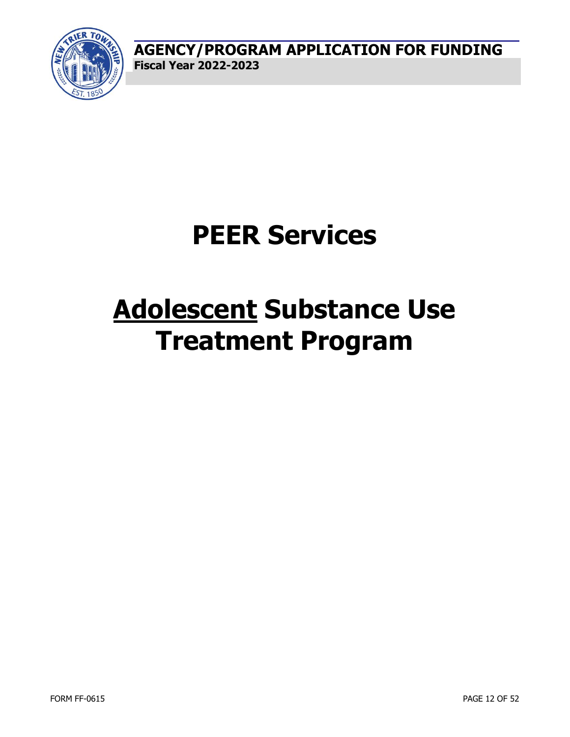# PEER Services

# <u>Adolescent</u> Substance Use Treatment Program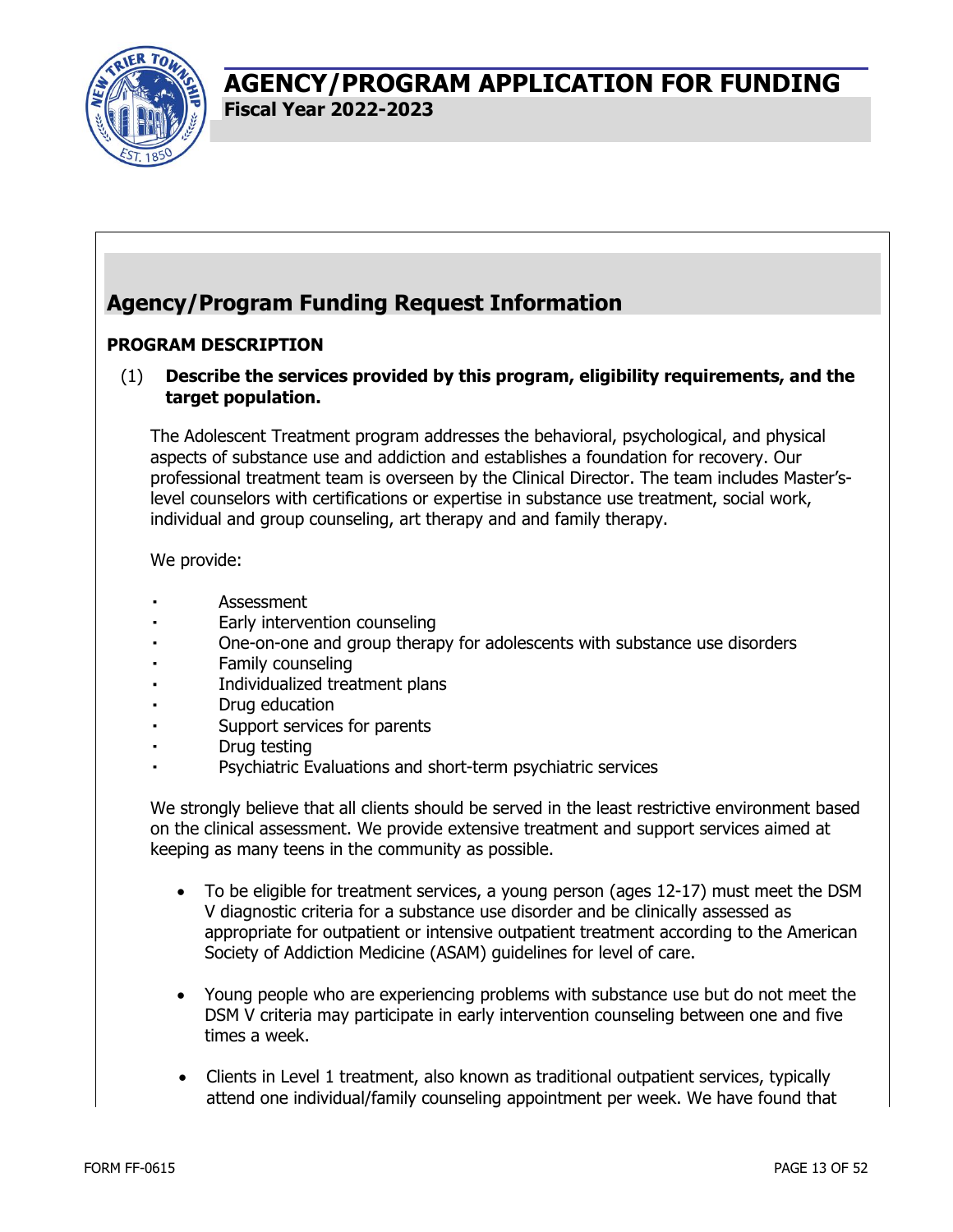# AGENCY/PROGRAM APPLICATION FOR FUNDING

**Fiscal Year 2022-2023**

## Agency/Program Funding Request Information

### PROGRAM DESCRIPTION

(1) **Describe the services provided by this program, eligibility requirements, and the target population.**

The Adolescent Treatment program addresses the behavioral, psychological, and physical aspects of substance use and addiction and establishes a foundation for recovery. Our professional treatment team is overseen by the Clinical Director. The team includes Master's-level counselors with certifications or expertise in substance use treatment, social work, individual and group counseling, art therapy and and family therapy.

We provide:

- Assessment
- Early intervention counseling
- One-on-one and group therapy for adolescents with substance use disorders
- Family counseling
- Individualized treatment plans
- Drug education
- Support services for parents
- Drug testing
- Psychiatric Evaluations and short-term psychiatric services

We strongly believe that all clients should be served in the least restrictive environment based on the clinical assessment. We provide extensive treatment and support services aimed at keeping as many teens in the community as possible.

- To be eligible for treatment services, a young person (ages 12-17) must meet the DSM V diagnostic criteria for a substance use disorder and be clinically assessed as appropriate for outpatient or intensive outpatient treatment according to the American Society of Addiction Medicine (ASAM) guidelines for level of care.
- Young people who are experiencing problems with substance use but do not meet the DSM V criteria may participate in early intervention counseling between one and five times a week.
- Clients in Level 1 treatment, also known as traditional outpatient services, typically attend one individual/family counseling appointment per week. We have found that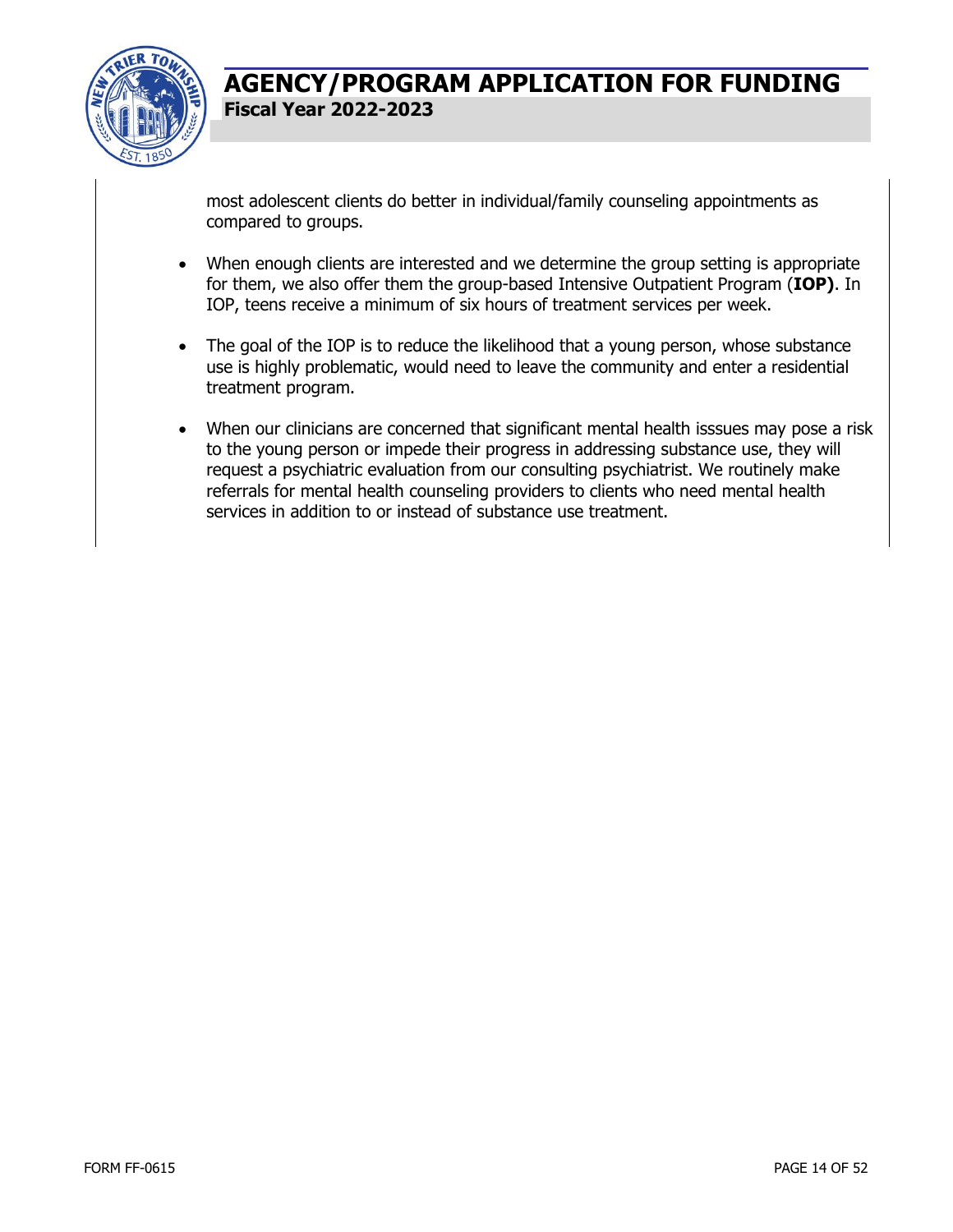most adolescent clients do better in individual/family counseling appointments as compared to groups.

- When enough clients are interested and we determine the group setting is appropriate for them, we also offer them the group-based Intensive Outpatient Program (**IOP)**. In IOP, teens receive a minimum of six hours of treatment services per week.

- The goal of the IOP is to reduce the likelihood that a young person, whose substance use is highly problematic, would need to leave the community and enter a residential treatment program.

- When our clinicians are concerned that significant mental health isssues may pose a risk to the young person or impede their progress in addressing substance use, they will request a psychiatric evaluation from our consulting psychiatrist. We routinely make referrals for mental health counseling providers to clients who need mental health services in addition to or instead of substance use treatment.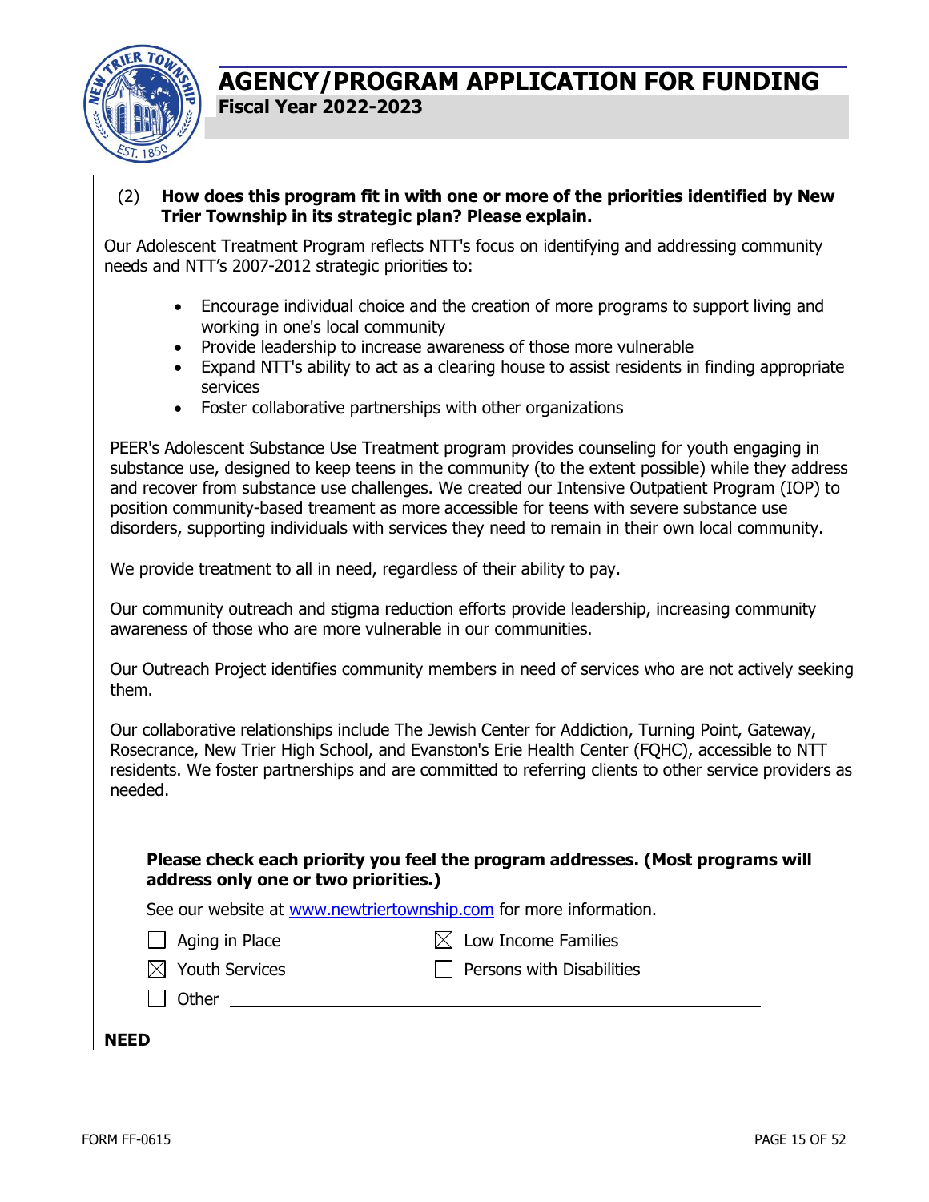# AGENCY/PROGRAM APPLICATION FOR FUNDING

**Fiscal Year 2022-2023**

(2) **How does this program fit in with one or more of the priorities identified by New Trier Township in its strategic plan? Please explain.**

Our Adolescent Treatment Program reflects NTT's focus on identifying and addressing community needs and NTT's 2007-2012 strategic priorities to:

- Encourage individual choice and the creation of more programs to support living and working in one's local community
- Provide leadership to increase awareness of those more vulnerable
- Expand NTT's ability to act as a clearing house to assist residents in finding appropriate services
- Foster collaborative partnerships with other organizations

PEER's Adolescent Substance Use Treatment program provides counseling for youth engaging in substance use, designed to keep teens in the community (to the extent possible) while they address and recover from substance use challenges. We created our Intensive Outpatient Program (IOP) to position community-based treament as more accessible for teens with severe substance use disorders, supporting individuals with services they need to remain in their own local community.

We provide treatment to all in need, regardless of their ability to pay.

Our community outreach and stigma reduction efforts provide leadership, increasing community awareness of those who are more vulnerable in our communities.

Our Outreach Project identifies community members in need of services who are not actively seeking them.

Our collaborative relationships include The Jewish Center for Addiction, Turning Point, Gateway, Rosecrance, New Trier High School, and Evanston's Erie Health Center (FQHC), accessible to NTT residents. We foster partnerships and are committed to referring clients to other service providers as needed.

**Please check each priority you feel the program addresses. (Most programs will address only one or two priorities.)**

See our website at [www.newtriertownship.com](http://www.newtriertownship.com) for more information.

- ☐ Aging in Place
- ☒ Low Income Families
- ☒ Youth Services
- ☐ Persons with Disabilities
- ☐ Other ______________________________

**NEED**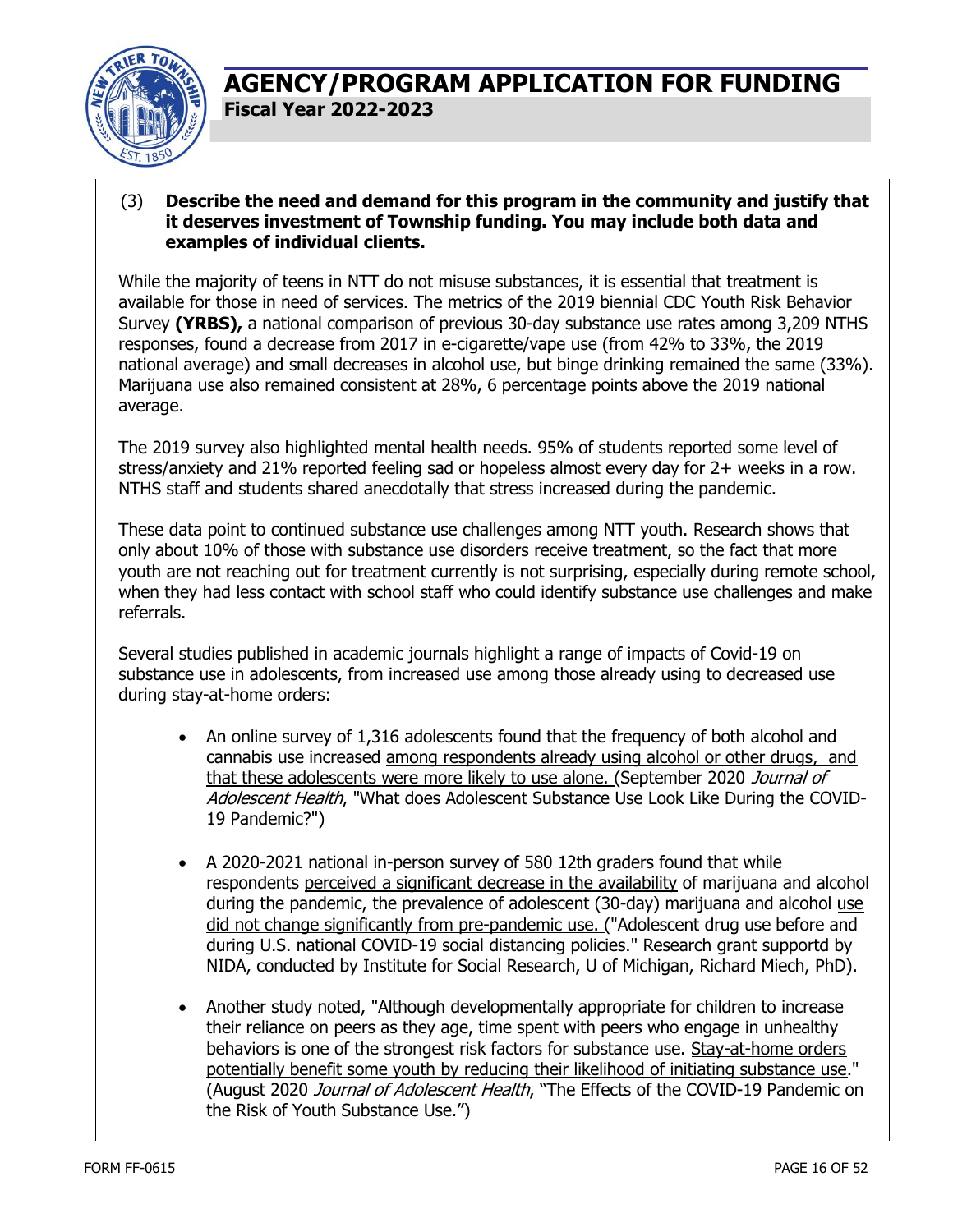# AGENCY/PROGRAM APPLICATION FOR FUNDING

**Fiscal Year 2022-2023**

(3) **Describe the need and demand for this program in the community and justify that it deserves investment of Township funding. You may include both data and examples of individual clients.**

While the majority of teens in NTT do not misuse substances, it is essential that treatment is available for those in need of services. The metrics of the 2019 biennial CDC Youth Risk Behavior Survey **(YRBS),** a national comparison of previous 30-day substance use rates among 3,209 NTHS responses, found a decrease from 2017 in e-cigarette/vape use (from 42% to 33%, the 2019 national average) and small decreases in alcohol use, but binge drinking remained the same (33%). Marijuana use also remained consistent at 28%, 6 percentage points above the 2019 national average.

The 2019 survey also highlighted mental health needs. 95% of students reported some level of stress/anxiety and 21% reported feeling sad or hopeless almost every day for 2+ weeks in a row. NTHS staff and students shared anecdotally that stress increased during the pandemic.

These data point to continued substance use challenges among NTT youth. Research shows that only about 10% of those with substance use disorders receive treatment, so the fact that more youth are not reaching out for treatment currently is not surprising, especially during remote school, when they had less contact with school staff who could identify substance use challenges and make referrals.

Several studies published in academic journals highlight a range of impacts of Covid-19 on substance use in adolescents, from increased use among those already using to decreased use during stay-at-home orders:

- An online survey of 1,316 adolescents found that the frequency of both alcohol and cannabis use increased <u>among respondents already using alcohol or other drugs, and that these adolescents were more likely to use alone.</u> (September 2020 *Journal of Adolescent Health*, "What does Adolescent Substance Use Look Like During the COVID-19 Pandemic?")

- A 2020-2021 national in-person survey of 580 12th graders found that while respondents <u>perceived a significant decrease in the availability</u> of marijuana and alcohol during the pandemic, the prevalence of adolescent (30-day) marijuana and alcohol <u>use did not change significantly from pre-pandemic use.</u> ("Adolescent drug use before and during U.S. national COVID-19 social distancing policies." Research grant supportd by NIDA, conducted by Institute for Social Research, U of Michigan, Richard Miech, PhD).

- Another study noted, "Although developmentally appropriate for children to increase their reliance on peers as they age, time spent with peers who engage in unhealthy behaviors is one of the strongest risk factors for substance use. <u>Stay-at-home orders potentially benefit some youth by reducing their likelihood of initiating substance use</u>." (August 2020 *Journal of Adolescent Health*, "The Effects of the COVID-19 Pandemic on the Risk of Youth Substance Use.")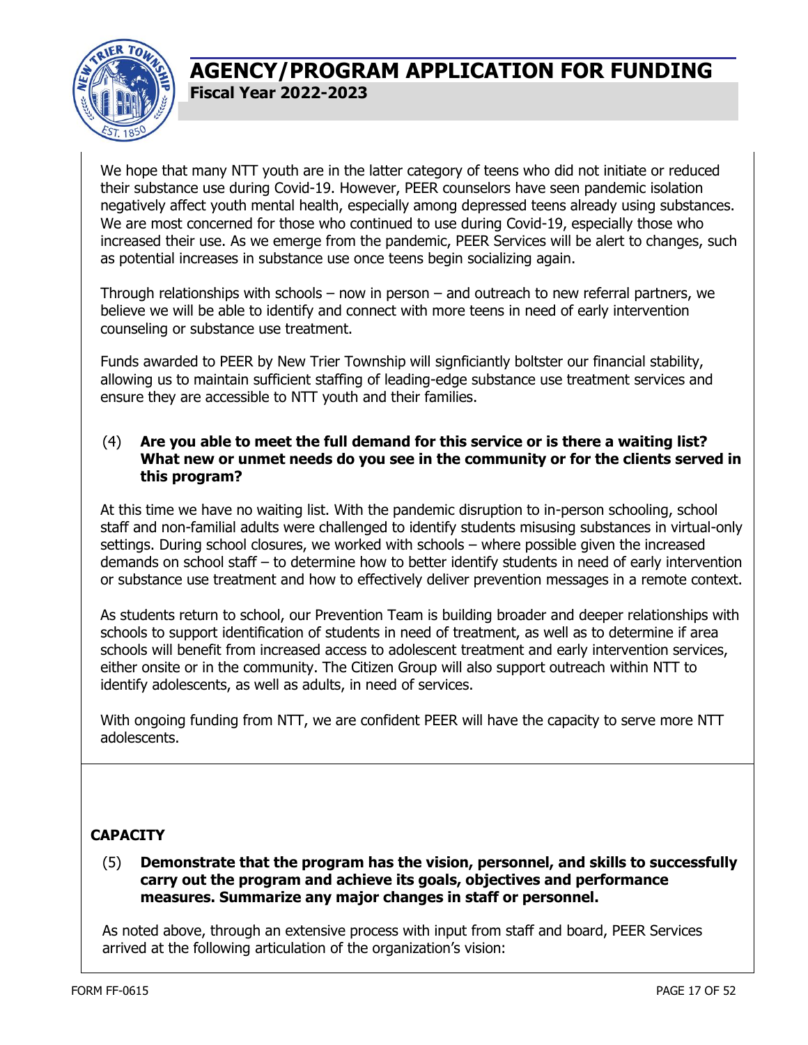We hope that many NTT youth are in the latter category of teens who did not initiate or reduced their substance use during Covid-19. However, PEER counselors have seen pandemic isolation negatively affect youth mental health, especially among depressed teens already using substances. We are most concerned for those who continued to use during Covid-19, especially those who increased their use. As we emerge from the pandemic, PEER Services will be alert to changes, such as potential increases in substance use once teens begin socializing again.

Through relationships with schools – now in person – and outreach to new referral partners, we believe we will be able to identify and connect with more teens in need of early intervention counseling or substance use treatment.

Funds awarded to PEER by New Trier Township will signficiantly boltster our financial stability, allowing us to maintain sufficient staffing of leading-edge substance use treatment services and ensure they are accessible to NTT youth and their families.

(4) **Are you able to meet the full demand for this service or is there a waiting list? What new or unmet needs do you see in the community or for the clients served in this program?**

At this time we have no waiting list. With the pandemic disruption to in-person schooling, school staff and non-familial adults were challenged to identify students misusing substances in virtual-only settings. During school closures, we worked with schools – where possible given the increased demands on school staff – to determine how to better identify students in need of early intervention or substance use treatment and how to effectively deliver prevention messages in a remote context.

As students return to school, our Prevention Team is building broader and deeper relationships with schools to support identification of students in need of treatment, as well as to determine if area schools will benefit from increased access to adolescent treatment and early intervention services, either onsite or in the community. The Citizen Group will also support outreach within NTT to identify adolescents, as well as adults, in need of services.

With ongoing funding from NTT, we are confident PEER will have the capacity to serve more NTT adolescents.

## CAPACITY

(5) **Demonstrate that the program has the vision, personnel, and skills to successfully carry out the program and achieve its goals, objectives and performance measures. Summarize any major changes in staff or personnel.**

As noted above, through an extensive process with input from staff and board, PEER Services arrived at the following articulation of the organization's vision: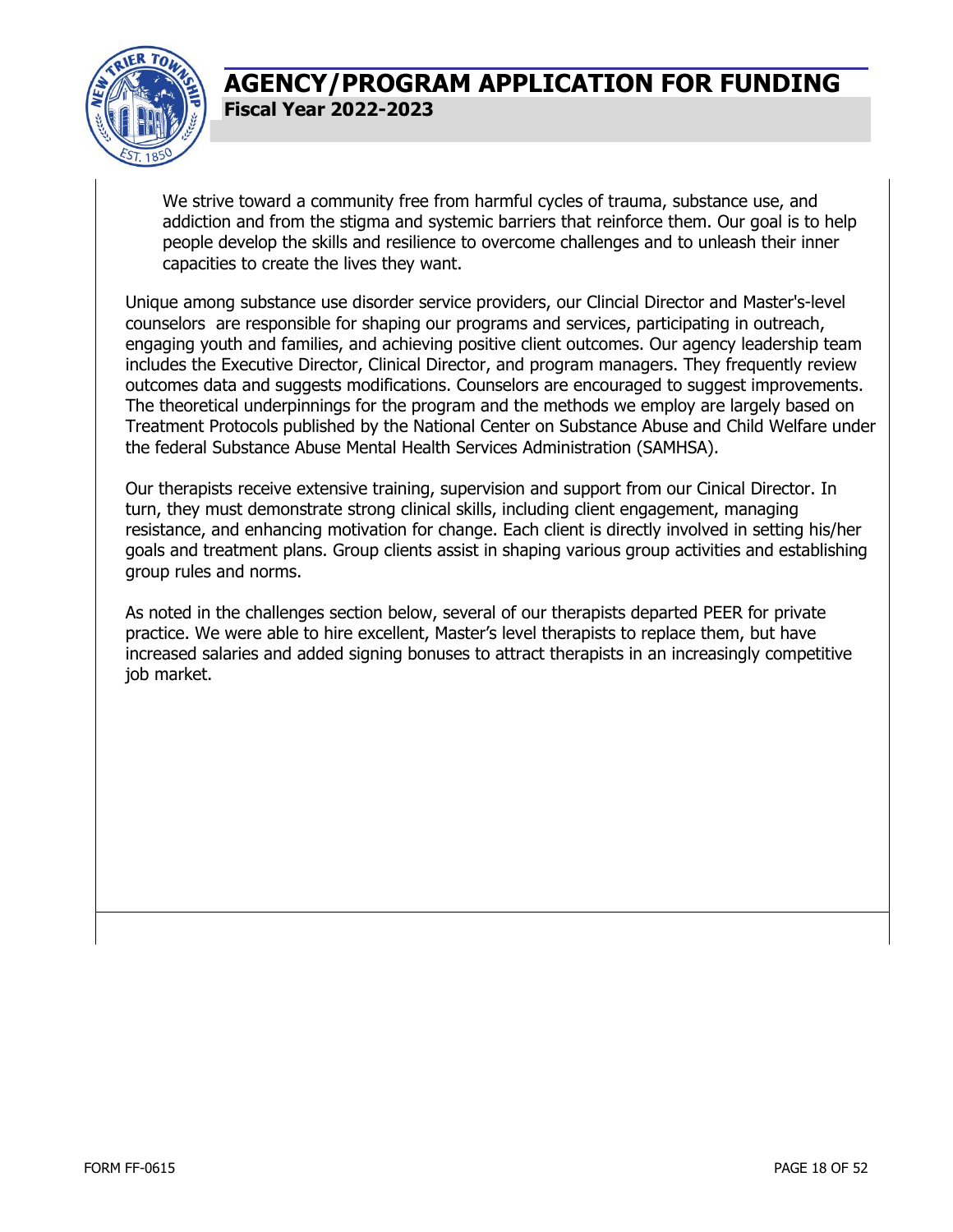We strive toward a community free from harmful cycles of trauma, substance use, and addiction and from the stigma and systemic barriers that reinforce them. Our goal is to help people develop the skills and resilience to overcome challenges and to unleash their inner capacities to create the lives they want.

Unique among substance use disorder service providers, our Clincial Director and Master's-level counselors are responsible for shaping our programs and services, participating in outreach, engaging youth and families, and achieving positive client outcomes. Our agency leadership team includes the Executive Director, Clinical Director, and program managers. They frequently review outcomes data and suggests modifications. Counselors are encouraged to suggest improvements. The theoretical underpinnings for the program and the methods we employ are largely based on Treatment Protocols published by the National Center on Substance Abuse and Child Welfare under the federal Substance Abuse Mental Health Services Administration (SAMHSA).

Our therapists receive extensive training, supervision and support from our Cinical Director. In turn, they must demonstrate strong clinical skills, including client engagement, managing resistance, and enhancing motivation for change. Each client is directly involved in setting his/her goals and treatment plans. Group clients assist in shaping various group activities and establishing group rules and norms.

As noted in the challenges section below, several of our therapists departed PEER for private practice. We were able to hire excellent, Master's level therapists to replace them, but have increased salaries and added signing bonuses to attract therapists in an increasingly competitive job market.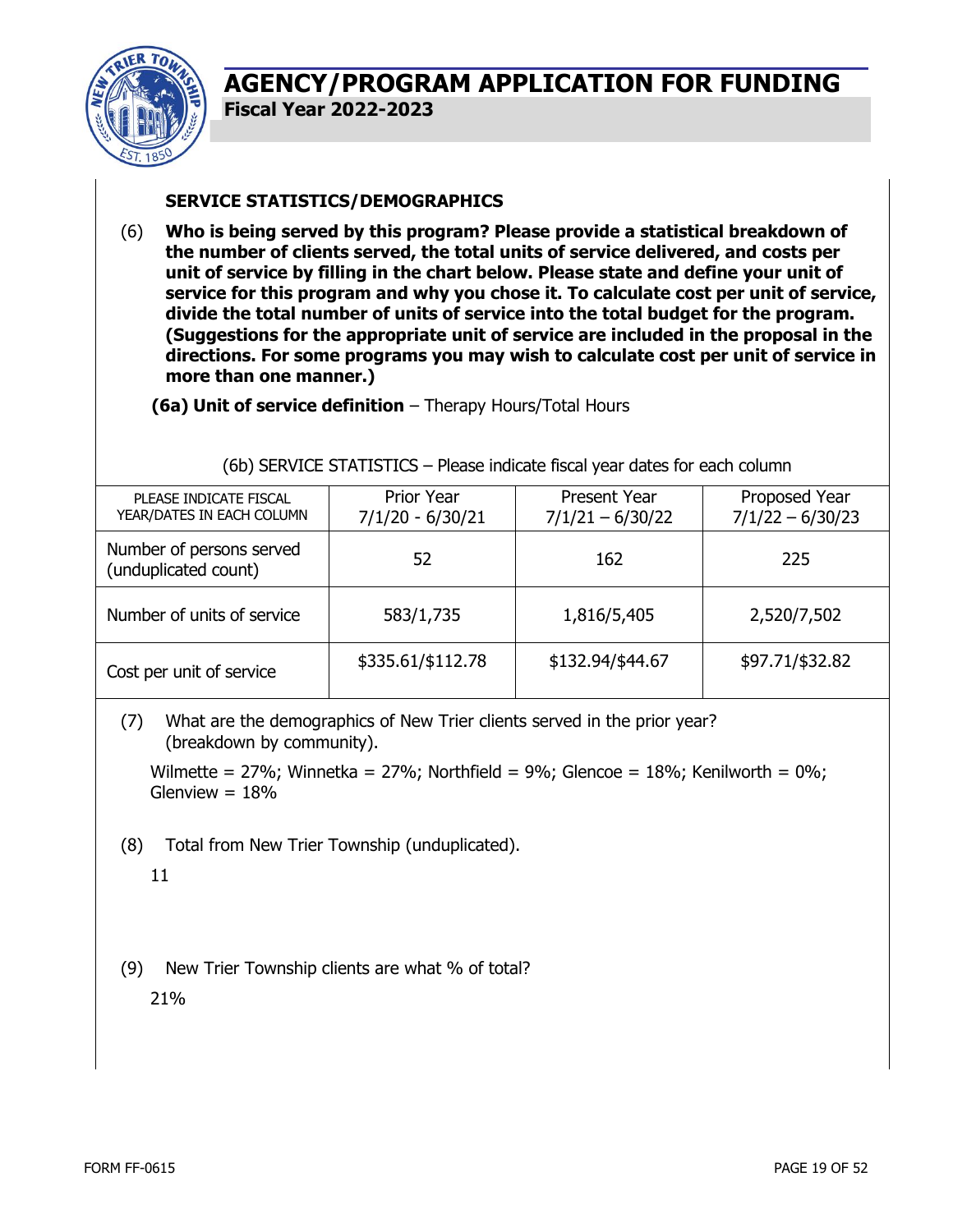# AGENCY/PROGRAM APPLICATION FOR FUNDING

**Fiscal Year 2022-2023**

### SERVICE STATISTICS/DEMOGRAPHICS

(6) **Who is being served by this program? Please provide a statistical breakdown of the number of clients served, the total units of service delivered, and costs per unit of service by filling in the chart below. Please state and define your unit of service for this program and why you chose it. To calculate cost per unit of service, divide the total number of units of service into the total budget for the program. (Suggestions for the appropriate unit of service are included in the proposal in the directions. For some programs you may wish to calculate cost per unit of service in more than one manner.)**

**(6a) Unit of service definition** – Therapy Hours/Total Hours

(6b) SERVICE STATISTICS – Please indicate fiscal year dates for each column

| PLEASE INDICATE FISCAL YEAR/DATES IN EACH COLUMN | Prior Year 7/1/20 - 6/30/21 | Present Year 7/1/21 – 6/30/22 | Proposed Year 7/1/22 – 6/30/23 |
|---|---|---|---|
| Number of persons served (unduplicated count) | 52 | 162 | 225 |
| Number of units of service | 583/1,735 | 1,816/5,405 | 2,520/7,502 |
| Cost per unit of service | $335.61/$112.78 | $132.94/$44.67 | $97.71/$32.82 |

(7) What are the demographics of New Trier clients served in the prior year? (breakdown by community).

Wilmette = 27%; Winnetka = 27%; Northfield = 9%; Glencoe = 18%; Kenilworth = 0%; Glenview = 18%

(8) Total from New Trier Township (unduplicated).

11

(9) New Trier Township clients are what % of total?

21%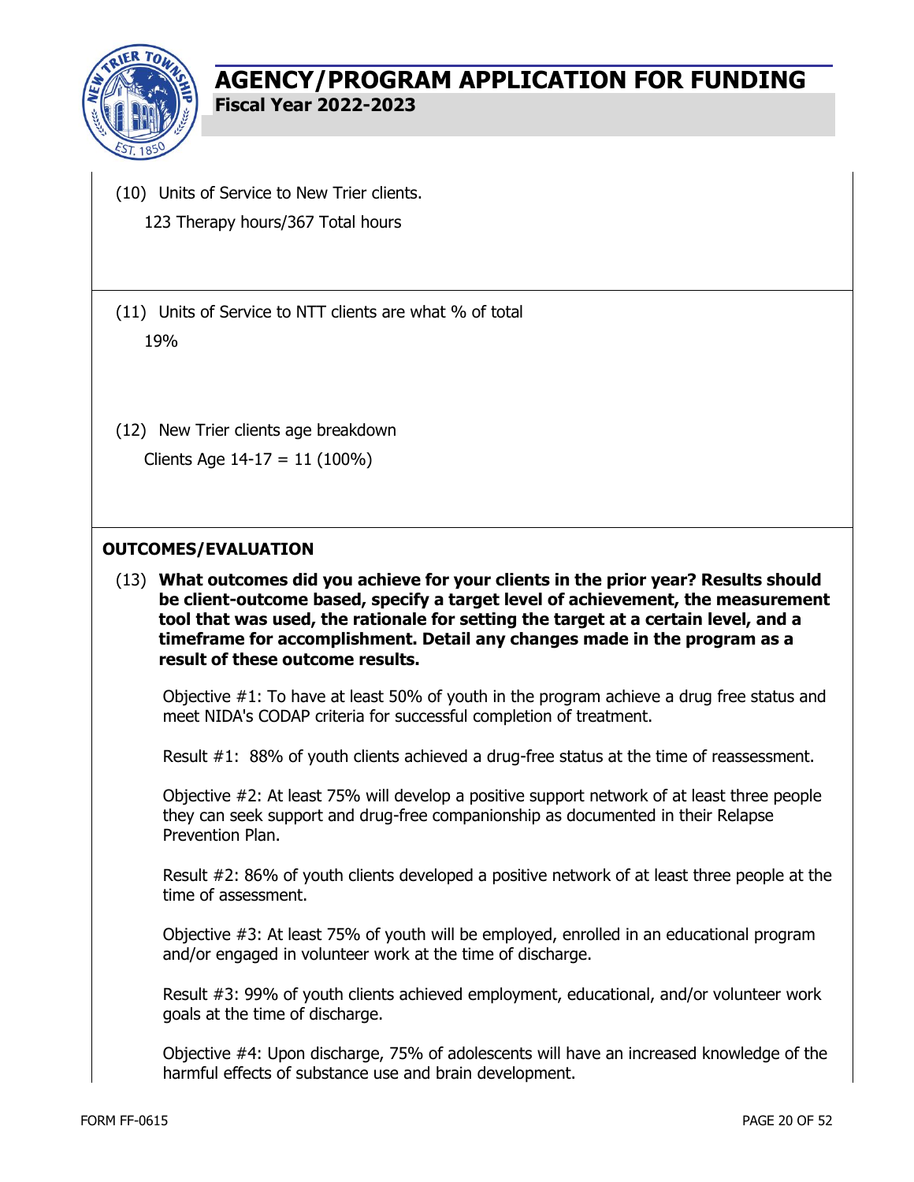(10) Units of Service to New Trier clients.

123 Therapy hours/367 Total hours

(11) Units of Service to NTT clients are what % of total

19%

(12) New Trier clients age breakdown

Clients Age 14-17 = 11 (100%)

## OUTCOMES/EVALUATION

(13) **What outcomes did you achieve for your clients in the prior year? Results should be client-outcome based, specify a target level of achievement, the measurement tool that was used, the rationale for setting the target at a certain level, and a timeframe for accomplishment. Detail any changes made in the program as a result of these outcome results.**

Objective #1: To have at least 50% of youth in the program achieve a drug free status and meet NIDA's CODAP criteria for successful completion of treatment.

Result #1: 88% of youth clients achieved a drug-free status at the time of reassessment.

Objective #2: At least 75% will develop a positive support network of at least three people they can seek support and drug-free companionship as documented in their Relapse Prevention Plan.

Result #2: 86% of youth clients developed a positive network of at least three people at the time of assessment.

Objective #3: At least 75% of youth will be employed, enrolled in an educational program and/or engaged in volunteer work at the time of discharge.

Result #3: 99% of youth clients achieved employment, educational, and/or volunteer work goals at the time of discharge.

Objective #4: Upon discharge, 75% of adolescents will have an increased knowledge of the harmful effects of substance use and brain development.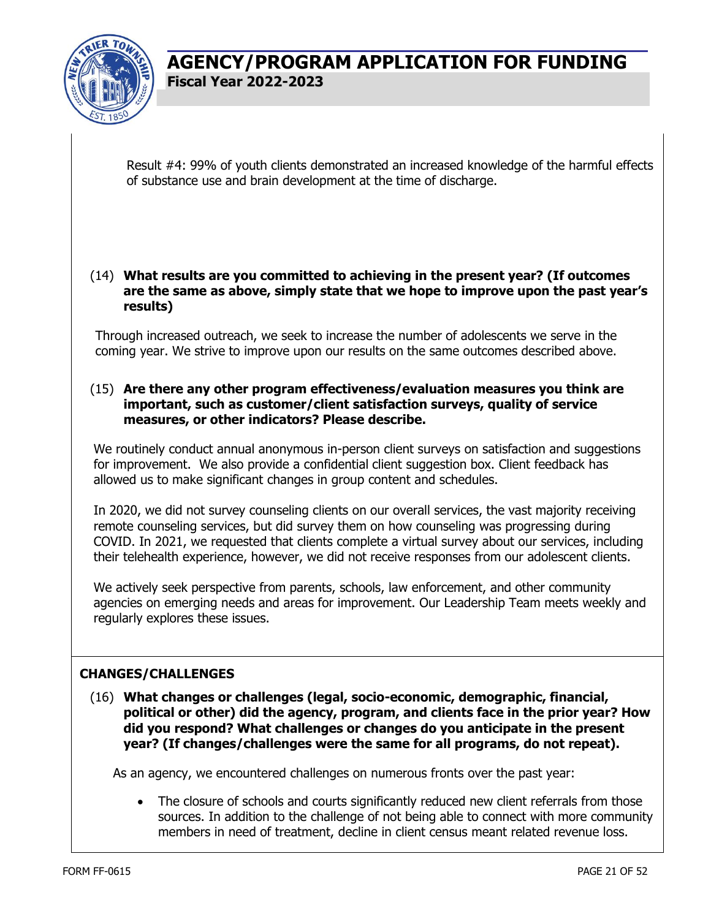Result #4: 99% of youth clients demonstrated an increased knowledge of the harmful effects of substance use and brain development at the time of discharge.

(14) **What results are you committed to achieving in the present year? (If outcomes are the same as above, simply state that we hope to improve upon the past year's results)**

Through increased outreach, we seek to increase the number of adolescents we serve in the coming year. We strive to improve upon our results on the same outcomes described above.

(15) **Are there any other program effectiveness/evaluation measures you think are important, such as customer/client satisfaction surveys, quality of service measures, or other indicators? Please describe.**

We routinely conduct annual anonymous in-person client surveys on satisfaction and suggestions for improvement. We also provide a confidential client suggestion box. Client feedback has allowed us to make significant changes in group content and schedules.

In 2020, we did not survey counseling clients on our overall services, the vast majority receiving remote counseling services, but did survey them on how counseling was progressing during COVID. In 2021, we requested that clients complete a virtual survey about our services, including their telehealth experience, however, we did not receive responses from our adolescent clients.

We actively seek perspective from parents, schools, law enforcement, and other community agencies on emerging needs and areas for improvement. Our Leadership Team meets weekly and regularly explores these issues.

## CHANGES/CHALLENGES

(16) **What changes or challenges (legal, socio-economic, demographic, financial, political or other) did the agency, program, and clients face in the prior year? How did you respond? What challenges or changes do you anticipate in the present year? (If changes/challenges were the same for all programs, do not repeat).**

As an agency, we encountered challenges on numerous fronts over the past year:

- The closure of schools and courts significantly reduced new client referrals from those sources. In addition to the challenge of not being able to connect with more community members in need of treatment, decline in client census meant related revenue loss.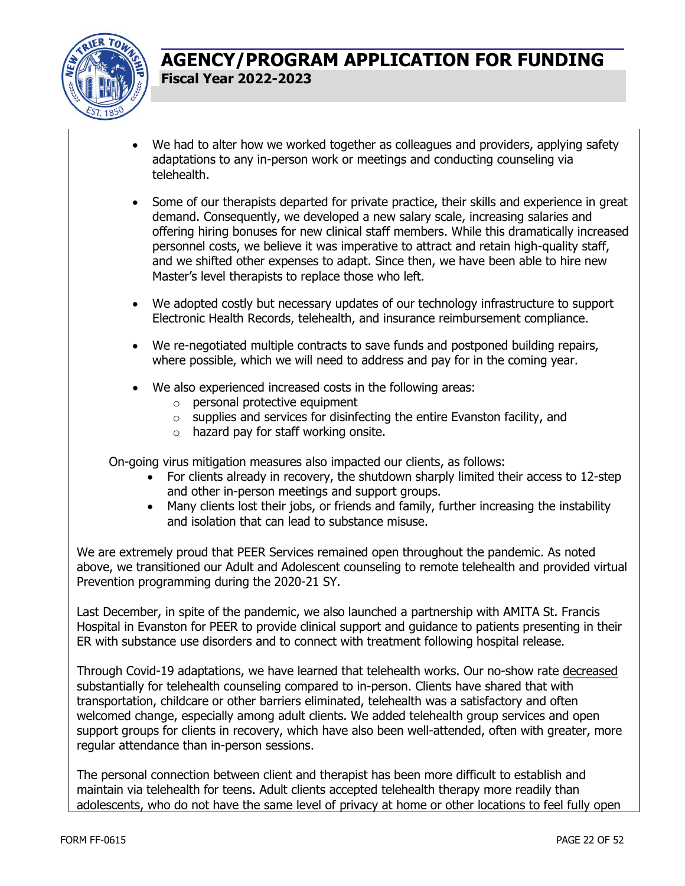- We had to alter how we worked together as colleagues and providers, applying safety adaptations to any in-person work or meetings and conducting counseling via telehealth.

- Some of our therapists departed for private practice, their skills and experience in great demand. Consequently, we developed a new salary scale, increasing salaries and offering hiring bonuses for new clinical staff members. While this dramatically increased personnel costs, we believe it was imperative to attract and retain high-quality staff, and we shifted other expenses to adapt. Since then, we have been able to hire new Master's level therapists to replace those who left.

- We adopted costly but necessary updates of our technology infrastructure to support Electronic Health Records, telehealth, and insurance reimbursement compliance.

- We re-negotiated multiple contracts to save funds and postponed building repairs, where possible, which we will need to address and pay for in the coming year.

- We also experienced increased costs in the following areas:
  - personal protective equipment
  - supplies and services for disinfecting the entire Evanston facility, and
  - hazard pay for staff working onsite.

On-going virus mitigation measures also impacted our clients, as follows:

- For clients already in recovery, the shutdown sharply limited their access to 12-step and other in-person meetings and support groups.
- Many clients lost their jobs, or friends and family, further increasing the instability and isolation that can lead to substance misuse.

We are extremely proud that PEER Services remained open throughout the pandemic. As noted above, we transitioned our Adult and Adolescent counseling to remote telehealth and provided virtual Prevention programming during the 2020-21 SY.

Last December, in spite of the pandemic, we also launched a partnership with AMITA St. Francis Hospital in Evanston for PEER to provide clinical support and guidance to patients presenting in their ER with substance use disorders and to connect with treatment following hospital release.

Through Covid-19 adaptations, we have learned that telehealth works. Our no-show rate decreased substantially for telehealth counseling compared to in-person. Clients have shared that with transportation, childcare or other barriers eliminated, telehealth was a satisfactory and often welcomed change, especially among adult clients. We added telehealth group services and open support groups for clients in recovery, which have also been well-attended, often with greater, more regular attendance than in-person sessions.

The personal connection between client and therapist has been more difficult to establish and maintain via telehealth for teens. Adult clients accepted telehealth therapy more readily than adolescents, who do not have the same level of privacy at home or other locations to feel fully open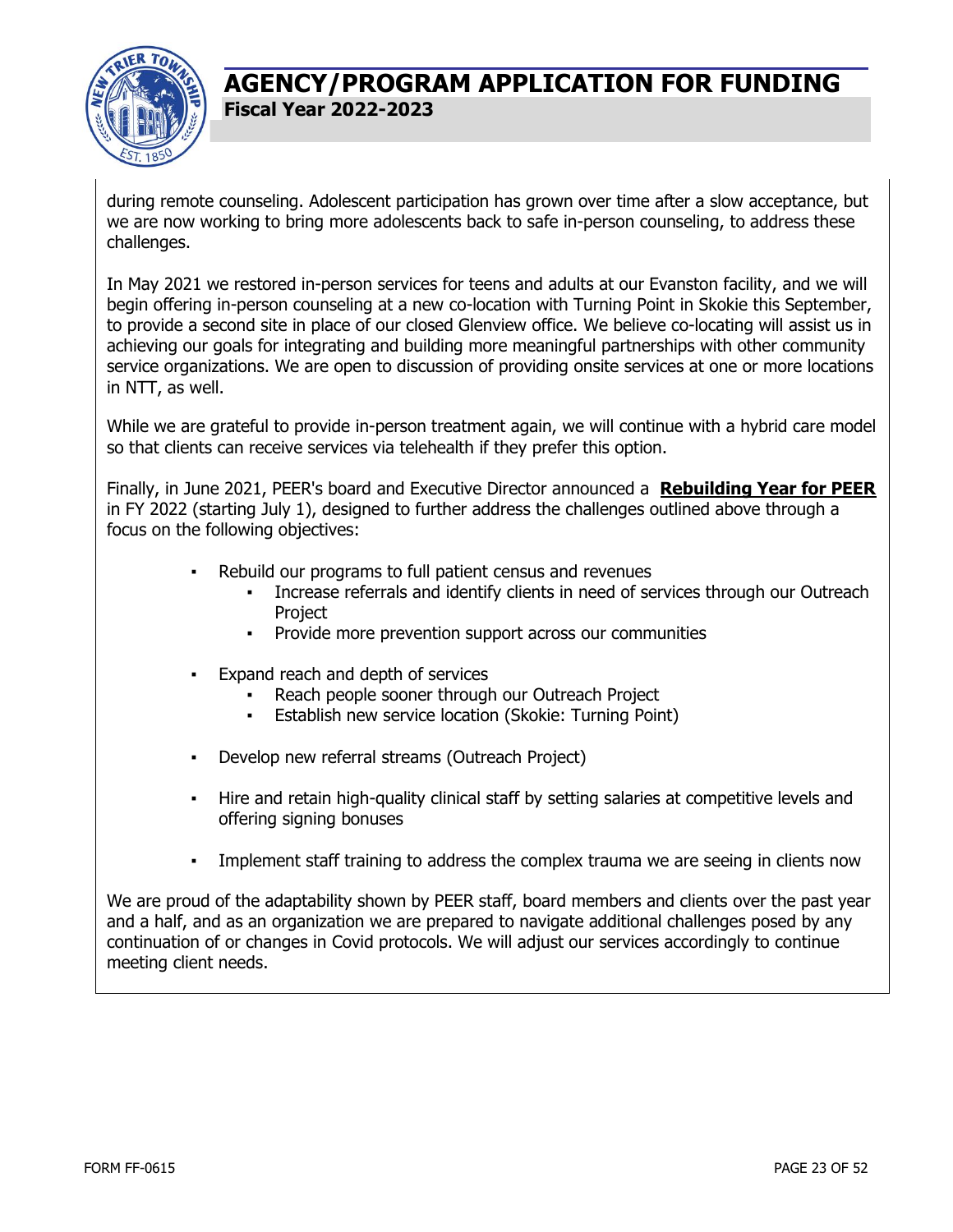during remote counseling. Adolescent participation has grown over time after a slow acceptance, but we are now working to bring more adolescents back to safe in-person counseling, to address these challenges.

In May 2021 we restored in-person services for teens and adults at our Evanston facility, and we will begin offering in-person counseling at a new co-location with Turning Point in Skokie this September, to provide a second site in place of our closed Glenview office. We believe co-locating will assist us in achieving our goals for integrating and building more meaningful partnerships with other community service organizations. We are open to discussion of providing onsite services at one or more locations in NTT, as well.

While we are grateful to provide in-person treatment again, we will continue with a hybrid care model so that clients can receive services via telehealth if they prefer this option.

Finally, in June 2021, PEER's board and Executive Director announced a **Rebuilding Year for PEER** in FY 2022 (starting July 1), designed to further address the challenges outlined above through a focus on the following objectives:

- Rebuild our programs to full patient census and revenues
  - Increase referrals and identify clients in need of services through our Outreach Project
  - Provide more prevention support across our communities
- Expand reach and depth of services
  - Reach people sooner through our Outreach Project
  - Establish new service location (Skokie: Turning Point)
- Develop new referral streams (Outreach Project)
- Hire and retain high-quality clinical staff by setting salaries at competitive levels and offering signing bonuses
- Implement staff training to address the complex trauma we are seeing in clients now

We are proud of the adaptability shown by PEER staff, board members and clients over the past year and a half, and as an organization we are prepared to navigate additional challenges posed by any continuation of or changes in Covid protocols. We will adjust our services accordingly to continue meeting client needs.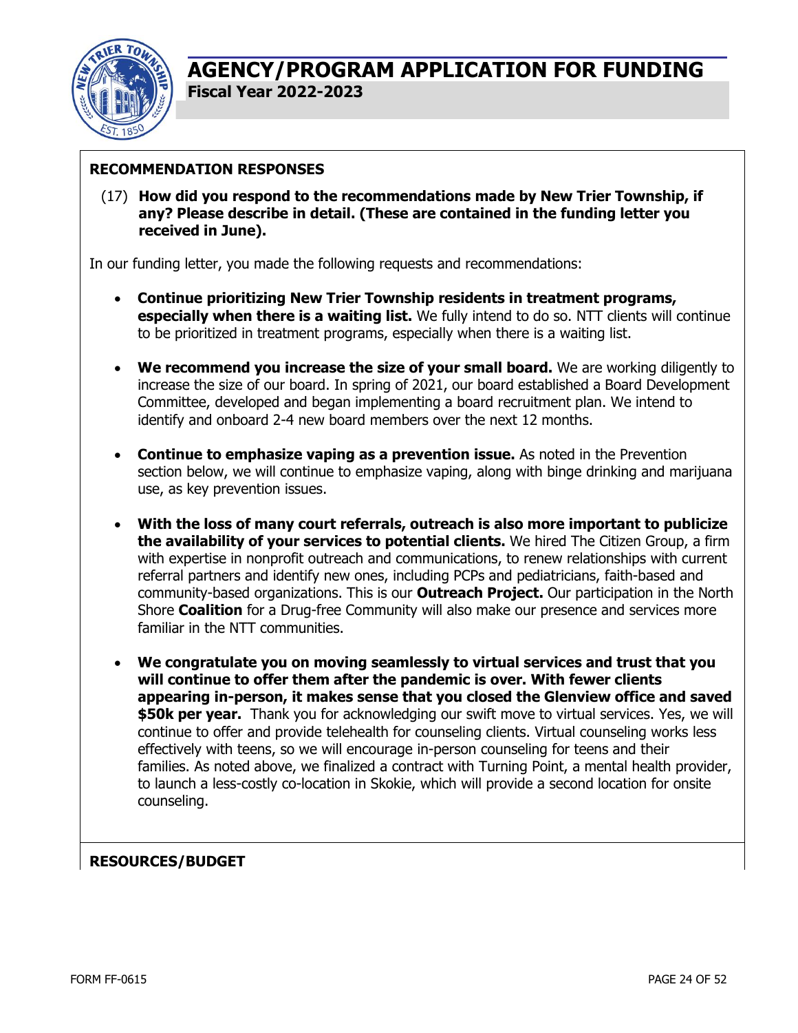# AGENCY/PROGRAM APPLICATION FOR FUNDING

**Fiscal Year 2022-2023**

## RECOMMENDATION RESPONSES

(17) **How did you respond to the recommendations made by New Trier Township, if any? Please describe in detail. (These are contained in the funding letter you received in June).**

In our funding letter, you made the following requests and recommendations:

- **Continue prioritizing New Trier Township residents in treatment programs, especially when there is a waiting list.** We fully intend to do so. NTT clients will continue to be prioritized in treatment programs, especially when there is a waiting list.
- **We recommend you increase the size of your small board.** We are working diligently to increase the size of our board. In spring of 2021, our board established a Board Development Committee, developed and began implementing a board recruitment plan. We intend to identify and onboard 2-4 new board members over the next 12 months.
- **Continue to emphasize vaping as a prevention issue.** As noted in the Prevention section below, we will continue to emphasize vaping, along with binge drinking and marijuana use, as key prevention issues.
- **With the loss of many court referrals, outreach is also more important to publicize the availability of your services to potential clients.** We hired The Citizen Group, a firm with expertise in nonprofit outreach and communications, to renew relationships with current referral partners and identify new ones, including PCPs and pediatricians, faith-based and community-based organizations. This is our **Outreach Project.** Our participation in the North Shore **Coalition** for a Drug-free Community will also make our presence and services more familiar in the NTT communities.
- **We congratulate you on moving seamlessly to virtual services and trust that you will continue to offer them after the pandemic is over. With fewer clients appearing in-person, it makes sense that you closed the Glenview office and saved $50k per year.** Thank you for acknowledging our swift move to virtual services. Yes, we will continue to offer and provide telehealth for counseling clients. Virtual counseling works less effectively with teens, so we will encourage in-person counseling for teens and their families. As noted above, we finalized a contract with Turning Point, a mental health provider, to launch a less-costly co-location in Skokie, which will provide a second location for onsite counseling.

## RESOURCES/BUDGET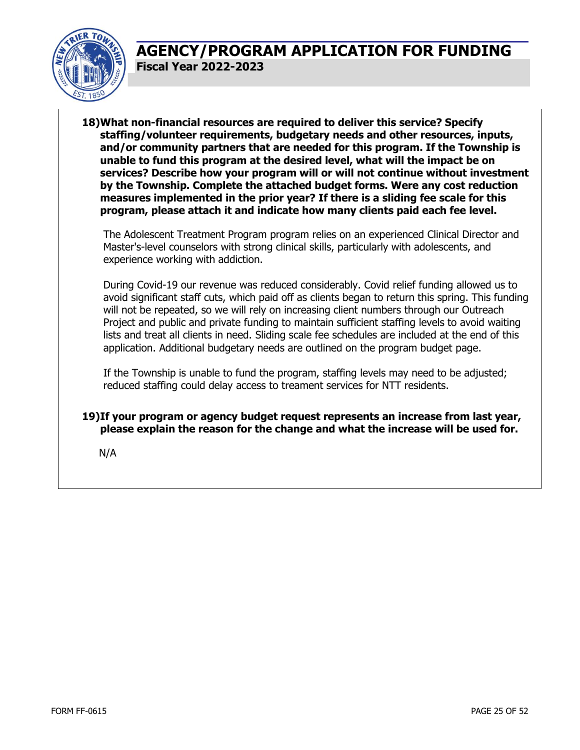# AGENCY/PROGRAM APPLICATION FOR FUNDING

**Fiscal Year 2022-2023**

**18) What non-financial resources are required to deliver this service? Specify staffing/volunteer requirements, budgetary needs and other resources, inputs, and/or community partners that are needed for this program. If the Township is unable to fund this program at the desired level, what will the impact be on services? Describe how your program will or will not continue without investment by the Township. Complete the attached budget forms. Were any cost reduction measures implemented in the prior year? If there is a sliding fee scale for this program, please attach it and indicate how many clients paid each fee level.**

The Adolescent Treatment Program program relies on an experienced Clinical Director and Master's-level counselors with strong clinical skills, particularly with adolescents, and experience working with addiction.

During Covid-19 our revenue was reduced considerably. Covid relief funding allowed us to avoid significant staff cuts, which paid off as clients began to return this spring. This funding will not be repeated, so we will rely on increasing client numbers through our Outreach Project and public and private funding to maintain sufficient staffing levels to avoid waiting lists and treat all clients in need. Sliding scale fee schedules are included at the end of this application. Additional budgetary needs are outlined on the program budget page.

If the Township is unable to fund the program, staffing levels may need to be adjusted; reduced staffing could delay access to treament services for NTT residents.

**19) If your program or agency budget request represents an increase from last year, please explain the reason for the change and what the increase will be used for.**

N/A

FORM FF-0615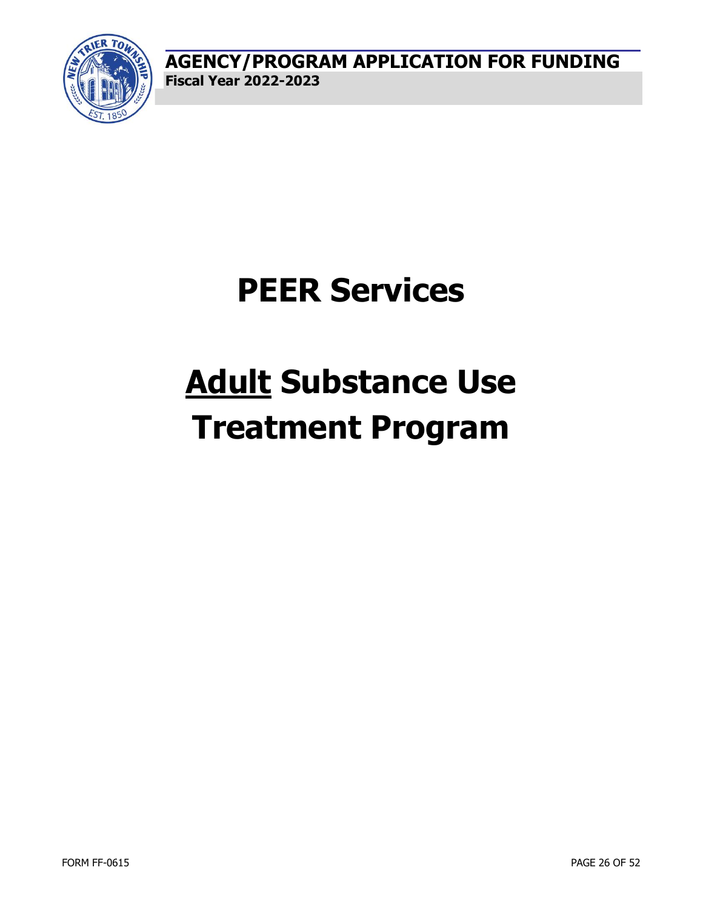# PEER Services

# <u>Adult</u> Substance Use Treatment Program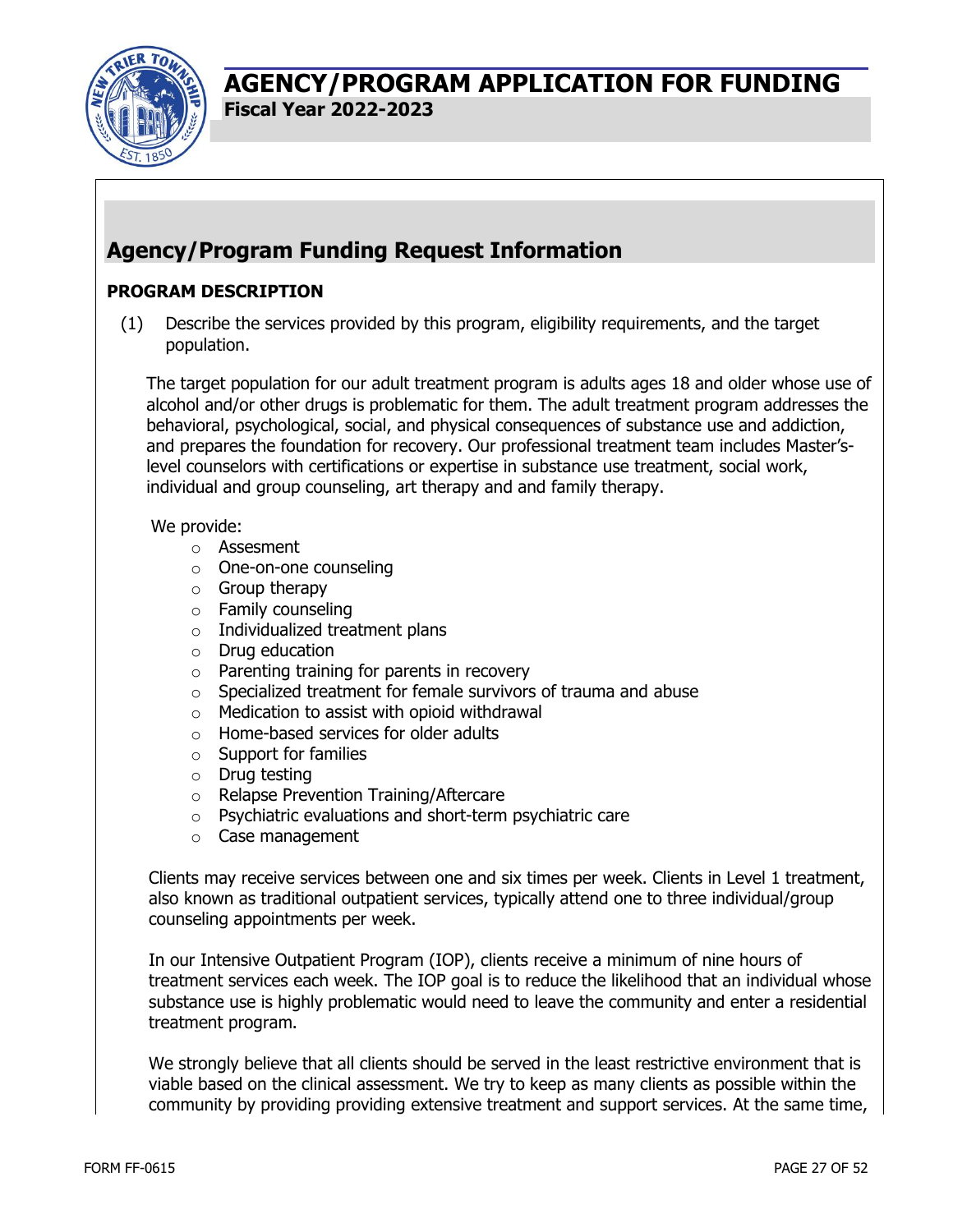# AGENCY/PROGRAM APPLICATION FOR FUNDING

**Fiscal Year 2022-2023**

## Agency/Program Funding Request Information

**PROGRAM DESCRIPTION**

(1) Describe the services provided by this program, eligibility requirements, and the target population.

The target population for our adult treatment program is adults ages 18 and older whose use of alcohol and/or other drugs is problematic for them. The adult treatment program addresses the behavioral, psychological, social, and physical consequences of substance use and addiction, and prepares the foundation for recovery. Our professional treatment team includes Master's-level counselors with certifications or expertise in substance use treatment, social work, individual and group counseling, art therapy and and family therapy.

We provide:

- Assesment
- One-on-one counseling
- Group therapy
- Family counseling
- Individualized treatment plans
- Drug education
- Parenting training for parents in recovery
- Specialized treatment for female survivors of trauma and abuse
- Medication to assist with opioid withdrawal
- Home-based services for older adults
- Support for families
- Drug testing
- Relapse Prevention Training/Aftercare
- Psychiatric evaluations and short-term psychiatric care
- Case management

Clients may receive services between one and six times per week. Clients in Level 1 treatment, also known as traditional outpatient services, typically attend one to three individual/group counseling appointments per week.

In our Intensive Outpatient Program (IOP), clients receive a minimum of nine hours of treatment services each week. The IOP goal is to reduce the likelihood that an individual whose substance use is highly problematic would need to leave the community and enter a residential treatment program.

We strongly believe that all clients should be served in the least restrictive environment that is viable based on the clinical assessment. We try to keep as many clients as possible within the community by providing providing extensive treatment and support services. At the same time,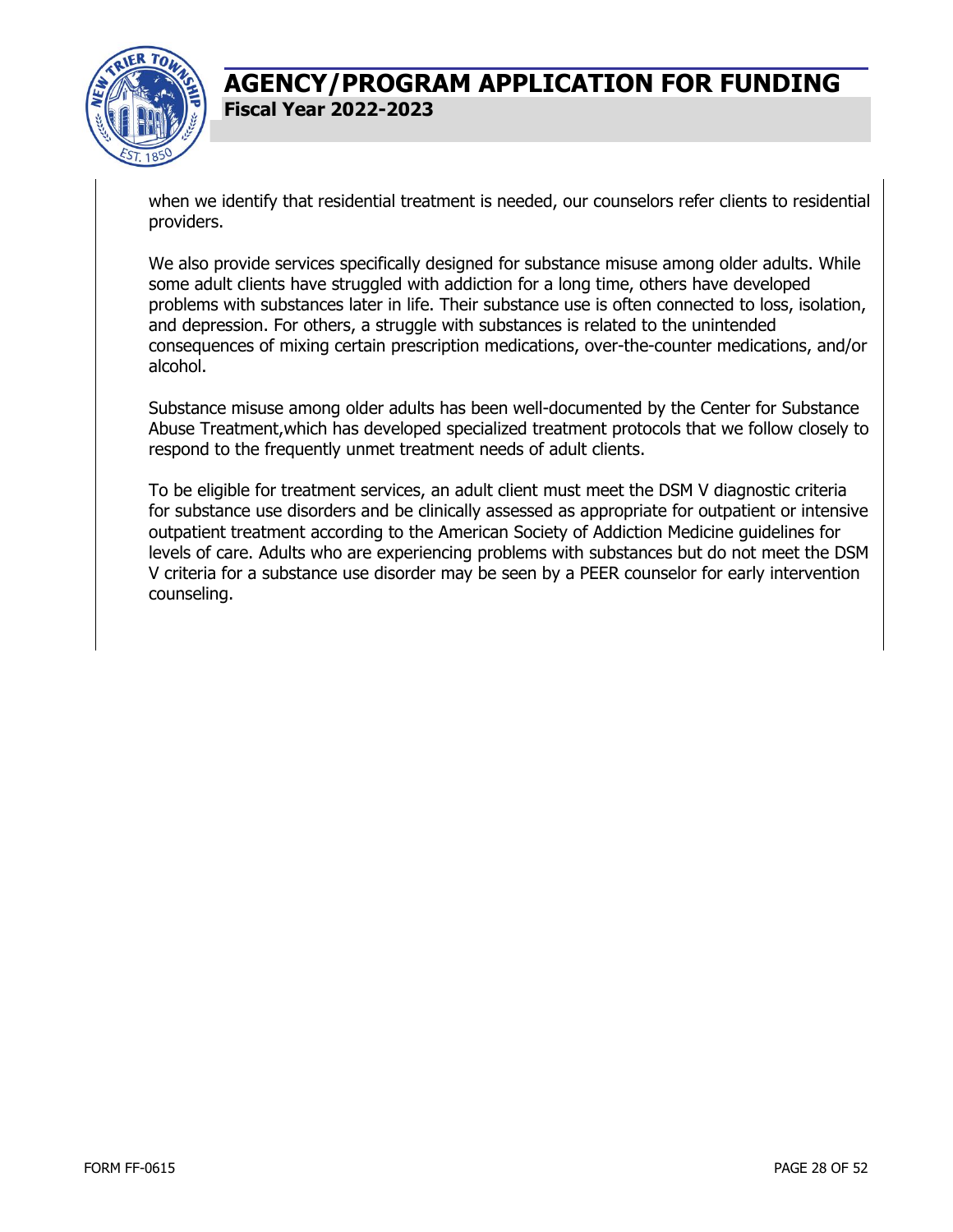when we identify that residential treatment is needed, our counselors refer clients to residential providers.

We also provide services specifically designed for substance misuse among older adults. While some adult clients have struggled with addiction for a long time, others have developed problems with substances later in life. Their substance use is often connected to loss, isolation, and depression. For others, a struggle with substances is related to the unintended consequences of mixing certain prescription medications, over-the-counter medications, and/or alcohol.

Substance misuse among older adults has been well-documented by the Center for Substance Abuse Treatment,which has developed specialized treatment protocols that we follow closely to respond to the frequently unmet treatment needs of adult clients.

To be eligible for treatment services, an adult client must meet the DSM V diagnostic criteria for substance use disorders and be clinically assessed as appropriate for outpatient or intensive outpatient treatment according to the American Society of Addiction Medicine guidelines for levels of care. Adults who are experiencing problems with substances but do not meet the DSM V criteria for a substance use disorder may be seen by a PEER counselor for early intervention counseling.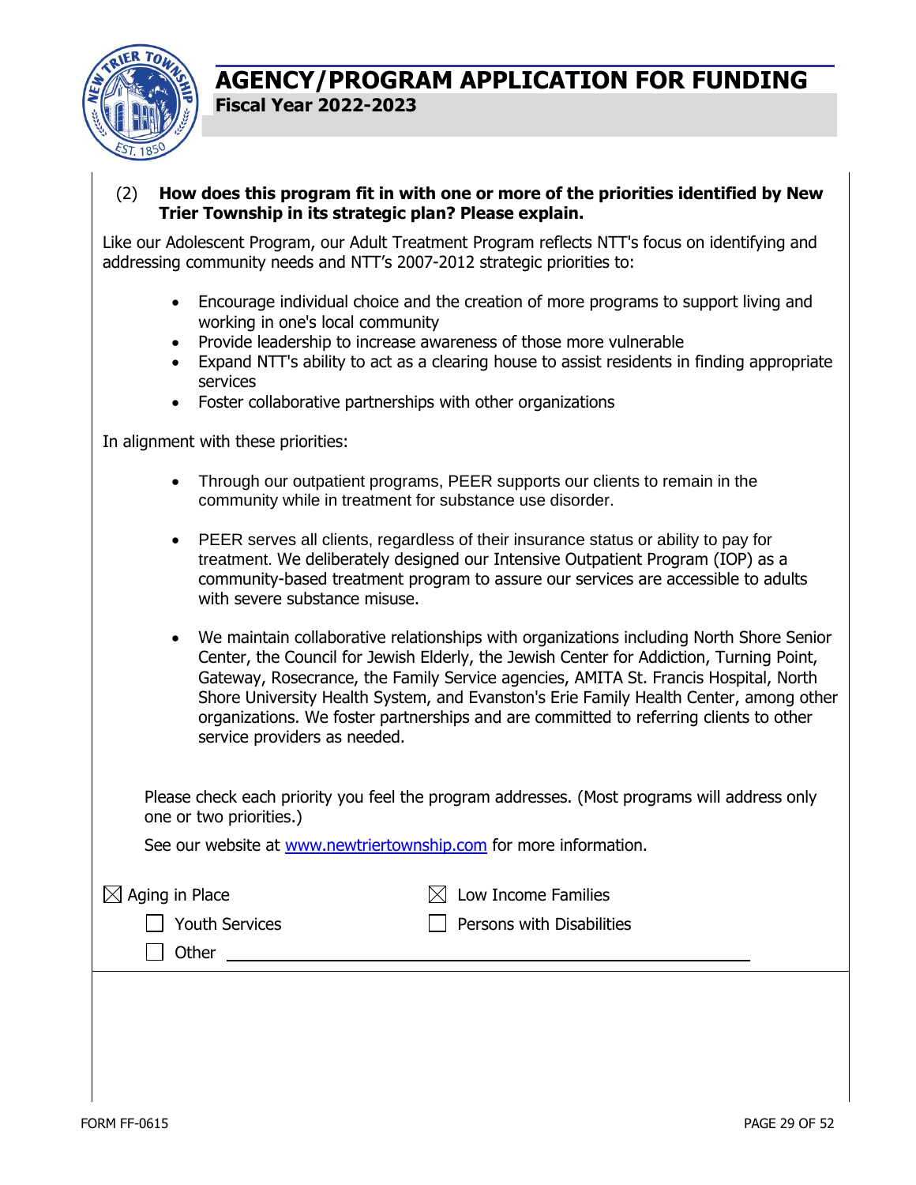# AGENCY/PROGRAM APPLICATION FOR FUNDING

**Fiscal Year 2022-2023**

(2) **How does this program fit in with one or more of the priorities identified by New Trier Township in its strategic plan? Please explain.**

Like our Adolescent Program, our Adult Treatment Program reflects NTT's focus on identifying and addressing community needs and NTT's 2007-2012 strategic priorities to:

- Encourage individual choice and the creation of more programs to support living and working in one's local community
- Provide leadership to increase awareness of those more vulnerable
- Expand NTT's ability to act as a clearing house to assist residents in finding appropriate services
- Foster collaborative partnerships with other organizations

In alignment with these priorities:

- Through our outpatient programs, PEER supports our clients to remain in the community while in treatment for substance use disorder.
- PEER serves all clients, regardless of their insurance status or ability to pay for treatment. We deliberately designed our Intensive Outpatient Program (IOP) as a community-based treatment program to assure our services are accessible to adults with severe substance misuse.
- We maintain collaborative relationships with organizations including North Shore Senior Center, the Council for Jewish Elderly, the Jewish Center for Addiction, Turning Point, Gateway, Rosecrance, the Family Service agencies, AMITA St. Francis Hospital, North Shore University Health System, and Evanston's Erie Family Health Center, among other organizations. We foster partnerships and are committed to referring clients to other service providers as needed.

Please check each priority you feel the program addresses. (Most programs will address only one or two priorities.)

See our website at [www.newtriertownship.com](http://www.newtriertownship.com) for more information.

- ☒ Aging in Place
- ☒ Low Income Families
- ☐ Youth Services
- ☐ Persons with Disabilities
- ☐ Other ____________________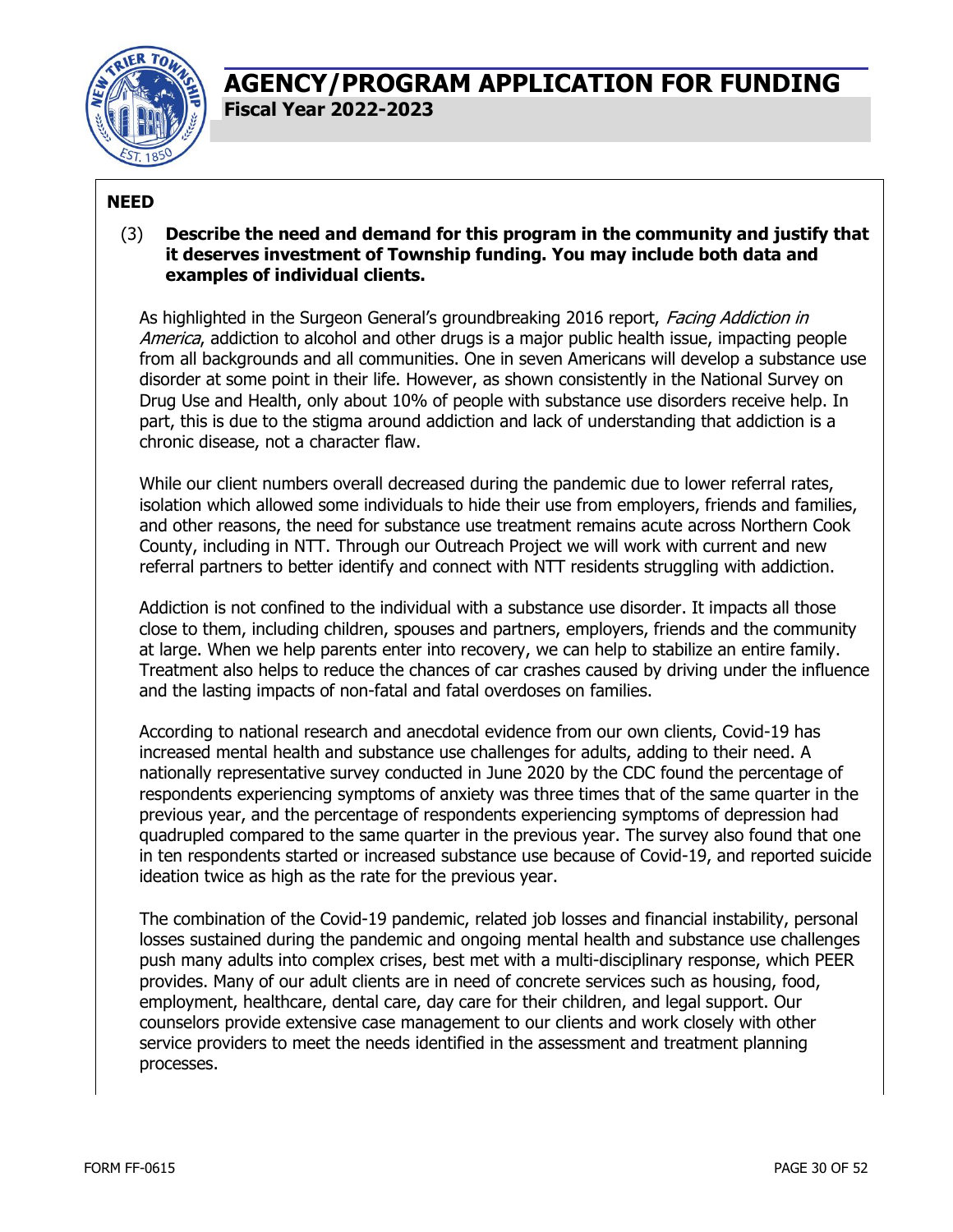# AGENCY/PROGRAM APPLICATION FOR FUNDING

**Fiscal Year 2022-2023**

## NEED

(3) **Describe the need and demand for this program in the community and justify that it deserves investment of Township funding. You may include both data and examples of individual clients.**

As highlighted in the Surgeon General's groundbreaking 2016 report, *Facing Addiction in America*, addiction to alcohol and other drugs is a major public health issue, impacting people from all backgrounds and all communities. One in seven Americans will develop a substance use disorder at some point in their life. However, as shown consistently in the National Survey on Drug Use and Health, only about 10% of people with substance use disorders receive help. In part, this is due to the stigma around addiction and lack of understanding that addiction is a chronic disease, not a character flaw.

While our client numbers overall decreased during the pandemic due to lower referral rates, isolation which allowed some individuals to hide their use from employers, friends and families, and other reasons, the need for substance use treatment remains acute across Northern Cook County, including in NTT. Through our Outreach Project we will work with current and new referral partners to better identify and connect with NTT residents struggling with addiction.

Addiction is not confined to the individual with a substance use disorder. It impacts all those close to them, including children, spouses and partners, employers, friends and the community at large. When we help parents enter into recovery, we can help to stabilize an entire family. Treatment also helps to reduce the chances of car crashes caused by driving under the influence and the lasting impacts of non-fatal and fatal overdoses on families.

According to national research and anecdotal evidence from our own clients, Covid-19 has increased mental health and substance use challenges for adults, adding to their need. A nationally representative survey conducted in June 2020 by the CDC found the percentage of respondents experiencing symptoms of anxiety was three times that of the same quarter in the previous year, and the percentage of respondents experiencing symptoms of depression had quadrupled compared to the same quarter in the previous year. The survey also found that one in ten respondents started or increased substance use because of Covid-19, and reported suicide ideation twice as high as the rate for the previous year.

The combination of the Covid-19 pandemic, related job losses and financial instability, personal losses sustained during the pandemic and ongoing mental health and substance use challenges push many adults into complex crises, best met with a multi-disciplinary response, which PEER provides. Many of our adult clients are in need of concrete services such as housing, food, employment, healthcare, dental care, day care for their children, and legal support. Our counselors provide extensive case management to our clients and work closely with other service providers to meet the needs identified in the assessment and treatment planning processes.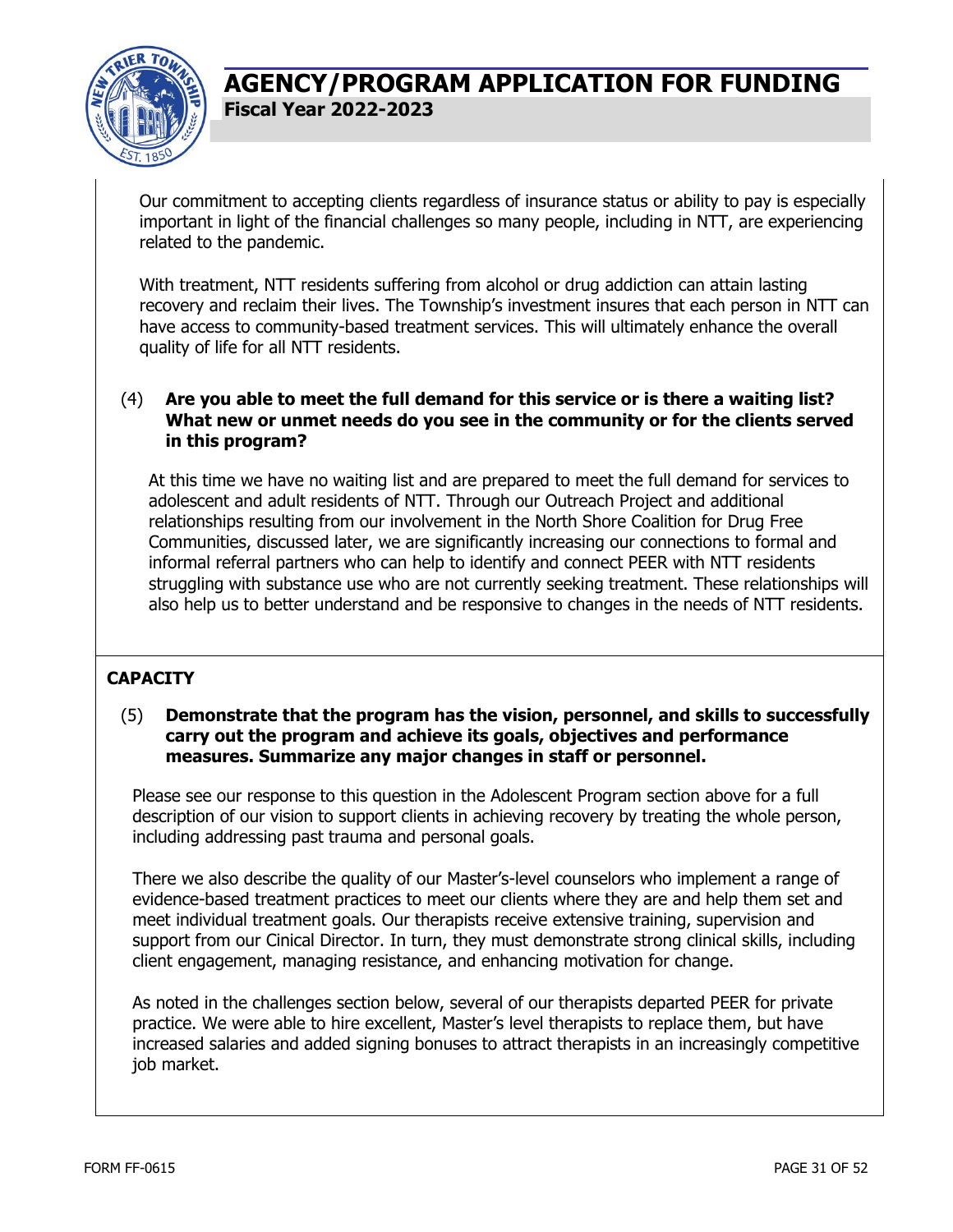Our commitment to accepting clients regardless of insurance status or ability to pay is especially important in light of the financial challenges so many people, including in NTT, are experiencing related to the pandemic.

With treatment, NTT residents suffering from alcohol or drug addiction can attain lasting recovery and reclaim their lives. The Township's investment insures that each person in NTT can have access to community-based treatment services. This will ultimately enhance the overall quality of life for all NTT residents.

(4) **Are you able to meet the full demand for this service or is there a waiting list? What new or unmet needs do you see in the community or for the clients served in this program?**

At this time we have no waiting list and are prepared to meet the full demand for services to adolescent and adult residents of NTT. Through our Outreach Project and additional relationships resulting from our involvement in the North Shore Coalition for Drug Free Communities, discussed later, we are significantly increasing our connections to formal and informal referral partners who can help to identify and connect PEER with NTT residents struggling with substance use who are not currently seeking treatment. These relationships will also help us to better understand and be responsive to changes in the needs of NTT residents.

**CAPACITY**

(5) **Demonstrate that the program has the vision, personnel, and skills to successfully carry out the program and achieve its goals, objectives and performance measures. Summarize any major changes in staff or personnel.**

Please see our response to this question in the Adolescent Program section above for a full description of our vision to support clients in achieving recovery by treating the whole person, including addressing past trauma and personal goals.

There we also describe the quality of our Master's-level counselors who implement a range of evidence-based treatment practices to meet our clients where they are and help them set and meet individual treatment goals. Our therapists receive extensive training, supervision and support from our Cinical Director. In turn, they must demonstrate strong clinical skills, including client engagement, managing resistance, and enhancing motivation for change.

As noted in the challenges section below, several of our therapists departed PEER for private practice. We were able to hire excellent, Master's level therapists to replace them, but have increased salaries and added signing bonuses to attract therapists in an increasingly competitive job market.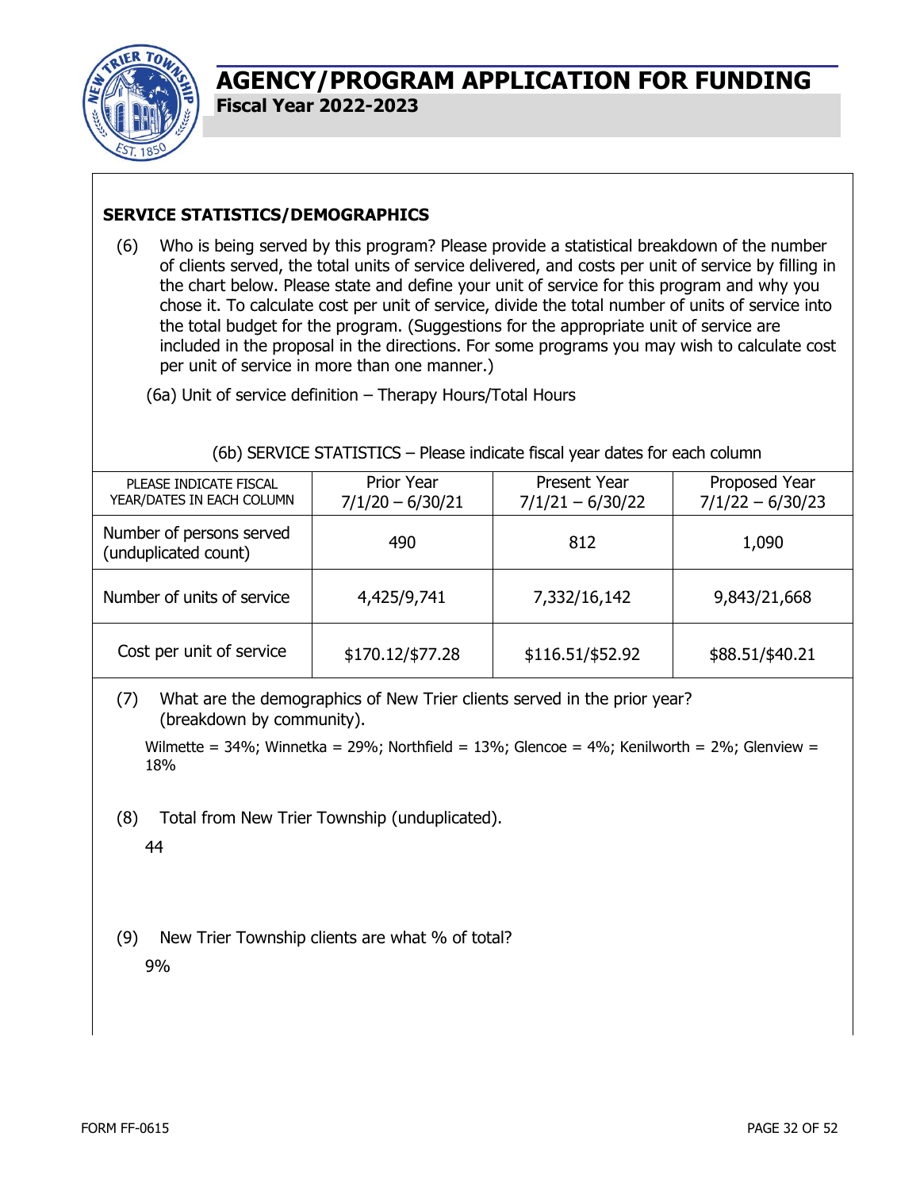# AGENCY/PROGRAM APPLICATION FOR FUNDING

**Fiscal Year 2022-2023**

## SERVICE STATISTICS/DEMOGRAPHICS

(6) Who is being served by this program? Please provide a statistical breakdown of the number of clients served, the total units of service delivered, and costs per unit of service by filling in the chart below. Please state and define your unit of service for this program and why you chose it. To calculate cost per unit of service, divide the total number of units of service into the total budget for the program. (Suggestions for the appropriate unit of service are included in the proposal in the directions. For some programs you may wish to calculate cost per unit of service in more than one manner.)

(6a) Unit of service definition – Therapy Hours/Total Hours

(6b) SERVICE STATISTICS – Please indicate fiscal year dates for each column

| PLEASE INDICATE FISCAL YEAR/DATES IN EACH COLUMN | Prior Year 7/1/20 – 6/30/21 | Present Year 7/1/21 – 6/30/22 | Proposed Year 7/1/22 – 6/30/23 |
|---|---|---|---|
| Number of persons served (unduplicated count) | 490 | 812 | 1,090 |
| Number of units of service | 4,425/9,741 | 7,332/16,142 | 9,843/21,668 |
| Cost per unit of service | $170.12/$77.28 | $116.51/$52.92 | $88.51/$40.21 |

(7) What are the demographics of New Trier clients served in the prior year? (breakdown by community).

Wilmette = 34%; Winnetka = 29%; Northfield = 13%; Glencoe = 4%; Kenilworth = 2%; Glenview = 18%

(8) Total from New Trier Township (unduplicated).

44

(9) New Trier Township clients are what % of total?

9%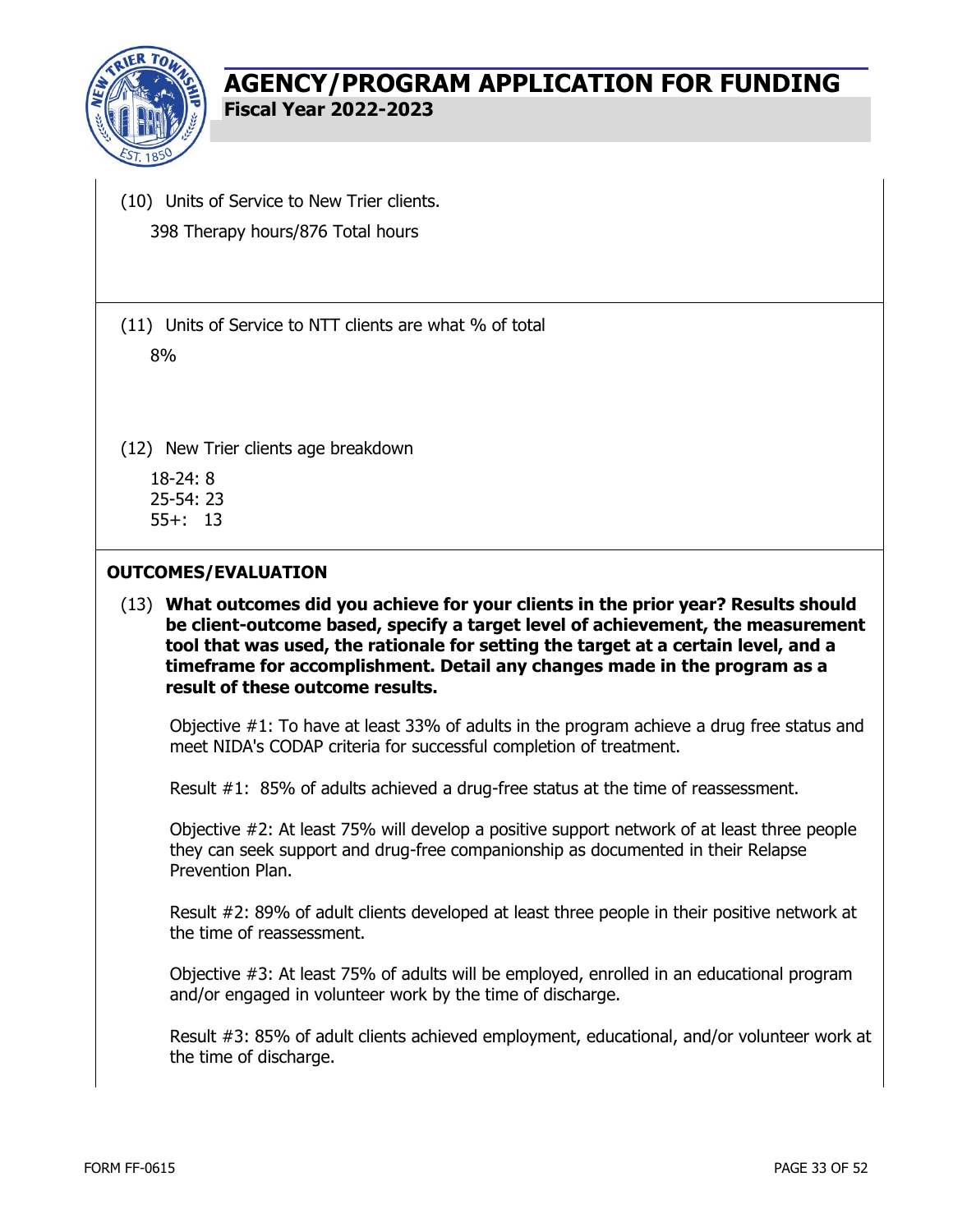(10) Units of Service to New Trier clients.

398 Therapy hours/876 Total hours

(11) Units of Service to NTT clients are what % of total

8%

(12) New Trier clients age breakdown

18-24: 8
25-54: 23
55+: 13

## OUTCOMES/EVALUATION

(13) **What outcomes did you achieve for your clients in the prior year? Results should be client-outcome based, specify a target level of achievement, the measurement tool that was used, the rationale for setting the target at a certain level, and a timeframe for accomplishment. Detail any changes made in the program as a result of these outcome results.**

Objective #1: To have at least 33% of adults in the program achieve a drug free status and meet NIDA's CODAP criteria for successful completion of treatment.

Result #1: 85% of adults achieved a drug-free status at the time of reassessment.

Objective #2: At least 75% will develop a positive support network of at least three people they can seek support and drug-free companionship as documented in their Relapse Prevention Plan.

Result #2: 89% of adult clients developed at least three people in their positive network at the time of reassessment.

Objective #3: At least 75% of adults will be employed, enrolled in an educational program and/or engaged in volunteer work by the time of discharge.

Result #3: 85% of adult clients achieved employment, educational, and/or volunteer work at the time of discharge.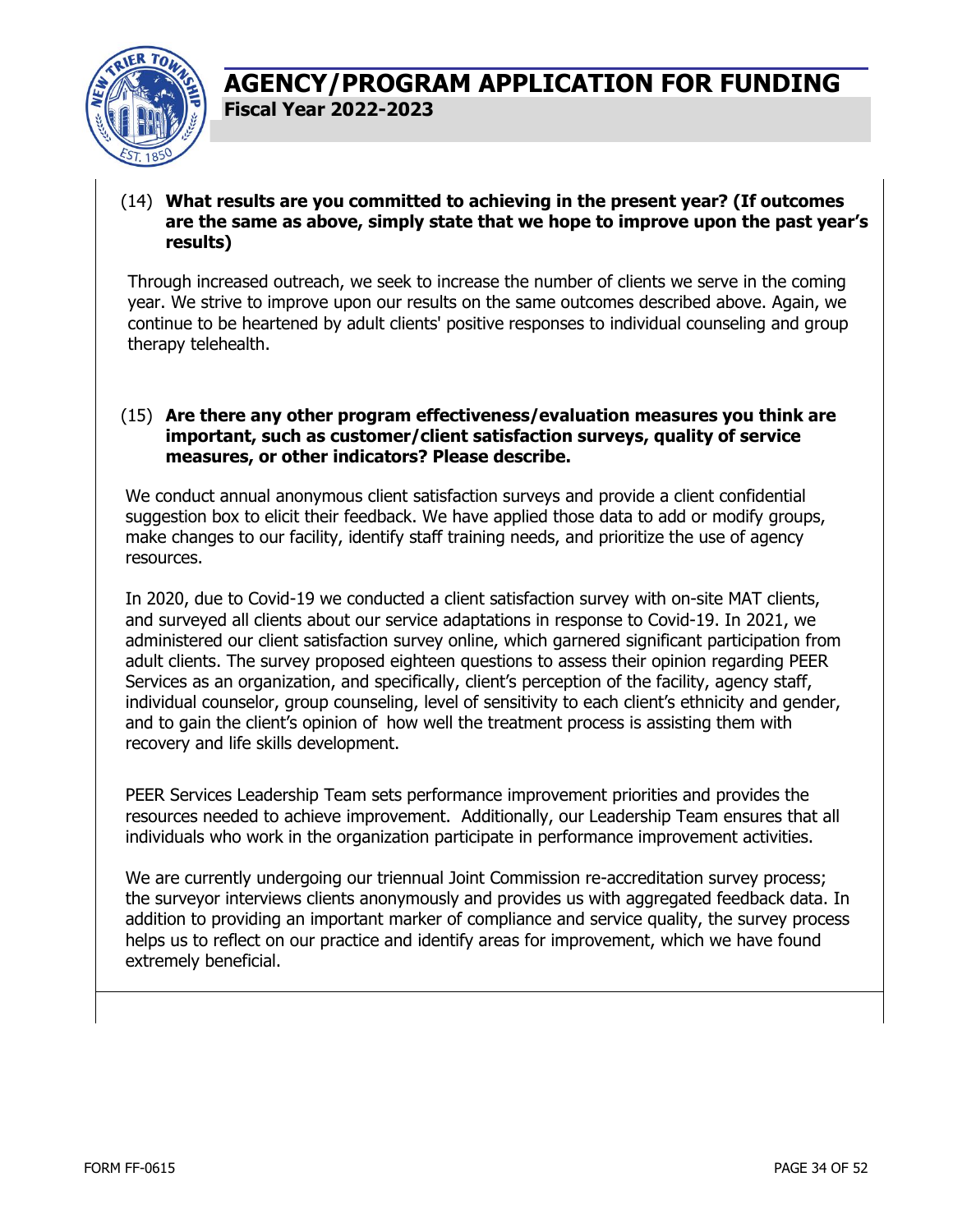(14) **What results are you committed to achieving in the present year? (If outcomes are the same as above, simply state that we hope to improve upon the past year's results)**

Through increased outreach, we seek to increase the number of clients we serve in the coming year. We strive to improve upon our results on the same outcomes described above. Again, we continue to be heartened by adult clients' positive responses to individual counseling and group therapy telehealth.

(15) **Are there any other program effectiveness/evaluation measures you think are important, such as customer/client satisfaction surveys, quality of service measures, or other indicators? Please describe.**

We conduct annual anonymous client satisfaction surveys and provide a client confidential suggestion box to elicit their feedback. We have applied those data to add or modify groups, make changes to our facility, identify staff training needs, and prioritize the use of agency resources.

In 2020, due to Covid-19 we conducted a client satisfaction survey with on-site MAT clients, and surveyed all clients about our service adaptations in response to Covid-19. In 2021, we administered our client satisfaction survey online, which garnered significant participation from adult clients. The survey proposed eighteen questions to assess their opinion regarding PEER Services as an organization, and specifically, client's perception of the facility, agency staff, individual counselor, group counseling, level of sensitivity to each client's ethnicity and gender, and to gain the client's opinion of how well the treatment process is assisting them with recovery and life skills development.

PEER Services Leadership Team sets performance improvement priorities and provides the resources needed to achieve improvement. Additionally, our Leadership Team ensures that all individuals who work in the organization participate in performance improvement activities.

We are currently undergoing our triennual Joint Commission re-accreditation survey process; the surveyor interviews clients anonymously and provides us with aggregated feedback data. In addition to providing an important marker of compliance and service quality, the survey process helps us to reflect on our practice and identify areas for improvement, which we have found extremely beneficial.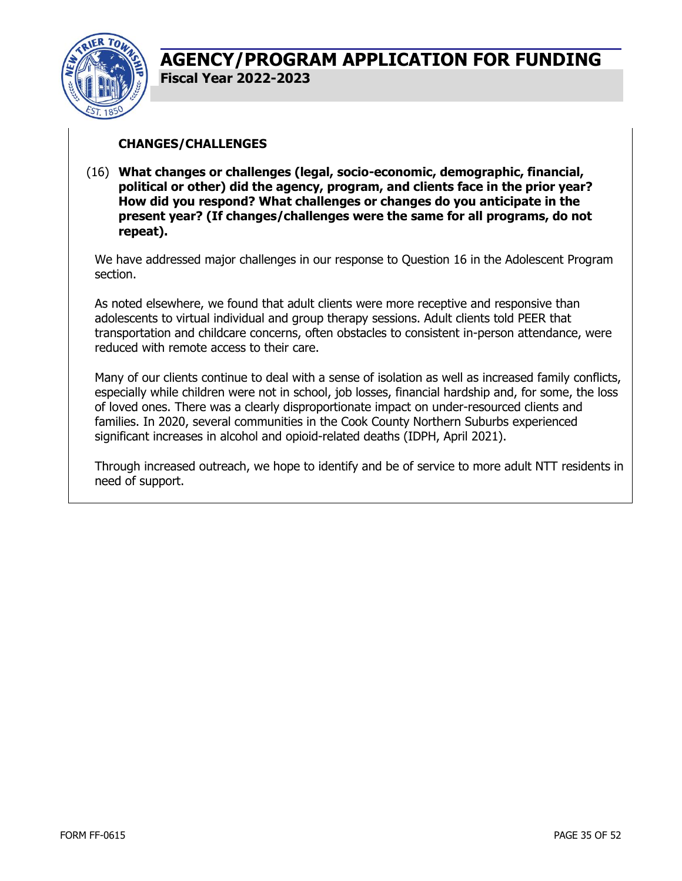# AGENCY/PROGRAM APPLICATION FOR FUNDING

**Fiscal Year 2022-2023**

**CHANGES/CHALLENGES**

(16) **What changes or challenges (legal, socio-economic, demographic, financial, political or other) did the agency, program, and clients face in the prior year? How did you respond? What challenges or changes do you anticipate in the present year? (If changes/challenges were the same for all programs, do not repeat).**

We have addressed major challenges in our response to Question 16 in the Adolescent Program section.

As noted elsewhere, we found that adult clients were more receptive and responsive than adolescents to virtual individual and group therapy sessions. Adult clients told PEER that transportation and childcare concerns, often obstacles to consistent in-person attendance, were reduced with remote access to their care.

Many of our clients continue to deal with a sense of isolation as well as increased family conflicts, especially while children were not in school, job losses, financial hardship and, for some, the loss of loved ones. There was a clearly disproportionate impact on under-resourced clients and families. In 2020, several communities in the Cook County Northern Suburbs experienced significant increases in alcohol and opioid-related deaths (IDPH, April 2021).

Through increased outreach, we hope to identify and be of service to more adult NTT residents in need of support.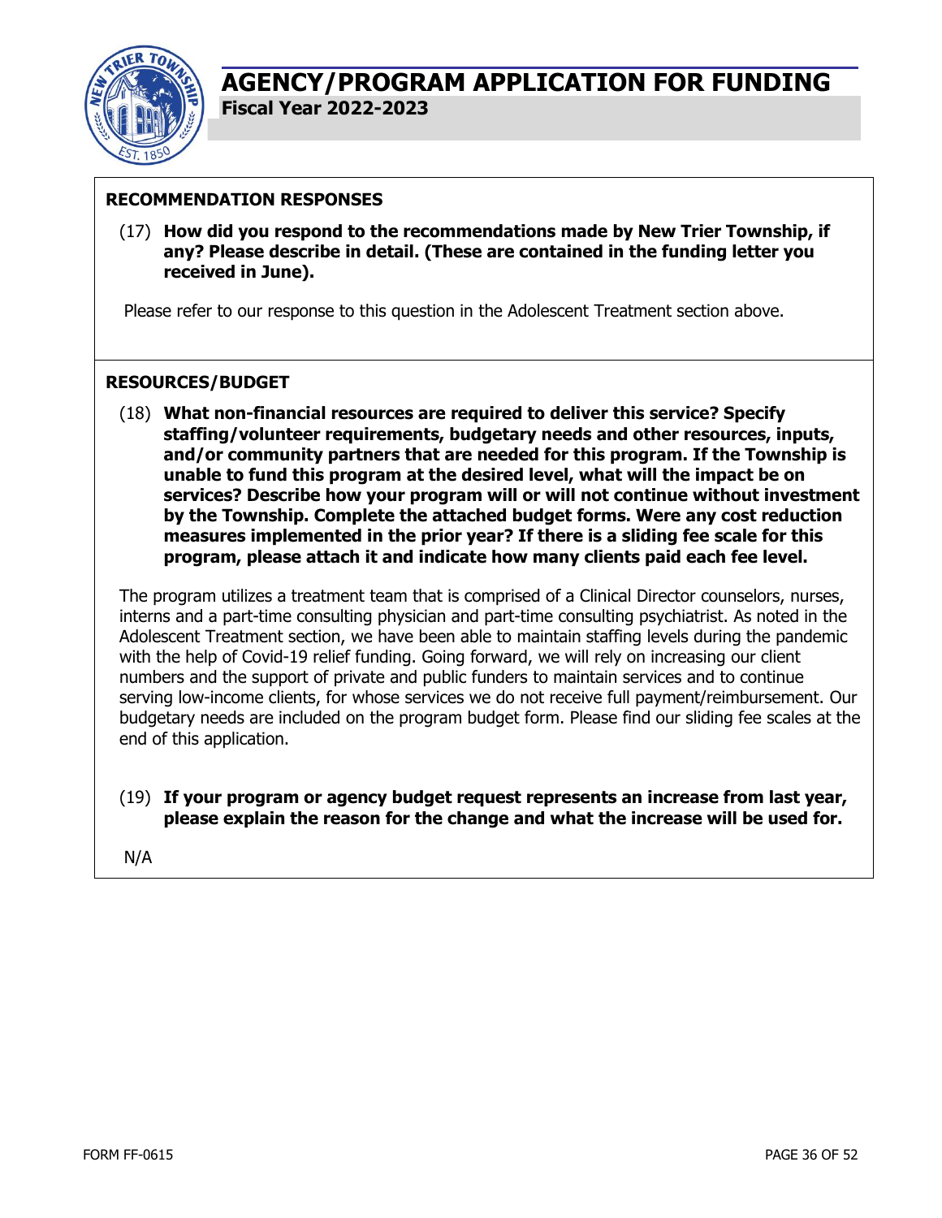# AGENCY/PROGRAM APPLICATION FOR FUNDING

**Fiscal Year 2022-2023**

## RECOMMENDATION RESPONSES

(17) **How did you respond to the recommendations made by New Trier Township, if any? Please describe in detail. (These are contained in the funding letter you received in June).**

Please refer to our response to this question in the Adolescent Treatment section above.

## RESOURCES/BUDGET

(18) **What non-financial resources are required to deliver this service? Specify staffing/volunteer requirements, budgetary needs and other resources, inputs, and/or community partners that are needed for this program. If the Township is unable to fund this program at the desired level, what will the impact be on services? Describe how your program will or will not continue without investment by the Township. Complete the attached budget forms. Were any cost reduction measures implemented in the prior year? If there is a sliding fee scale for this program, please attach it and indicate how many clients paid each fee level.**

The program utilizes a treatment team that is comprised of a Clinical Director counselors, nurses, interns and a part-time consulting physician and part-time consulting psychiatrist. As noted in the Adolescent Treatment section, we have been able to maintain staffing levels during the pandemic with the help of Covid-19 relief funding. Going forward, we will rely on increasing our client numbers and the support of private and public funders to maintain services and to continue serving low-income clients, for whose services we do not receive full payment/reimbursement. Our budgetary needs are included on the program budget form. Please find our sliding fee scales at the end of this application.

(19) **If your program or agency budget request represents an increase from last year, please explain the reason for the change and what the increase will be used for.**

N/A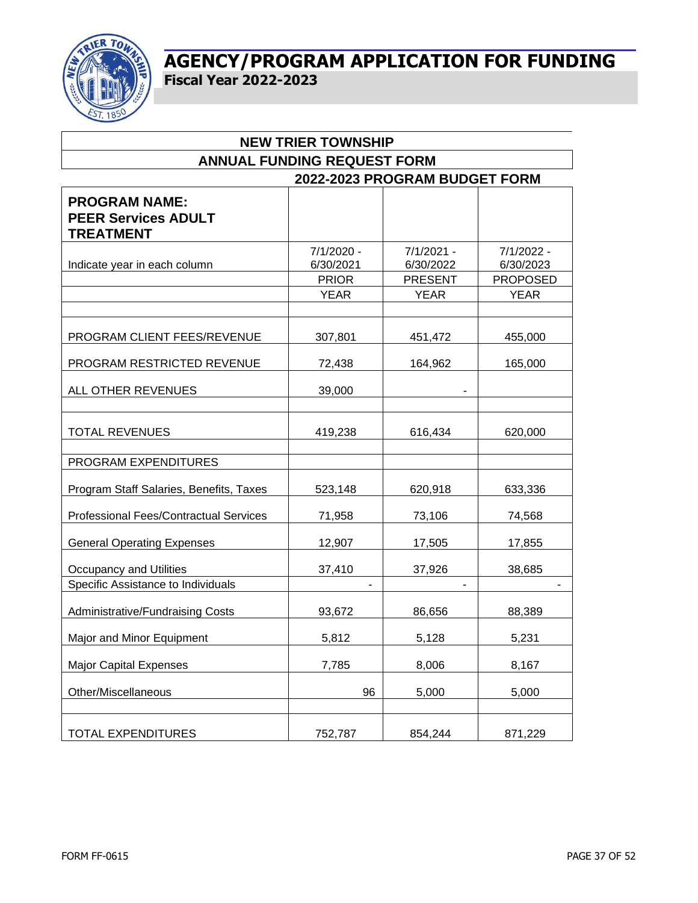# AGENCY/PROGRAM APPLICATION FOR FUNDING

**Fiscal Year 2022-2023**

## NEW TRIER TOWNSHIP

## ANNUAL FUNDING REQUEST FORM

### 2022-2023 PROGRAM BUDGET FORM

| **PROGRAM NAME: PEER Services ADULT TREATMENT** | | | |
|---|---|---|---|
| Indicate year in each column | 7/1/2020 - 6/30/2021 | 7/1/2021 - 6/30/2022 | 7/1/2022 - 6/30/2023 |
| | PRIOR | PRESENT | PROPOSED |
| | YEAR | YEAR | YEAR |
| | | | |
| PROGRAM CLIENT FEES/REVENUE | 307,801 | 451,472 | 455,000 |
| PROGRAM RESTRICTED REVENUE | 72,438 | 164,962 | 165,000 |
| ALL OTHER REVENUES | 39,000 | - | |
| | | | |
| TOTAL REVENUES | 419,238 | 616,434 | 620,000 |
| | | | |
| PROGRAM EXPENDITURES | | | |
| Program Staff Salaries, Benefits, Taxes | 523,148 | 620,918 | 633,336 |
| Professional Fees/Contractual Services | 71,958 | 73,106 | 74,568 |
| General Operating Expenses | 12,907 | 17,505 | 17,855 |
| Occupancy and Utilities | 37,410 | 37,926 | 38,685 |
| Specific Assistance to Individuals | - | - | - |
| Administrative/Fundraising Costs | 93,672 | 86,656 | 88,389 |
| Major and Minor Equipment | 5,812 | 5,128 | 5,231 |
| Major Capital Expenses | 7,785 | 8,006 | 8,167 |
| Other/Miscellaneous | 96 | 5,000 | 5,000 |
| | | | |
| TOTAL EXPENDITURES | 752,787 | 854,244 | 871,229 |

FORM FF-0615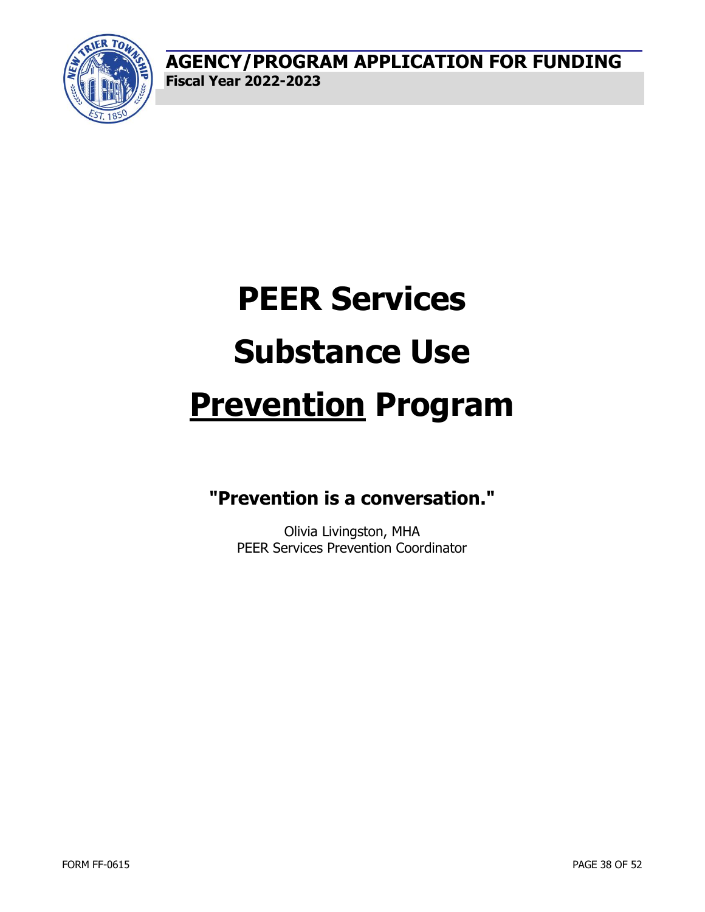# PEER Services Substance Use <u>Prevention</u> Program

**"Prevention is a conversation."**

Olivia Livingston, MHA
PEER Services Prevention Coordinator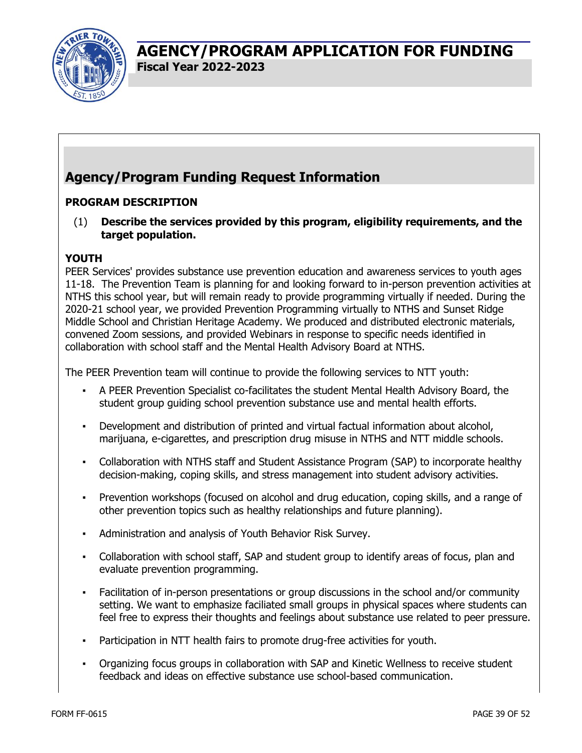# AGENCY/PROGRAM APPLICATION FOR FUNDING

**Fiscal Year 2022-2023**

## Agency/Program Funding Request Information

**PROGRAM DESCRIPTION**

(1) **Describe the services provided by this program, eligibility requirements, and the target population.**

**YOUTH**

PEER Services' provides substance use prevention education and awareness services to youth ages 11-18. The Prevention Team is planning for and looking forward to in-person prevention activities at NTHS this school year, but will remain ready to provide programming virtually if needed. During the 2020-21 school year, we provided Prevention Programming virtually to NTHS and Sunset Ridge Middle School and Christian Heritage Academy. We produced and distributed electronic materials, convened Zoom sessions, and provided Webinars in response to specific needs identified in collaboration with school staff and the Mental Health Advisory Board at NTHS.

The PEER Prevention team will continue to provide the following services to NTT youth:

- A PEER Prevention Specialist co-facilitates the student Mental Health Advisory Board, the student group guiding school prevention substance use and mental health efforts.
- Development and distribution of printed and virtual factual information about alcohol, marijuana, e-cigarettes, and prescription drug misuse in NTHS and NTT middle schools.
- Collaboration with NTHS staff and Student Assistance Program (SAP) to incorporate healthy decision-making, coping skills, and stress management into student advisory activities.
- Prevention workshops (focused on alcohol and drug education, coping skills, and a range of other prevention topics such as healthy relationships and future planning).
- Administration and analysis of Youth Behavior Risk Survey.
- Collaboration with school staff, SAP and student group to identify areas of focus, plan and evaluate prevention programming.
- Facilitation of in-person presentations or group discussions in the school and/or community setting. We want to emphasize faciliated small groups in physical spaces where students can feel free to express their thoughts and feelings about substance use related to peer pressure.
- Participation in NTT health fairs to promote drug-free activities for youth.
- Organizing focus groups in collaboration with SAP and Kinetic Wellness to receive student feedback and ideas on effective substance use school-based communication.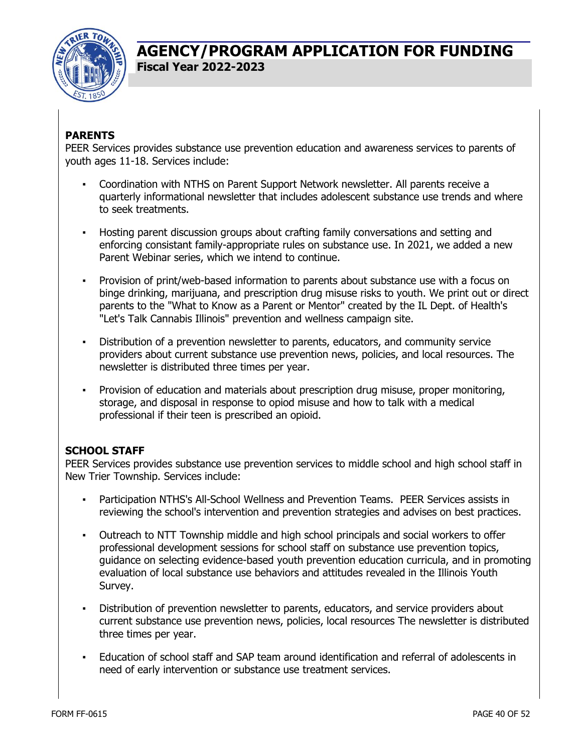# AGENCY/PROGRAM APPLICATION FOR FUNDING

**Fiscal Year 2022-2023**

**PARENTS**

PEER Services provides substance use prevention education and awareness services to parents of youth ages 11-18. Services include:

- Coordination with NTHS on Parent Support Network newsletter. All parents receive a quarterly informational newsletter that includes adolescent substance use trends and where to seek treatments.
- Hosting parent discussion groups about crafting family conversations and setting and enforcing consistant family-appropriate rules on substance use. In 2021, we added a new Parent Webinar series, which we intend to continue.
- Provision of print/web-based information to parents about substance use with a focus on binge drinking, marijuana, and prescription drug misuse risks to youth. We print out or direct parents to the "What to Know as a Parent or Mentor" created by the IL Dept. of Health's "Let's Talk Cannabis Illinois" prevention and wellness campaign site.
- Distribution of a prevention newsletter to parents, educators, and community service providers about current substance use prevention news, policies, and local resources. The newsletter is distributed three times per year.
- Provision of education and materials about prescription drug misuse, proper monitoring, storage, and disposal in response to opiod misuse and how to talk with a medical professional if their teen is prescribed an opioid.

**SCHOOL STAFF**

PEER Services provides substance use prevention services to middle school and high school staff in New Trier Township. Services include:

- Participation NTHS's All-School Wellness and Prevention Teams. PEER Services assists in reviewing the school's intervention and prevention strategies and advises on best practices.
- Outreach to NTT Township middle and high school principals and social workers to offer professional development sessions for school staff on substance use prevention topics, guidance on selecting evidence-based youth prevention education curricula, and in promoting evaluation of local substance use behaviors and attitudes revealed in the Illinois Youth Survey.
- Distribution of prevention newsletter to parents, educators, and service providers about current substance use prevention news, policies, local resources The newsletter is distributed three times per year.
- Education of school staff and SAP team around identification and referral of adolescents in need of early intervention or substance use treatment services.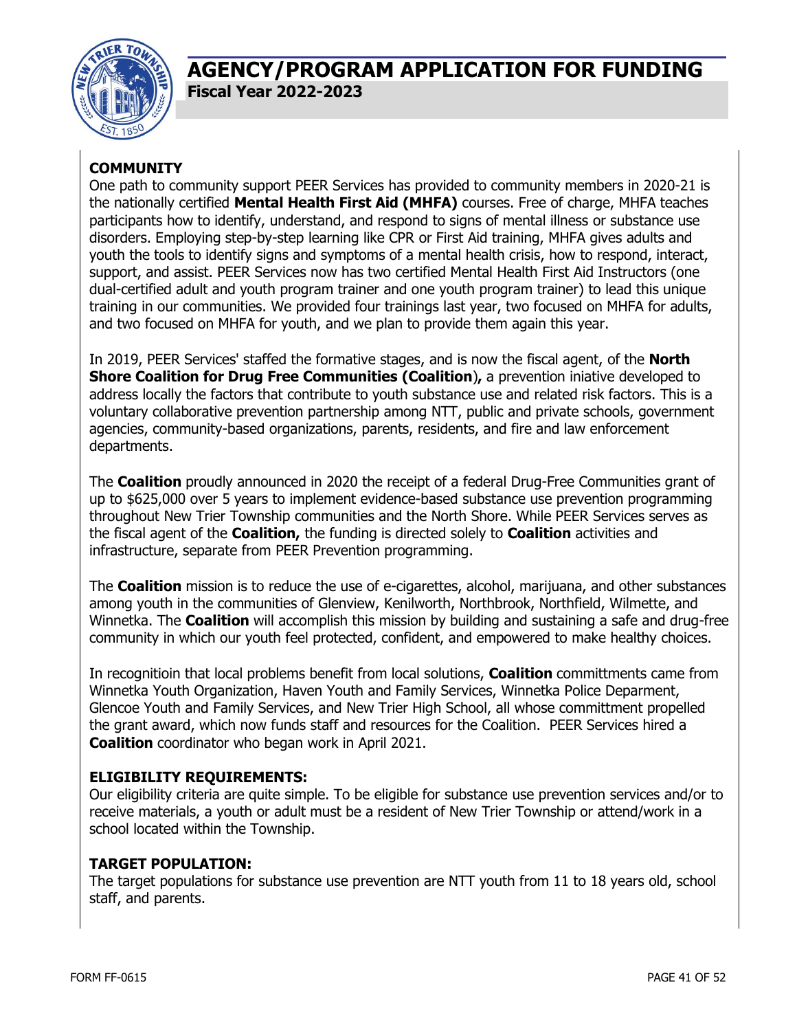# AGENCY/PROGRAM APPLICATION FOR FUNDING

**Fiscal Year 2022-2023**

**COMMUNITY**

One path to community support PEER Services has provided to community members in 2020-21 is the nationally certified **Mental Health First Aid (MHFA)** courses. Free of charge, MHFA teaches participants how to identify, understand, and respond to signs of mental illness or substance use disorders. Employing step-by-step learning like CPR or First Aid training, MHFA gives adults and youth the tools to identify signs and symptoms of a mental health crisis, how to respond, interact, support, and assist. PEER Services now has two certified Mental Health First Aid Instructors (one dual-certified adult and youth program trainer and one youth program trainer) to lead this unique training in our communities. We provided four trainings last year, two focused on MHFA for adults, and two focused on MHFA for youth, and we plan to provide them again this year.

In 2019, PEER Services' staffed the formative stages, and is now the fiscal agent, of the **North Shore Coalition for Drug Free Communities (Coalition)**, a prevention iniative developed to address locally the factors that contribute to youth substance use and related risk factors. This is a voluntary collaborative prevention partnership among NTT, public and private schools, government agencies, community-based organizations, parents, residents, and fire and law enforcement departments.

The **Coalition** proudly announced in 2020 the receipt of a federal Drug-Free Communities grant of up to $625,000 over 5 years to implement evidence-based substance use prevention programming throughout New Trier Township communities and the North Shore. While PEER Services serves as the fiscal agent of the **Coalition,** the funding is directed solely to **Coalition** activities and infrastructure, separate from PEER Prevention programming.

The **Coalition** mission is to reduce the use of e-cigarettes, alcohol, marijuana, and other substances among youth in the communities of Glenview, Kenilworth, Northbrook, Northfield, Wilmette, and Winnetka. The **Coalition** will accomplish this mission by building and sustaining a safe and drug-free community in which our youth feel protected, confident, and empowered to make healthy choices.

In recognitioin that local problems benefit from local solutions, **Coalition** committments came from Winnetka Youth Organization, Haven Youth and Family Services, Winnetka Police Deparment, Glencoe Youth and Family Services, and New Trier High School, all whose committment propelled the grant award, which now funds staff and resources for the Coalition. PEER Services hired a **Coalition** coordinator who began work in April 2021.

**ELIGIBILITY REQUIREMENTS:**

Our eligibility criteria are quite simple. To be eligible for substance use prevention services and/or to receive materials, a youth or adult must be a resident of New Trier Township or attend/work in a school located within the Township.

**TARGET POPULATION:**

The target populations for substance use prevention are NTT youth from 11 to 18 years old, school staff, and parents.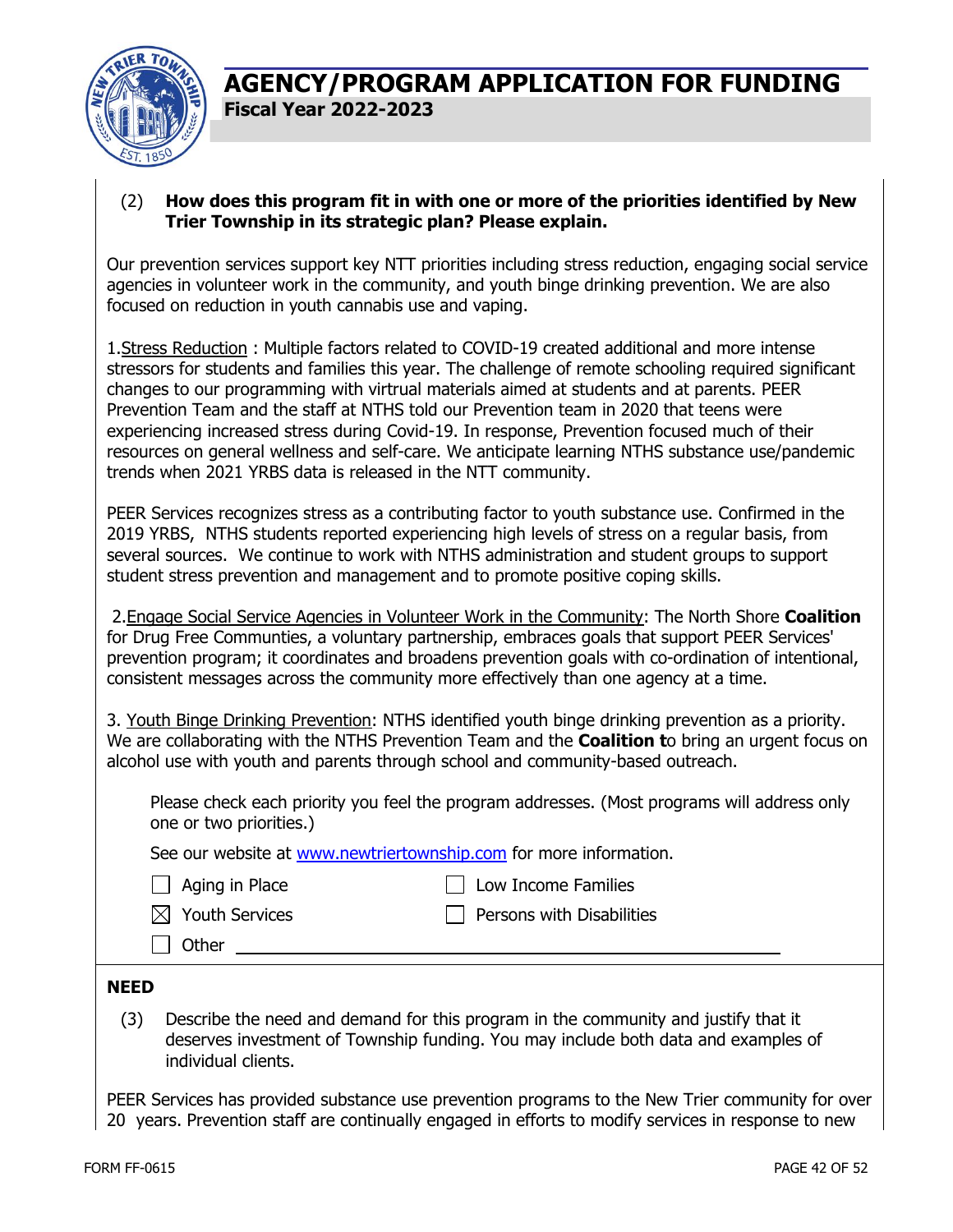(2) **How does this program fit in with one or more of the priorities identified by New Trier Township in its strategic plan? Please explain.**

Our prevention services support key NTT priorities including stress reduction, engaging social service agencies in volunteer work in the community, and youth binge drinking prevention. We are also focused on reduction in youth cannabis use and vaping.

1.Stress Reduction : Multiple factors related to COVID-19 created additional and more intense stressors for students and families this year. The challenge of remote schooling required significant changes to our programming with virtrual materials aimed at students and at parents. PEER Prevention Team and the staff at NTHS told our Prevention team in 2020 that teens were experiencing increased stress during Covid-19. In response, Prevention focused much of their resources on general wellness and self-care. We anticipate learning NTHS substance use/pandemic trends when 2021 YRBS data is released in the NTT community.

PEER Services recognizes stress as a contributing factor to youth substance use. Confirmed in the 2019 YRBS, NTHS students reported experiencing high levels of stress on a regular basis, from several sources. We continue to work with NTHS administration and student groups to support student stress prevention and management and to promote positive coping skills.

2.Engage Social Service Agencies in Volunteer Work in the Community: The North Shore **Coalition** for Drug Free Communties, a voluntary partnership, embraces goals that support PEER Services' prevention program; it coordinates and broadens prevention goals with co-ordination of intentional, consistent messages across the community more effectively than one agency at a time.

3. Youth Binge Drinking Prevention: NTHS identified youth binge drinking prevention as a priority. We are collaborating with the NTHS Prevention Team and the **Coalition t**o bring an urgent focus on alcohol use with youth and parents through school and community-based outreach.

Please check each priority you feel the program addresses. (Most programs will address only one or two priorities.)

See our website at www.newtriertownship.com for more information.

- ☐ Aging in Place
- ☐ Low Income Families
- ☒ Youth Services
- ☐ Persons with Disabilities
- ☐ Other ______________________

**NEED**

(3) Describe the need and demand for this program in the community and justify that it deserves investment of Township funding. You may include both data and examples of individual clients.

PEER Services has provided substance use prevention programs to the New Trier community for over 20 years. Prevention staff are continually engaged in efforts to modify services in response to new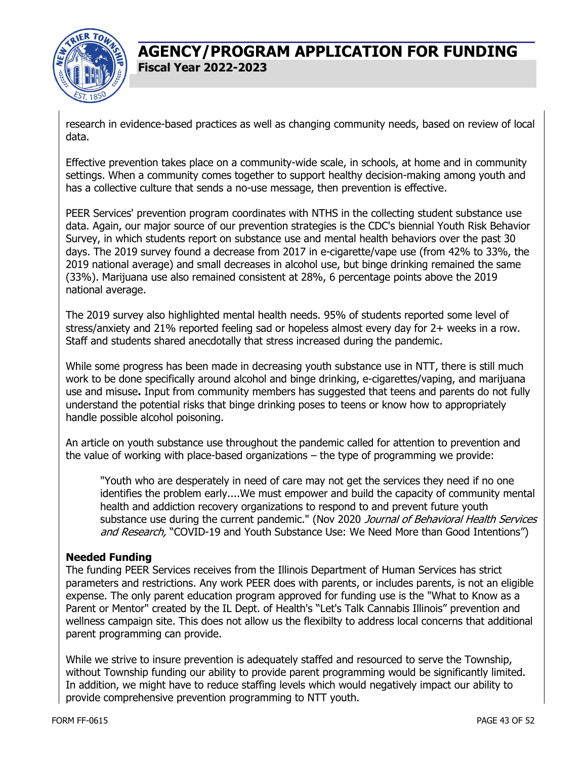research in evidence-based practices as well as changing community needs, based on review of local data.

Effective prevention takes place on a community-wide scale, in schools, at home and in community settings. When a community comes together to support healthy decision-making among youth and has a collective culture that sends a no-use message, then prevention is effective.

PEER Services' prevention program coordinates with NTHS in the collecting student substance use data. Again, our major source of our prevention strategies is the CDC's biennial Youth Risk Behavior Survey, in which students report on substance use and mental health behaviors over the past 30 days. The 2019 survey found a decrease from 2017 in e-cigarette/vape use (from 42% to 33%, the 2019 national average) and small decreases in alcohol use, but binge drinking remained the same (33%). Marijuana use also remained consistent at 28%, 6 percentage points above the 2019 national average.

The 2019 survey also highlighted mental health needs. 95% of students reported some level of stress/anxiety and 21% reported feeling sad or hopeless almost every day for 2+ weeks in a row. Staff and students shared anecdotally that stress increased during the pandemic.

While some progress has been made in decreasing youth substance use in NTT, there is still much work to be done specifically around alcohol and binge drinking, e-cigarettes/vaping, and marijuana use and misuse**.** Input from community members has suggested that teens and parents do not fully understand the potential risks that binge drinking poses to teens or know how to appropriately handle possible alcohol poisoning.

An article on youth substance use throughout the pandemic called for attention to prevention and the value of working with place-based organizations – the type of programming we provide:

> "Youth who are desperately in need of care may not get the services they need if no one identifies the problem early....We must empower and build the capacity of community mental health and addiction recovery organizations to respond to and prevent future youth substance use during the current pandemic." (Nov 2020 *Journal of Behavioral Health Services and Research,* "COVID-19 and Youth Substance Use: We Need More than Good Intentions")

**Needed Funding**

The funding PEER Services receives from the Illinois Department of Human Services has strict parameters and restrictions. Any work PEER does with parents, or includes parents, is not an eligible expense. The only parent education program approved for funding use is the "What to Know as a Parent or Mentor" created by the IL Dept. of Health's "Let's Talk Cannabis Illinois" prevention and wellness campaign site. This does not allow us the flexibilty to address local concerns that additional parent programming can provide.

While we strive to insure prevention is adequately staffed and resourced to serve the Township, without Township funding our ability to provide parent programming would be significantly limited. In addition, we might have to reduce staffing levels which would negatively impact our ability to provide comprehensive prevention programming to NTT youth.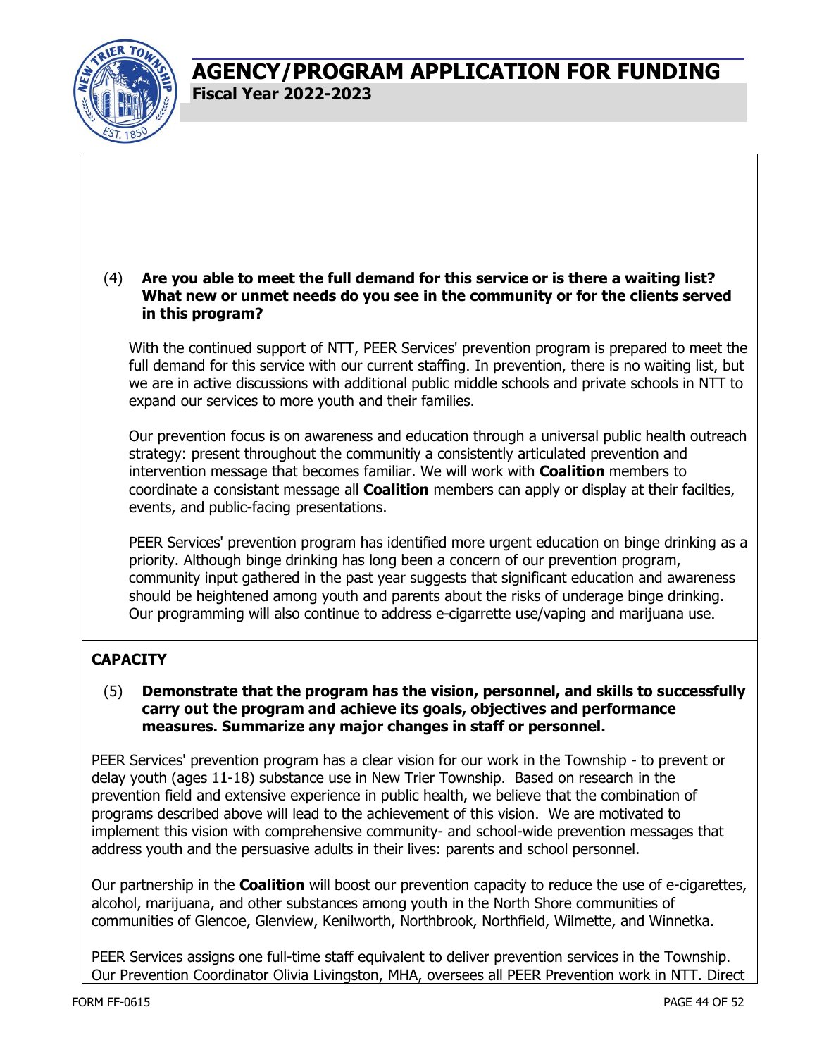(4) **Are you able to meet the full demand for this service or is there a waiting list? What new or unmet needs do you see in the community or for the clients served in this program?**

With the continued support of NTT, PEER Services' prevention program is prepared to meet the full demand for this service with our current staffing. In prevention, there is no waiting list, but we are in active discussions with additional public middle schools and private schools in NTT to expand our services to more youth and their families.

Our prevention focus is on awareness and education through a universal public health outreach strategy: present throughout the communitiy a consistently articulated prevention and intervention message that becomes familiar. We will work with **Coalition** members to coordinate a consistant message all **Coalition** members can apply or display at their facilties, events, and public-facing presentations.

PEER Services' prevention program has identified more urgent education on binge drinking as a priority. Although binge drinking has long been a concern of our prevention program, community input gathered in the past year suggests that significant education and awareness should be heightened among youth and parents about the risks of underage binge drinking. Our programming will also continue to address e-cigarrette use/vaping and marijuana use.

## CAPACITY

(5) **Demonstrate that the program has the vision, personnel, and skills to successfully carry out the program and achieve its goals, objectives and performance measures. Summarize any major changes in staff or personnel.**

PEER Services' prevention program has a clear vision for our work in the Township - to prevent or delay youth (ages 11-18) substance use in New Trier Township. Based on research in the prevention field and extensive experience in public health, we believe that the combination of programs described above will lead to the achievement of this vision. We are motivated to implement this vision with comprehensive community- and school-wide prevention messages that address youth and the persuasive adults in their lives: parents and school personnel.

Our partnership in the **Coalition** will boost our prevention capacity to reduce the use of e-cigarettes, alcohol, marijuana, and other substances among youth in the North Shore communities of communities of Glencoe, Glenview, Kenilworth, Northbrook, Northfield, Wilmette, and Winnetka.

PEER Services assigns one full-time staff equivalent to deliver prevention services in the Township. Our Prevention Coordinator Olivia Livingston, MHA, oversees all PEER Prevention work in NTT. Direct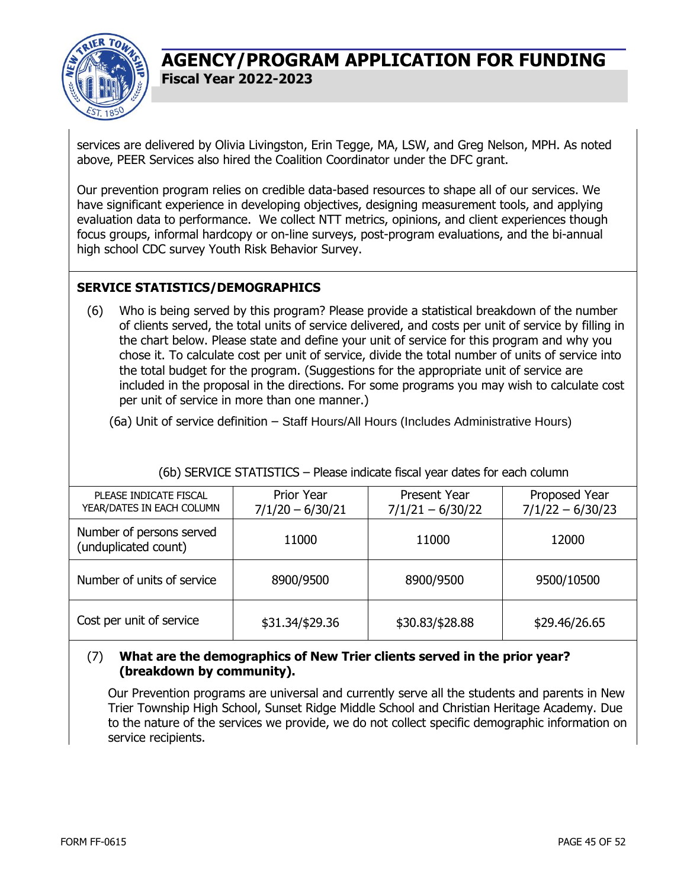services are delivered by Olivia Livingston, Erin Tegge, MA, LSW, and Greg Nelson, MPH. As noted above, PEER Services also hired the Coalition Coordinator under the DFC grant.

Our prevention program relies on credible data-based resources to shape all of our services. We have significant experience in developing objectives, designing measurement tools, and applying evaluation data to performance. We collect NTT metrics, opinions, and client experiences though focus groups, informal hardcopy or on-line surveys, post-program evaluations, and the bi-annual high school CDC survey Youth Risk Behavior Survey.

## SERVICE STATISTICS/DEMOGRAPHICS

(6) Who is being served by this program? Please provide a statistical breakdown of the number of clients served, the total units of service delivered, and costs per unit of service by filling in the chart below. Please state and define your unit of service for this program and why you chose it. To calculate cost per unit of service, divide the total number of units of service into the total budget for the program. (Suggestions for the appropriate unit of service are included in the proposal in the directions. For some programs you may wish to calculate cost per unit of service in more than one manner.)

(6a) Unit of service definition – Staff Hours/All Hours (Includes Administrative Hours)

(6b) SERVICE STATISTICS – Please indicate fiscal year dates for each column

| PLEASE INDICATE FISCAL YEAR/DATES IN EACH COLUMN | Prior Year 7/1/20 – 6/30/21 | Present Year 7/1/21 – 6/30/22 | Proposed Year 7/1/22 – 6/30/23 |
|---|---|---|---|
| Number of persons served (unduplicated count) | 11000 | 11000 | 12000 |
| Number of units of service | 8900/9500 | 8900/9500 | 9500/10500 |
| Cost per unit of service | $31.34/$29.36 | $30.83/$28.88 | $29.46/26.65 |

(7) **What are the demographics of New Trier clients served in the prior year? (breakdown by community).**

Our Prevention programs are universal and currently serve all the students and parents in New Trier Township High School, Sunset Ridge Middle School and Christian Heritage Academy. Due to the nature of the services we provide, we do not collect specific demographic information on service recipients.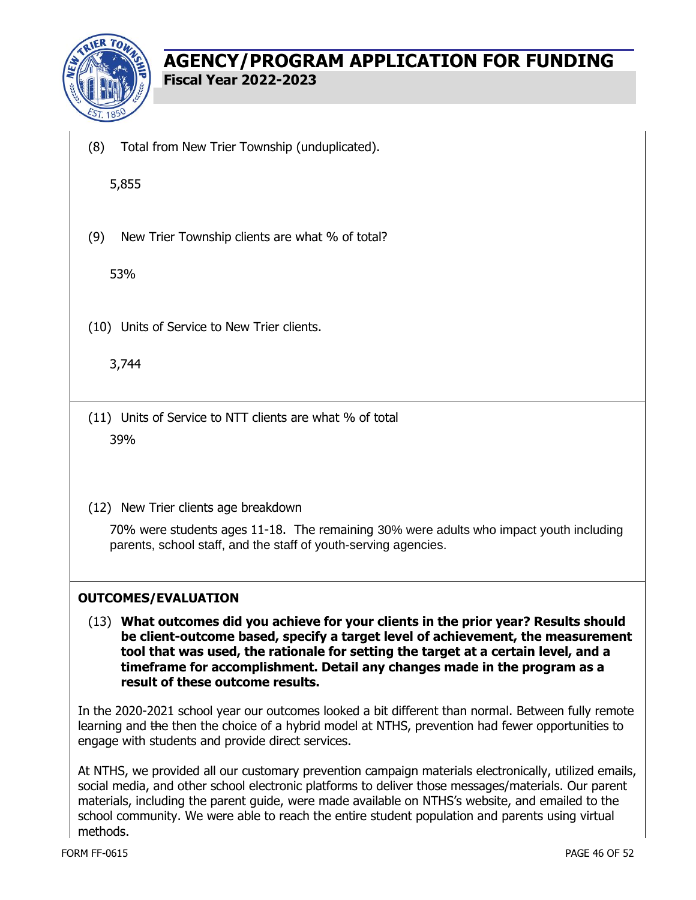(8) Total from New Trier Township (unduplicated).

5,855

(9) New Trier Township clients are what % of total?

53%

(10) Units of Service to New Trier clients.

3,744

(11) Units of Service to NTT clients are what % of total

39%

(12) New Trier clients age breakdown

70% were students ages 11-18. The remaining 30% were adults who impact youth including parents, school staff, and the staff of youth-serving agencies.

## OUTCOMES/EVALUATION

(13) **What outcomes did you achieve for your clients in the prior year? Results should be client-outcome based, specify a target level of achievement, the measurement tool that was used, the rationale for setting the target at a certain level, and a timeframe for accomplishment. Detail any changes made in the program as a result of these outcome results.**

In the 2020-2021 school year our outcomes looked a bit different than normal. Between fully remote learning and ~~the~~ then the choice of a hybrid model at NTHS, prevention had fewer opportunities to engage with students and provide direct services.

At NTHS, we provided all our customary prevention campaign materials electronically, utilized emails, social media, and other school electronic platforms to deliver those messages/materials. Our parent materials, including the parent guide, were made available on NTHS's website, and emailed to the school community. We were able to reach the entire student population and parents using virtual methods.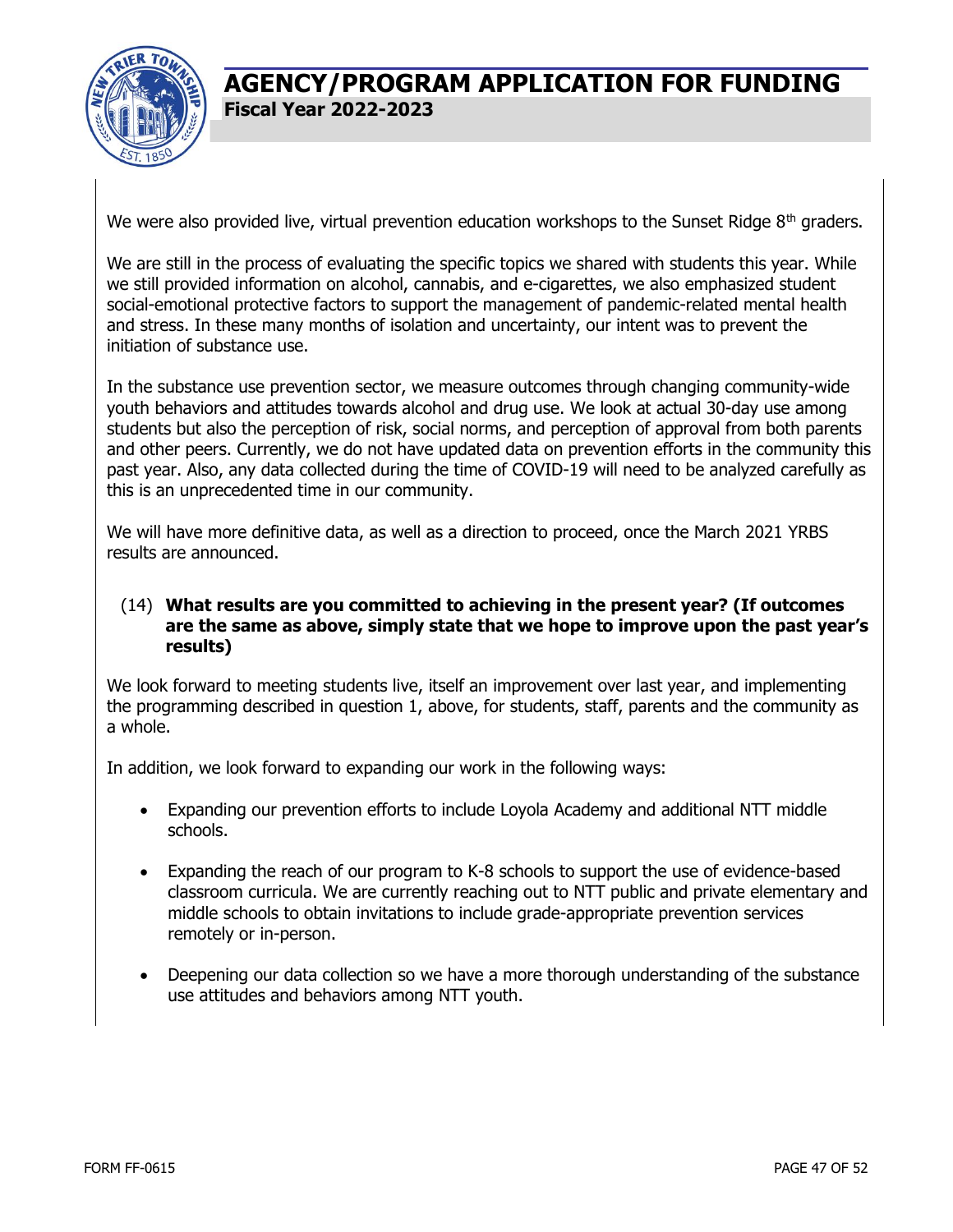We were also provided live, virtual prevention education workshops to the Sunset Ridge 8th graders.

We are still in the process of evaluating the specific topics we shared with students this year. While we still provided information on alcohol, cannabis, and e-cigarettes, we also emphasized student social-emotional protective factors to support the management of pandemic-related mental health and stress. In these many months of isolation and uncertainty, our intent was to prevent the initiation of substance use.

In the substance use prevention sector, we measure outcomes through changing community-wide youth behaviors and attitudes towards alcohol and drug use. We look at actual 30-day use among students but also the perception of risk, social norms, and perception of approval from both parents and other peers. Currently, we do not have updated data on prevention efforts in the community this past year. Also, any data collected during the time of COVID-19 will need to be analyzed carefully as this is an unprecedented time in our community.

We will have more definitive data, as well as a direction to proceed, once the March 2021 YRBS results are announced.

(14) **What results are you committed to achieving in the present year? (If outcomes are the same as above, simply state that we hope to improve upon the past year's results)**

We look forward to meeting students live, itself an improvement over last year, and implementing the programming described in question 1, above, for students, staff, parents and the community as a whole.

In addition, we look forward to expanding our work in the following ways:

- Expanding our prevention efforts to include Loyola Academy and additional NTT middle schools.
- Expanding the reach of our program to K-8 schools to support the use of evidence-based classroom curricula. We are currently reaching out to NTT public and private elementary and middle schools to obtain invitations to include grade-appropriate prevention services remotely or in-person.
- Deepening our data collection so we have a more thorough understanding of the substance use attitudes and behaviors among NTT youth.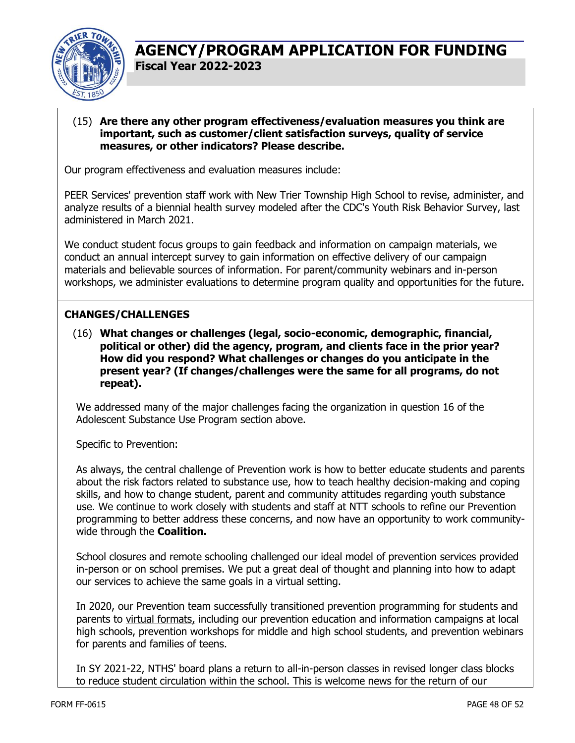(15) **Are there any other program effectiveness/evaluation measures you think are important, such as customer/client satisfaction surveys, quality of service measures, or other indicators? Please describe.**

Our program effectiveness and evaluation measures include:

PEER Services' prevention staff work with New Trier Township High School to revise, administer, and analyze results of a biennial health survey modeled after the CDC's Youth Risk Behavior Survey, last administered in March 2021.

We conduct student focus groups to gain feedback and information on campaign materials, we conduct an annual intercept survey to gain information on effective delivery of our campaign materials and believable sources of information. For parent/community webinars and in-person workshops, we administer evaluations to determine program quality and opportunities for the future.

## CHANGES/CHALLENGES

(16) **What changes or challenges (legal, socio-economic, demographic, financial, political or other) did the agency, program, and clients face in the prior year? How did you respond? What challenges or changes do you anticipate in the present year? (If changes/challenges were the same for all programs, do not repeat).**

We addressed many of the major challenges facing the organization in question 16 of the Adolescent Substance Use Program section above.

Specific to Prevention:

As always, the central challenge of Prevention work is how to better educate students and parents about the risk factors related to substance use, how to teach healthy decision-making and coping skills, and how to change student, parent and community attitudes regarding youth substance use. We continue to work closely with students and staff at NTT schools to refine our Prevention programming to better address these concerns, and now have an opportunity to work community-wide through the **Coalition.**

School closures and remote schooling challenged our ideal model of prevention services provided in-person or on school premises. We put a great deal of thought and planning into how to adapt our services to achieve the same goals in a virtual setting.

In 2020, our Prevention team successfully transitioned prevention programming for students and parents to virtual formats, including our prevention education and information campaigns at local high schools, prevention workshops for middle and high school students, and prevention webinars for parents and families of teens.

In SY 2021-22, NTHS' board plans a return to all-in-person classes in revised longer class blocks to reduce student circulation within the school. This is welcome news for the return of our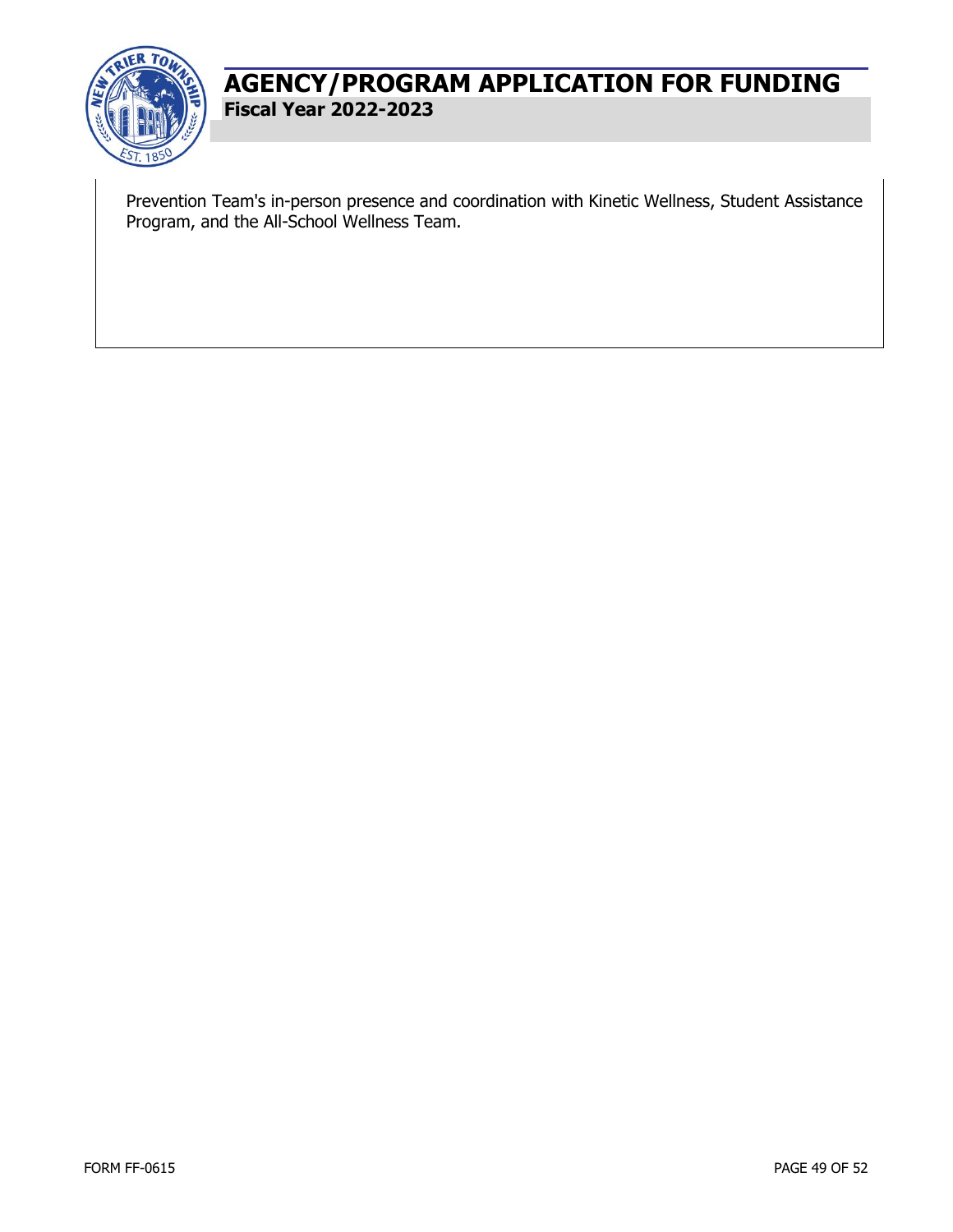Prevention Team's in-person presence and coordination with Kinetic Wellness, Student Assistance Program, and the All-School Wellness Team.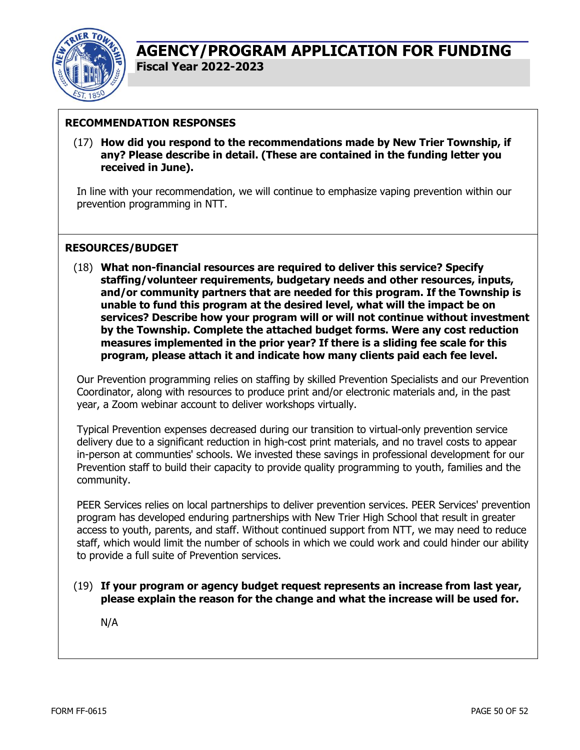# AGENCY/PROGRAM APPLICATION FOR FUNDING

**Fiscal Year 2022-2023**

## RECOMMENDATION RESPONSES

(17) **How did you respond to the recommendations made by New Trier Township, if any? Please describe in detail. (These are contained in the funding letter you received in June).**

In line with your recommendation, we will continue to emphasize vaping prevention within our prevention programming in NTT.

## RESOURCES/BUDGET

(18) **What non-financial resources are required to deliver this service? Specify staffing/volunteer requirements, budgetary needs and other resources, inputs, and/or community partners that are needed for this program. If the Township is unable to fund this program at the desired level, what will the impact be on services? Describe how your program will or will not continue without investment by the Township. Complete the attached budget forms. Were any cost reduction measures implemented in the prior year? If there is a sliding fee scale for this program, please attach it and indicate how many clients paid each fee level.**

Our Prevention programming relies on staffing by skilled Prevention Specialists and our Prevention Coordinator, along with resources to produce print and/or electronic materials and, in the past year, a Zoom webinar account to deliver workshops virtually.

Typical Prevention expenses decreased during our transition to virtual-only prevention service delivery due to a significant reduction in high-cost print materials, and no travel costs to appear in-person at communties' schools. We invested these savings in professional development for our Prevention staff to build their capacity to provide quality programming to youth, families and the community.

PEER Services relies on local partnerships to deliver prevention services. PEER Services' prevention program has developed enduring partnerships with New Trier High School that result in greater access to youth, parents, and staff. Without continued support from NTT, we may need to reduce staff, which would limit the number of schools in which we could work and could hinder our ability to provide a full suite of Prevention services.

(19) **If your program or agency budget request represents an increase from last year, please explain the reason for the change and what the increase will be used for.**

N/A

FORM FF-0615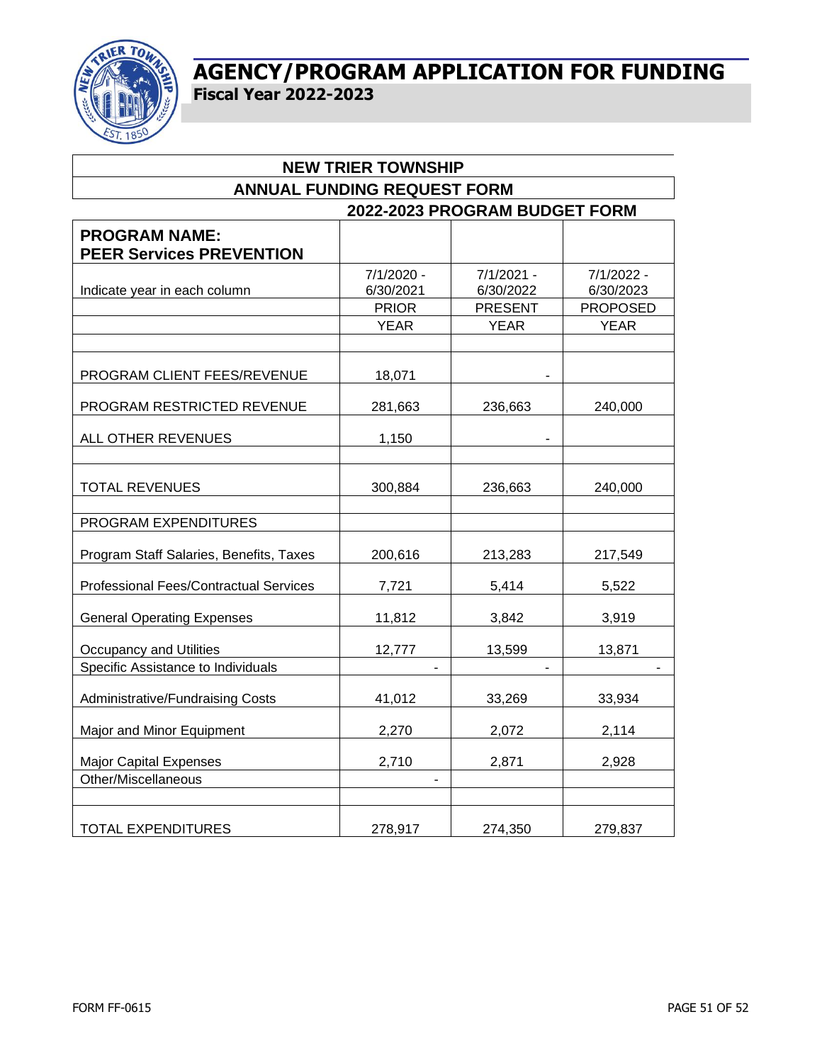# AGENCY/PROGRAM APPLICATION FOR FUNDING

**Fiscal Year 2022-2023**

## NEW TRIER TOWNSHIP

## ANNUAL FUNDING REQUEST FORM

### 2022-2023 PROGRAM BUDGET FORM

| **PROGRAM NAME: PEER Services PREVENTION** | | | |
|---|---|---|---|
| Indicate year in each column | 7/1/2020 - 6/30/2021 | 7/1/2021 - 6/30/2022 | 7/1/2022 - 6/30/2023 |
| | PRIOR | PRESENT | PROPOSED |
| | YEAR | YEAR | YEAR |
| | | | |
| PROGRAM CLIENT FEES/REVENUE | 18,071 | - | |
| PROGRAM RESTRICTED REVENUE | 281,663 | 236,663 | 240,000 |
| ALL OTHER REVENUES | 1,150 | - | |
| | | | |
| TOTAL REVENUES | 300,884 | 236,663 | 240,000 |
| | | | |
| PROGRAM EXPENDITURES | | | |
| Program Staff Salaries, Benefits, Taxes | 200,616 | 213,283 | 217,549 |
| Professional Fees/Contractual Services | 7,721 | 5,414 | 5,522 |
| General Operating Expenses | 11,812 | 3,842 | 3,919 |
| Occupancy and Utilities | 12,777 | 13,599 | 13,871 |
| Specific Assistance to Individuals | - | - | - |
| Administrative/Fundraising Costs | 41,012 | 33,269 | 33,934 |
| Major and Minor Equipment | 2,270 | 2,072 | 2,114 |
| Major Capital Expenses | 2,710 | 2,871 | 2,928 |
| Other/Miscellaneous | - | | |
| | | | |
| TOTAL EXPENDITURES | 278,917 | 274,350 | 279,837 |

FORM FF-0615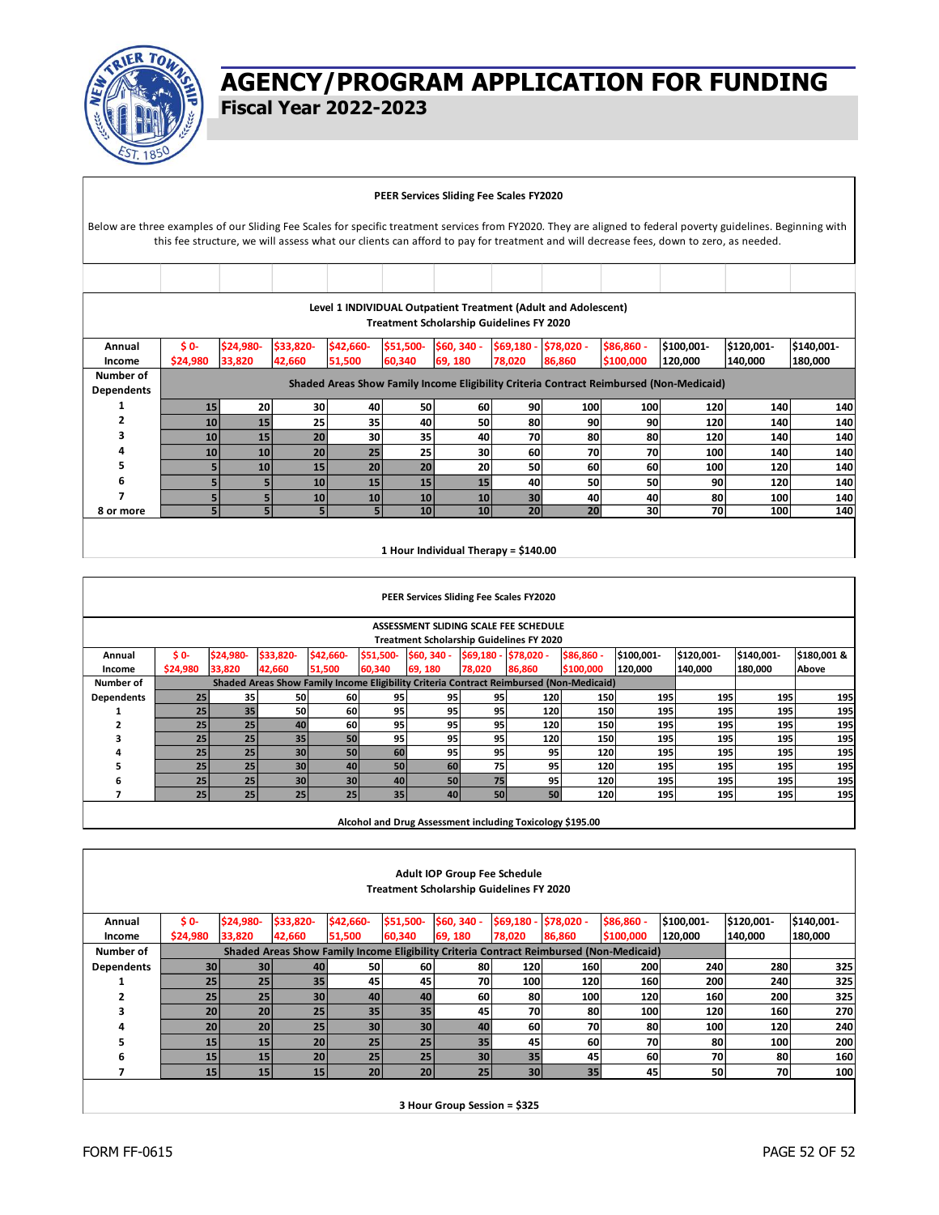# AGENCY/PROGRAM APPLICATION FOR FUNDING

## Fiscal Year 2022-2023

**PEER Services Sliding Fee Scales FY2020**

Below are three examples of our Sliding Fee Scales for specific treatment services from FY2020. They are aligned to federal poverty guidelines. Beginning with this fee structure, we will assess what our clients can afford to pay for treatment and will decrease fees, down to zero, as needed.

**Level 1 INDIVIDUAL Outpatient Treatment (Adult and Adolescent)**
**Treatment Scholarship Guidelines FY 2020**

| Annual Income | $ 0-$24,980 | $24,980-33,820 | $33,820-42,660 | $42,660-51,500 | $51,500-60,340 | $60, 340 - 69, 180 | $69,180 - 78,020 | $78,020 - 86,860 | $86,860 - $100,000 | $100,001-120,000 | $120,001-140,000 | $140,001-180,000 |
|---|---|---|---|---|---|---|---|---|---|---|---|---|
| Number of Dependents | Shaded Areas Show Family Income Eligibility Criteria Contract Reimbursed (Non-Medicaid) | | | | | | | | | | | |
| 1 | 15 | 20 | 30 | 40 | 50 | 60 | 90 | 100 | 100 | 120 | 140 | 140 |
| 2 | 10 | 15 | 25 | 35 | 40 | 50 | 80 | 90 | 90 | 120 | 140 | 140 |
| 3 | 10 | 15 | 20 | 30 | 35 | 40 | 70 | 80 | 80 | 120 | 140 | 140 |
| 4 | 10 | 10 | 20 | 25 | 25 | 30 | 60 | 70 | 70 | 100 | 140 | 140 |
| 5 | 5 | 10 | 15 | 20 | 20 | 20 | 50 | 60 | 60 | 100 | 120 | 140 |
| 6 | 5 | 5 | 10 | 15 | 15 | 15 | 40 | 50 | 50 | 90 | 120 | 140 |
| 7 | 5 | 5 | 10 | 10 | 10 | 10 | 30 | 40 | 40 | 80 | 100 | 140 |
| 8 or more | 5 | 5 | 5 | 5 | 10 | 10 | 20 | 20 | 30 | 70 | 100 | 140 |

**1 Hour Individual Therapy = $140.00**

**PEER Services Sliding Fee Scales FY2020**

**ASSESSMENT SLIDING SCALE FEE SCHEDULE**
**Treatment Scholarship Guidelines FY 2020**

| Annual Income | $ 0-$24,980 | $24,980-33,820 | $33,820-42,660 | $42,660-51,500 | $51,500-60,340 | $60, 340 - 69, 180 | $69,180 - 78,020 | $78,020 - 86,860 | $86,860 - $100,000 | $100,001-120,000 | $120,001-140,000 | $140,001-180,000 | $180,001 & Above |
|---|---|---|---|---|---|---|---|---|---|---|---|---|---|
| Number of Dependents | Shaded Areas Show Family Income Eligibility Criteria Contract Reimbursed (Non-Medicaid) | | | | | | | | | | | | |
| | 25 | 35 | 50 | 60 | 95 | 95 | 95 | 120 | 150 | 195 | 195 | 195 | 195 |
| 1 | 25 | 35 | 50 | 60 | 95 | 95 | 95 | 120 | 150 | 195 | 195 | 195 | 195 |
| 2 | 25 | 25 | 40 | 60 | 95 | 95 | 95 | 120 | 150 | 195 | 195 | 195 | 195 |
| 3 | 25 | 25 | 35 | 50 | 95 | 95 | 95 | 120 | 150 | 195 | 195 | 195 | 195 |
| 4 | 25 | 25 | 30 | 50 | 60 | 95 | 95 | 95 | 120 | 195 | 195 | 195 | 195 |
| 5 | 25 | 25 | 30 | 40 | 50 | 60 | 75 | 95 | 120 | 195 | 195 | 195 | 195 |
| 6 | 25 | 25 | 30 | 30 | 40 | 50 | 75 | 95 | 120 | 195 | 195 | 195 | 195 |
| 7 | 25 | 25 | 25 | 25 | 35 | 40 | 50 | 50 | 120 | 195 | 195 | 195 | 195 |

**Alcohol and Drug Assessment including Toxicology $195.00**

**Adult IOP Group Fee Schedule**
**Treatment Scholarship Guidelines FY 2020**

| Annual Income | $ 0-$24,980 | $24,980-33,820 | $33,820-42,660 | $42,660-51,500 | $51,500-60,340 | $60, 340 - 69, 180 | $69,180 - 78,020 | $78,020 - 86,860 | $86,860 - $100,000 | $100,001-120,000 | $120,001-140,000 | $140,001-180,000 |
|---|---|---|---|---|---|---|---|---|---|---|---|---|
| Number of Dependents | Shaded Areas Show Family Income Eligibility Criteria Contract Reimbursed (Non-Medicaid) | | | | | | | | | | | |
| | 30 | 30 | 40 | 50 | 60 | 80 | 120 | 160 | 200 | 240 | 280 | 325 |
| 1 | 25 | 25 | 35 | 45 | 45 | 70 | 100 | 120 | 160 | 200 | 240 | 325 |
| 2 | 25 | 25 | 30 | 40 | 40 | 60 | 80 | 100 | 120 | 160 | 200 | 325 |
| 3 | 20 | 20 | 25 | 35 | 35 | 45 | 70 | 80 | 100 | 120 | 160 | 270 |
| 4 | 20 | 20 | 25 | 30 | 30 | 40 | 60 | 70 | 80 | 100 | 120 | 240 |
| 5 | 15 | 15 | 20 | 25 | 25 | 35 | 45 | 60 | 70 | 80 | 100 | 200 |
| 6 | 15 | 15 | 20 | 25 | 25 | 30 | 35 | 45 | 60 | 70 | 80 | 160 |
| 7 | 15 | 15 | 15 | 20 | 20 | 25 | 30 | 35 | 45 | 50 | 70 | 100 |

**3 Hour Group Session = $325**

FORM FF-0615